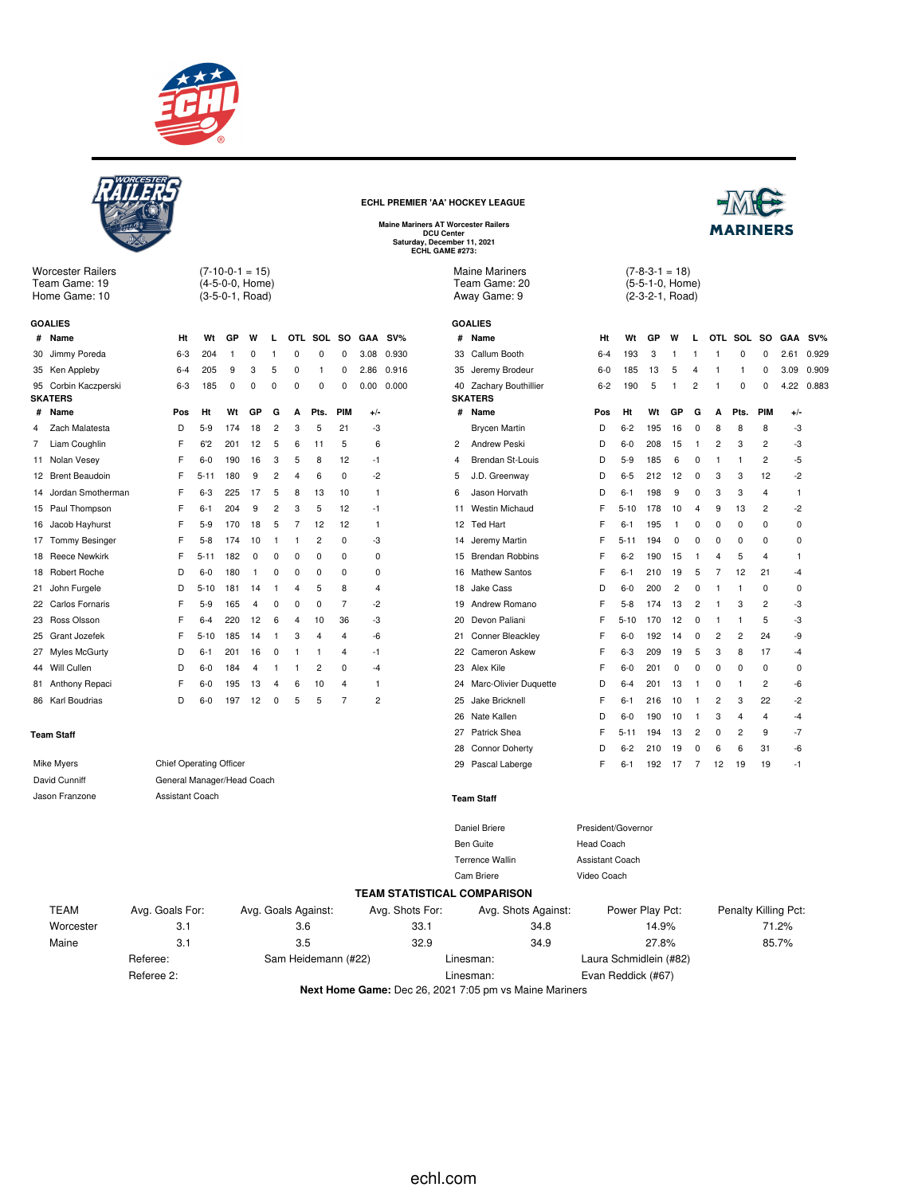### ECHL PREMIER 'AA' HOCKEY LEAGUE

**Maine Mariners AT Worcester Railers**
**DCU Center**
**Saturday, December 11, 2021**
**ECHL GAME #273:**

Worcester Railers (7-10-0-1 = 15)
Team Game: 19 (4-5-0-0, Home)
Home Game: 10 (3-5-0-1, Road)

Maine Mariners (7-8-3-1 = 18)
Team Game: 20 (5-5-1-0, Home)
Away Game: 9 (2-3-2-1, Road)

## Worcester Railers

**GOALIES**

| # | Name | Ht | Wt | GP | W | L | OTL | SOL | SO | GAA | SV% |
|---|---|---|---|---|---|---|---|---|---|---|---|
| 30 | Jimmy Poreda | 6-3 | 204 | 1 | 0 | 1 | 0 | 0 | 0 | 3.08 | 0.930 |
| 35 | Ken Appleby | 6-4 | 205 | 9 | 3 | 5 | 0 | 1 | 0 | 2.86 | 0.916 |
| 95 | Corbin Kaczperski | 6-3 | 185 | 0 | 0 | 0 | 0 | 0 | 0 | 0.00 | 0.000 |

**SKATERS**

| # | Name | Pos | Ht | Wt | GP | G | A | Pts. | PIM | +/- |
|---|---|---|---|---|---|---|---|---|---|---|
| 4 | Zach Malatesta | D | 5-9 | 174 | 18 | 2 | 3 | 5 | 21 | -3 |
| 7 | Liam Coughlin | F | 6'2 | 201 | 12 | 5 | 6 | 11 | 5 | 6 |
| 11 | Nolan Vesey | F | 6-0 | 190 | 16 | 3 | 5 | 8 | 12 | -1 |
| 12 | Brent Beaudoin | F | 5-11 | 180 | 9 | 2 | 4 | 6 | 0 | -2 |
| 14 | Jordan Smotherman | F | 6-3 | 225 | 17 | 5 | 8 | 13 | 10 | 1 |
| 15 | Paul Thompson | F | 6-1 | 204 | 9 | 2 | 3 | 5 | 12 | -1 |
| 16 | Jacob Hayhurst | F | 5-9 | 170 | 18 | 5 | 7 | 12 | 12 | 1 |
| 17 | Tommy Besinger | F | 5-8 | 174 | 10 | 1 | 1 | 2 | 0 | -3 |
| 18 | Reece Newkirk | F | 5-11 | 182 | 0 | 0 | 0 | 0 | 0 | 0 |
| 18 | Robert Roche | D | 6-0 | 180 | 1 | 0 | 0 | 0 | 0 | 0 |
| 21 | John Furgele | D | 5-10 | 181 | 14 | 1 | 4 | 5 | 8 | 4 |
| 22 | Carlos Fornaris | F | 5-9 | 165 | 4 | 0 | 0 | 0 | 7 | -2 |
| 23 | Ross Olsson | F | 6-4 | 220 | 12 | 6 | 4 | 10 | 36 | -3 |
| 25 | Grant Jozefek | F | 5-10 | 185 | 14 | 1 | 3 | 4 | 4 | -6 |
| 27 | Myles McGurty | D | 6-1 | 201 | 16 | 0 | 1 | 1 | 4 | -1 |
| 44 | Will Cullen | D | 6-0 | 184 | 4 | 1 | 1 | 2 | 0 | -4 |
| 81 | Anthony Repaci | F | 6-0 | 195 | 13 | 4 | 6 | 10 | 4 | 1 |
| 86 | Karl Boudrias | D | 6-0 | 197 | 12 | 0 | 5 | 5 | 7 | 2 |

**Team Staff**

| Name | Role |
|---|---|
| Mike Myers | Chief Operating Officer |
| David Cunniff | General Manager/Head Coach |
| Jason Franzone | Assistant Coach |

## Maine Mariners

**GOALIES**

| # | Name | Ht | Wt | GP | W | L | OTL | SOL | SO | GAA | SV% |
|---|---|---|---|---|---|---|---|---|---|---|---|
| 33 | Callum Booth | 6-4 | 193 | 3 | 1 | 1 | 1 | 0 | 0 | 2.61 | 0.929 |
| 35 | Jeremy Brodeur | 6-0 | 185 | 13 | 5 | 4 | 1 | 1 | 0 | 3.09 | 0.909 |
| 40 | Zachary Bouthillier | 6-2 | 190 | 5 | 1 | 2 | 1 | 0 | 0 | 4.22 | 0.883 |

**SKATERS**

| # | Name | Pos | Ht | Wt | GP | G | A | Pts. | PIM | +/- |
|---|---|---|---|---|---|---|---|---|---|---|
| | Brycen Martin | D | 6-2 | 195 | 16 | 0 | 8 | 8 | 8 | -3 |
| 2 | Andrew Peski | D | 6-0 | 208 | 15 | 1 | 2 | 3 | 2 | -3 |
| 4 | Brendan St-Louis | D | 5-9 | 185 | 6 | 0 | 1 | 1 | 2 | -5 |
| 5 | J.D. Greenway | D | 6-5 | 212 | 12 | 0 | 3 | 3 | 12 | -2 |
| 6 | Jason Horvath | D | 6-1 | 198 | 9 | 0 | 3 | 3 | 4 | 1 |
| 11 | Westin Michaud | F | 5-10 | 178 | 10 | 4 | 9 | 13 | 2 | -2 |
| 12 | Ted Hart | F | 6-1 | 195 | 1 | 0 | 0 | 0 | 0 | 0 |
| 14 | Jeremy Martin | F | 5-11 | 194 | 0 | 0 | 0 | 0 | 0 | 0 |
| 15 | Brendan Robbins | F | 6-2 | 190 | 15 | 1 | 4 | 5 | 4 | 1 |
| 16 | Mathew Santos | F | 6-1 | 210 | 19 | 5 | 7 | 12 | 21 | -4 |
| 18 | Jake Cass | D | 6-0 | 200 | 2 | 0 | 1 | 1 | 0 | 0 |
| 19 | Andrew Romano | F | 5-8 | 174 | 13 | 2 | 1 | 3 | 2 | -3 |
| 20 | Devon Paliani | F | 5-10 | 170 | 12 | 0 | 1 | 1 | 5 | -3 |
| 21 | Conner Bleackley | F | 6-0 | 192 | 14 | 0 | 2 | 2 | 24 | -9 |
| 22 | Cameron Askew | F | 6-3 | 209 | 19 | 5 | 3 | 8 | 17 | -4 |
| 23 | Alex Kile | F | 6-0 | 201 | 0 | 0 | 0 | 0 | 0 | 0 |
| 24 | Marc-Olivier Duquette | D | 6-4 | 201 | 13 | 1 | 0 | 1 | 2 | -6 |
| 25 | Jake Bricknell | F | 6-1 | 216 | 10 | 1 | 2 | 3 | 22 | -2 |
| 26 | Nate Kallen | D | 6-0 | 190 | 10 | 1 | 3 | 4 | 4 | -4 |
| 27 | Patrick Shea | F | 5-11 | 194 | 13 | 2 | 0 | 2 | 9 | -7 |
| 28 | Connor Doherty | D | 6-2 | 210 | 19 | 0 | 6 | 6 | 31 | -6 |
| 29 | Pascal Laberge | F | 6-1 | 192 | 17 | 7 | 12 | 19 | 19 | -1 |

**Team Staff**

| Name | Role |
|---|---|
| Daniel Briere | President/Governor |
| Ben Guite | Head Coach |
| Terrence Wallin | Assistant Coach |
| Cam Briere | Video Coach |

## TEAM STATISTICAL COMPARISON

| TEAM | Avg. Goals For: | Avg. Goals Against: | Avg. Shots For: | Avg. Shots Against: | Power Play Pct: | Penalty Killing Pct: |
|---|---|---|---|---|---|---|
| Worcester | 3.1 | 3.6 | 33.1 | 34.8 | 14.9% | 71.2% |
| Maine | 3.1 | 3.5 | 32.9 | 34.9 | 27.8% | 85.7% |

Referee: Sam Heidemann (#22) Linesman: Laura Schmidlein (#82)

Referee 2: Linesman: Evan Reddick (#67)

**Next Home Game:** Dec 26, 2021 7:05 pm vs Maine Mariners

echl.com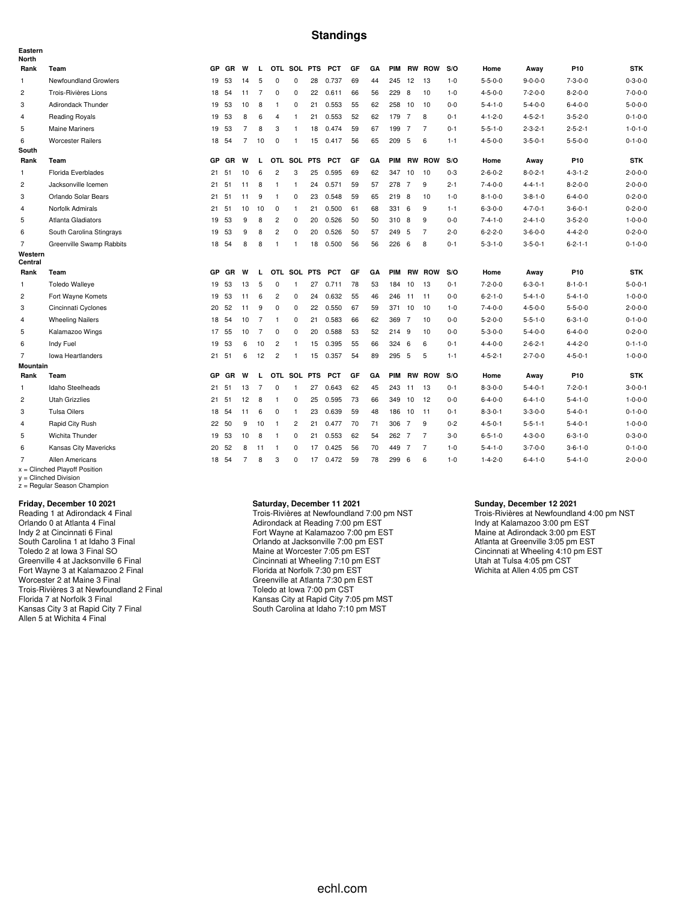# Standings

**Eastern**

**North**

| Rank | Team | GP | GR | W | L | OTL | SOL | PTS | PCT | GF | GA | PIM | RW | ROW | S/O | Home | Away | P10 | STK |
|---|---|---|---|---|---|---|---|---|---|---|---|---|---|---|---|---|---|---|---|
| 1 | Newfoundland Growlers | 19 | 53 | 14 | 5 | 0 | 0 | 28 | 0.737 | 69 | 44 | 245 | 12 | 13 | 1-0 | 5-5-0-0 | 9-0-0-0 | 7-3-0-0 | 0-3-0-0 |
| 2 | Trois-Rivières Lions | 18 | 54 | 11 | 7 | 0 | 0 | 22 | 0.611 | 66 | 56 | 229 | 8 | 10 | 1-0 | 4-5-0-0 | 7-2-0-0 | 8-2-0-0 | 7-0-0-0 |
| 3 | Adirondack Thunder | 19 | 53 | 10 | 8 | 1 | 0 | 21 | 0.553 | 55 | 62 | 258 | 10 | 10 | 0-0 | 5-4-1-0 | 5-4-0-0 | 6-4-0-0 | 5-0-0-0 |
| 4 | Reading Royals | 19 | 53 | 8 | 6 | 4 | 1 | 21 | 0.553 | 52 | 62 | 179 | 7 | 8 | 0-1 | 4-1-2-0 | 4-5-2-1 | 3-5-2-0 | 0-1-0-0 |
| 5 | Maine Mariners | 19 | 53 | 7 | 8 | 3 | 1 | 18 | 0.474 | 59 | 67 | 199 | 7 | 7 | 0-1 | 5-5-1-0 | 2-3-2-1 | 2-5-2-1 | 1-0-1-0 |
| 6 | Worcester Railers | 18 | 54 | 7 | 10 | 0 | 1 | 15 | 0.417 | 56 | 65 | 209 | 5 | 6 | 1-1 | 4-5-0-0 | 3-5-0-1 | 5-5-0-0 | 0-1-0-0 |

**South**

| Rank | Team | GP | GR | W | L | OTL | SOL | PTS | PCT | GF | GA | PIM | RW | ROW | S/O | Home | Away | P10 | STK |
|---|---|---|---|---|---|---|---|---|---|---|---|---|---|---|---|---|---|---|---|
| 1 | Florida Everblades | 21 | 51 | 10 | 6 | 2 | 3 | 25 | 0.595 | 69 | 62 | 347 | 10 | 10 | 0-3 | 2-6-0-2 | 8-0-2-1 | 4-3-1-2 | 2-0-0-0 |
| 2 | Jacksonville Icemen | 21 | 51 | 11 | 8 | 1 | 1 | 24 | 0.571 | 59 | 57 | 278 | 7 | 9 | 2-1 | 7-4-0-0 | 4-4-1-1 | 8-2-0-0 | 2-0-0-0 |
| 3 | Orlando Solar Bears | 21 | 51 | 11 | 9 | 1 | 0 | 23 | 0.548 | 59 | 65 | 219 | 8 | 10 | 1-0 | 8-1-0-0 | 3-8-1-0 | 6-4-0-0 | 0-2-0-0 |
| 4 | Norfolk Admirals | 21 | 51 | 10 | 10 | 0 | 1 | 21 | 0.500 | 61 | 68 | 331 | 6 | 9 | 1-1 | 6-3-0-0 | 4-7-0-1 | 3-6-0-1 | 0-2-0-0 |
| 5 | Atlanta Gladiators | 19 | 53 | 9 | 8 | 2 | 0 | 20 | 0.526 | 50 | 50 | 310 | 8 | 9 | 0-0 | 7-4-1-0 | 2-4-1-0 | 3-5-2-0 | 1-0-0-0 |
| 6 | South Carolina Stingrays | 19 | 53 | 9 | 8 | 2 | 0 | 20 | 0.526 | 50 | 57 | 249 | 5 | 7 | 2-0 | 6-2-2-0 | 3-6-0-0 | 4-4-2-0 | 0-2-0-0 |
| 7 | Greenville Swamp Rabbits | 18 | 54 | 8 | 8 | 1 | 1 | 18 | 0.500 | 56 | 56 | 226 | 6 | 8 | 0-1 | 5-3-1-0 | 3-5-0-1 | 6-2-1-1 | 0-1-0-0 |

**Western**

**Central**

| Rank | Team | GP | GR | W | L | OTL | SOL | PTS | PCT | GF | GA | PIM | RW | ROW | S/O | Home | Away | P10 | STK |
|---|---|---|---|---|---|---|---|---|---|---|---|---|---|---|---|---|---|---|---|
| 1 | Toledo Walleye | 19 | 53 | 13 | 5 | 0 | 1 | 27 | 0.711 | 78 | 53 | 184 | 10 | 13 | 0-1 | 7-2-0-0 | 6-3-0-1 | 8-1-0-1 | 5-0-0-1 |
| 2 | Fort Wayne Komets | 19 | 53 | 11 | 6 | 2 | 0 | 24 | 0.632 | 55 | 46 | 246 | 11 | 11 | 0-0 | 6-2-1-0 | 5-4-1-0 | 5-4-1-0 | 1-0-0-0 |
| 3 | Cincinnati Cyclones | 20 | 52 | 11 | 9 | 0 | 0 | 22 | 0.550 | 67 | 59 | 371 | 10 | 10 | 1-0 | 7-4-0-0 | 4-5-0-0 | 5-5-0-0 | 2-0-0-0 |
| 4 | Wheeling Nailers | 18 | 54 | 10 | 7 | 1 | 0 | 21 | 0.583 | 66 | 62 | 369 | 7 | 10 | 0-0 | 5-2-0-0 | 5-5-1-0 | 6-3-1-0 | 0-1-0-0 |
| 5 | Kalamazoo Wings | 17 | 55 | 10 | 7 | 0 | 0 | 20 | 0.588 | 53 | 52 | 214 | 9 | 10 | 0-0 | 5-3-0-0 | 5-4-0-0 | 6-4-0-0 | 0-2-0-0 |
| 6 | Indy Fuel | 19 | 53 | 6 | 10 | 2 | 1 | 15 | 0.395 | 55 | 66 | 324 | 6 | 6 | 0-1 | 4-4-0-0 | 2-6-2-1 | 4-4-2-0 | 0-1-1-0 |
| 7 | Iowa Heartlanders | 21 | 51 | 6 | 12 | 2 | 1 | 15 | 0.357 | 54 | 89 | 295 | 5 | 5 | 1-1 | 4-5-2-1 | 2-7-0-0 | 4-5-0-1 | 1-0-0-0 |

**Mountain**

| Rank | Team | GP | GR | W | L | OTL | SOL | PTS | PCT | GF | GA | PIM | RW | ROW | S/O | Home | Away | P10 | STK |
|---|---|---|---|---|---|---|---|---|---|---|---|---|---|---|---|---|---|---|---|
| 1 | Idaho Steelheads | 21 | 51 | 13 | 7 | 0 | 1 | 27 | 0.643 | 62 | 45 | 243 | 11 | 13 | 0-1 | 8-3-0-0 | 5-4-0-1 | 7-2-0-1 | 3-0-0-1 |
| 2 | Utah Grizzlies | 21 | 51 | 12 | 8 | 1 | 0 | 25 | 0.595 | 73 | 66 | 349 | 10 | 12 | 0-0 | 6-4-0-0 | 6-4-1-0 | 5-4-1-0 | 1-0-0-0 |
| 3 | Tulsa Oilers | 18 | 54 | 11 | 6 | 0 | 1 | 23 | 0.639 | 59 | 48 | 186 | 10 | 11 | 0-1 | 8-3-0-1 | 3-3-0-0 | 5-4-0-1 | 0-1-0-0 |
| 4 | Rapid City Rush | 22 | 50 | 9 | 10 | 1 | 2 | 21 | 0.477 | 70 | 71 | 306 | 7 | 9 | 0-2 | 4-5-0-1 | 5-5-1-1 | 5-4-0-1 | 1-0-0-0 |
| 5 | Wichita Thunder | 19 | 53 | 10 | 8 | 1 | 0 | 21 | 0.553 | 62 | 54 | 262 | 7 | 7 | 3-0 | 6-5-1-0 | 4-3-0-0 | 6-3-1-0 | 0-3-0-0 |
| 6 | Kansas City Mavericks | 20 | 52 | 8 | 11 | 1 | 0 | 17 | 0.425 | 56 | 70 | 449 | 7 | 7 | 1-0 | 5-4-1-0 | 3-7-0-0 | 3-6-1-0 | 0-1-0-0 |
| 7 | Allen Americans | 18 | 54 | 7 | 8 | 3 | 0 | 17 | 0.472 | 59 | 78 | 299 | 6 | 6 | 1-0 | 1-4-2-0 | 6-4-1-0 | 5-4-1-0 | 2-0-0-0 |

x = Clinched Playoff Position
y = Clinched Division
z = Regular Season Champion

**Friday, December 10 2021**

Reading 1 at Adirondack 4 Final
Orlando 0 at Atlanta 4 Final
Indy 2 at Cincinnati 6 Final
South Carolina 1 at Idaho 3 Final
Toledo 2 at Iowa 3 Final SO
Greenville 4 at Jacksonville 6 Final
Fort Wayne 3 at Kalamazoo 2 Final
Worcester 2 at Maine 3 Final
Trois-Rivières 3 at Newfoundland 2 Final
Florida 7 at Norfolk 3 Final
Kansas City 3 at Rapid City 7 Final
Allen 5 at Wichita 4 Final

**Saturday, December 11 2021**

Trois-Rivières at Newfoundland 7:00 pm NST
Adirondack at Reading 7:00 pm EST
Fort Wayne at Kalamazoo 7:00 pm EST
Orlando at Jacksonville 7:00 pm EST
Maine at Worcester 7:05 pm EST
Cincinnati at Wheeling 7:10 pm EST
Florida at Norfolk 7:30 pm EST
Greenville at Atlanta 7:30 pm EST
Toledo at Iowa 7:00 pm CST
Kansas City at Rapid City 7:05 pm MST
South Carolina at Idaho 7:10 pm MST

**Sunday, December 12 2021**

Trois-Rivières at Newfoundland 4:00 pm NST
Indy at Kalamazoo 3:00 pm EST
Maine at Adirondack 3:00 pm EST
Atlanta at Greenville 3:05 pm EST
Cincinnati at Wheeling 4:10 pm EST
Utah at Tulsa 4:05 pm CST
Wichita at Allen 4:05 pm CST

echl.com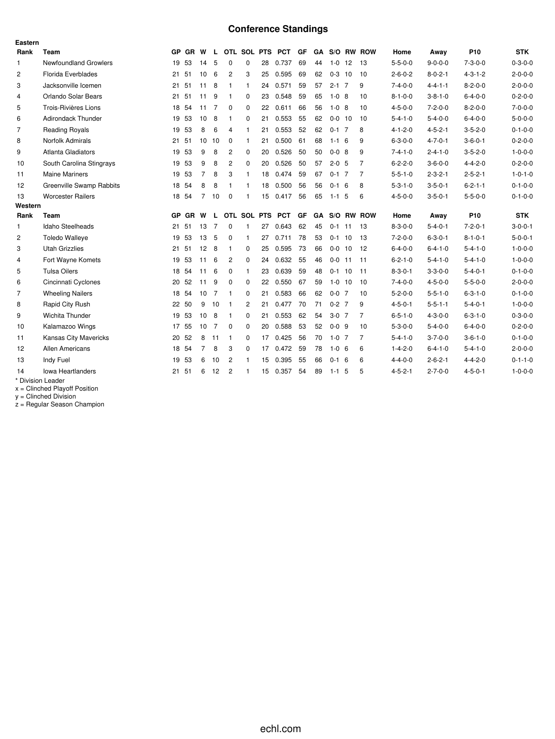# Conference Standings

**Eastern**

| Rank | Team | GP | GR | W | L | OTL | SOL | PTS | PCT | GF | GA | S/O | RW | ROW | Home | Away | P10 | STK |
|---|---|---|---|---|---|---|---|---|---|---|---|---|---|---|---|---|---|---|
| 1 | Newfoundland Growlers | 19 | 53 | 14 | 5 | 0 | 0 | 28 | 0.737 | 69 | 44 | 1-0 | 12 | 13 | 5-5-0-0 | 9-0-0-0 | 7-3-0-0 | 0-3-0-0 |
| 2 | Florida Everblades | 21 | 51 | 10 | 6 | 2 | 3 | 25 | 0.595 | 69 | 62 | 0-3 | 10 | 10 | 2-6-0-2 | 8-0-2-1 | 4-3-1-2 | 2-0-0-0 |
| 3 | Jacksonville Icemen | 21 | 51 | 11 | 8 | 1 | 1 | 24 | 0.571 | 59 | 57 | 2-1 | 7 | 9 | 7-4-0-0 | 4-4-1-1 | 8-2-0-0 | 2-0-0-0 |
| 4 | Orlando Solar Bears | 21 | 51 | 11 | 9 | 1 | 0 | 23 | 0.548 | 59 | 65 | 1-0 | 8 | 10 | 8-1-0-0 | 3-8-1-0 | 6-4-0-0 | 0-2-0-0 |
| 5 | Trois-Rivières Lions | 18 | 54 | 11 | 7 | 0 | 0 | 22 | 0.611 | 66 | 56 | 1-0 | 8 | 10 | 4-5-0-0 | 7-2-0-0 | 8-2-0-0 | 7-0-0-0 |
| 6 | Adirondack Thunder | 19 | 53 | 10 | 8 | 1 | 0 | 21 | 0.553 | 55 | 62 | 0-0 | 10 | 10 | 5-4-1-0 | 5-4-0-0 | 6-4-0-0 | 5-0-0-0 |
| 7 | Reading Royals | 19 | 53 | 8 | 6 | 4 | 1 | 21 | 0.553 | 52 | 62 | 0-1 | 7 | 8 | 4-1-2-0 | 4-5-2-1 | 3-5-2-0 | 0-1-0-0 |
| 8 | Norfolk Admirals | 21 | 51 | 10 | 10 | 0 | 1 | 21 | 0.500 | 61 | 68 | 1-1 | 6 | 9 | 6-3-0-0 | 4-7-0-1 | 3-6-0-1 | 0-2-0-0 |
| 9 | Atlanta Gladiators | 19 | 53 | 9 | 8 | 2 | 0 | 20 | 0.526 | 50 | 50 | 0-0 | 8 | 9 | 7-4-1-0 | 2-4-1-0 | 3-5-2-0 | 1-0-0-0 |
| 10 | South Carolina Stingrays | 19 | 53 | 9 | 8 | 2 | 0 | 20 | 0.526 | 50 | 57 | 2-0 | 5 | 7 | 6-2-2-0 | 3-6-0-0 | 4-4-2-0 | 0-2-0-0 |
| 11 | Maine Mariners | 19 | 53 | 7 | 8 | 3 | 1 | 18 | 0.474 | 59 | 67 | 0-1 | 7 | 7 | 5-5-1-0 | 2-3-2-1 | 2-5-2-1 | 1-0-1-0 |
| 12 | Greenville Swamp Rabbits | 18 | 54 | 8 | 8 | 1 | 1 | 18 | 0.500 | 56 | 56 | 0-1 | 6 | 8 | 5-3-1-0 | 3-5-0-1 | 6-2-1-1 | 0-1-0-0 |
| 13 | Worcester Railers | 18 | 54 | 7 | 10 | 0 | 1 | 15 | 0.417 | 56 | 65 | 1-1 | 5 | 6 | 4-5-0-0 | 3-5-0-1 | 5-5-0-0 | 0-1-0-0 |

**Western**

| Rank | Team | GP | GR | W | L | OTL | SOL | PTS | PCT | GF | GA | S/O | RW | ROW | Home | Away | P10 | STK |
|---|---|---|---|---|---|---|---|---|---|---|---|---|---|---|---|---|---|---|
| 1 | Idaho Steelheads | 21 | 51 | 13 | 7 | 0 | 1 | 27 | 0.643 | 62 | 45 | 0-1 | 11 | 13 | 8-3-0-0 | 5-4-0-1 | 7-2-0-1 | 3-0-0-1 |
| 2 | Toledo Walleye | 19 | 53 | 13 | 5 | 0 | 1 | 27 | 0.711 | 78 | 53 | 0-1 | 10 | 13 | 7-2-0-0 | 6-3-0-1 | 8-1-0-1 | 5-0-0-1 |
| 3 | Utah Grizzlies | 21 | 51 | 12 | 8 | 1 | 0 | 25 | 0.595 | 73 | 66 | 0-0 | 10 | 12 | 6-4-0-0 | 6-4-1-0 | 5-4-1-0 | 1-0-0-0 |
| 4 | Fort Wayne Komets | 19 | 53 | 11 | 6 | 2 | 0 | 24 | 0.632 | 55 | 46 | 0-0 | 11 | 11 | 6-2-1-0 | 5-4-1-0 | 5-4-1-0 | 1-0-0-0 |
| 5 | Tulsa Oilers | 18 | 54 | 11 | 6 | 0 | 1 | 23 | 0.639 | 59 | 48 | 0-1 | 10 | 11 | 8-3-0-1 | 3-3-0-0 | 5-4-0-1 | 0-1-0-0 |
| 6 | Cincinnati Cyclones | 20 | 52 | 11 | 9 | 0 | 0 | 22 | 0.550 | 67 | 59 | 1-0 | 10 | 10 | 7-4-0-0 | 4-5-0-0 | 5-5-0-0 | 2-0-0-0 |
| 7 | Wheeling Nailers | 18 | 54 | 10 | 7 | 1 | 0 | 21 | 0.583 | 66 | 62 | 0-0 | 7 | 10 | 5-2-0-0 | 5-5-1-0 | 6-3-1-0 | 0-1-0-0 |
| 8 | Rapid City Rush | 22 | 50 | 9 | 10 | 1 | 2 | 21 | 0.477 | 70 | 71 | 0-2 | 7 | 9 | 4-5-0-1 | 5-5-1-1 | 5-4-0-1 | 1-0-0-0 |
| 9 | Wichita Thunder | 19 | 53 | 10 | 8 | 1 | 0 | 21 | 0.553 | 62 | 54 | 3-0 | 7 | 7 | 6-5-1-0 | 4-3-0-0 | 6-3-1-0 | 0-3-0-0 |
| 10 | Kalamazoo Wings | 17 | 55 | 10 | 7 | 0 | 0 | 20 | 0.588 | 53 | 52 | 0-0 | 9 | 10 | 5-3-0-0 | 5-4-0-0 | 6-4-0-0 | 0-2-0-0 |
| 11 | Kansas City Mavericks | 20 | 52 | 8 | 11 | 1 | 0 | 17 | 0.425 | 56 | 70 | 1-0 | 7 | 7 | 5-4-1-0 | 3-7-0-0 | 3-6-1-0 | 0-1-0-0 |
| 12 | Allen Americans | 18 | 54 | 7 | 8 | 3 | 0 | 17 | 0.472 | 59 | 78 | 1-0 | 6 | 6 | 1-4-2-0 | 6-4-1-0 | 5-4-1-0 | 2-0-0-0 |
| 13 | Indy Fuel | 19 | 53 | 6 | 10 | 2 | 1 | 15 | 0.395 | 55 | 66 | 0-1 | 6 | 6 | 4-4-0-0 | 2-6-2-1 | 4-4-2-0 | 0-1-1-0 |
| 14 | Iowa Heartlanders | 21 | 51 | 6 | 12 | 2 | 1 | 15 | 0.357 | 54 | 89 | 1-1 | 5 | 5 | 4-5-2-1 | 2-7-0-0 | 4-5-0-1 | 1-0-0-0 |

\* Division Leader
x = Clinched Playoff Position
y = Clinched Division
z = Regular Season Champion

echl.com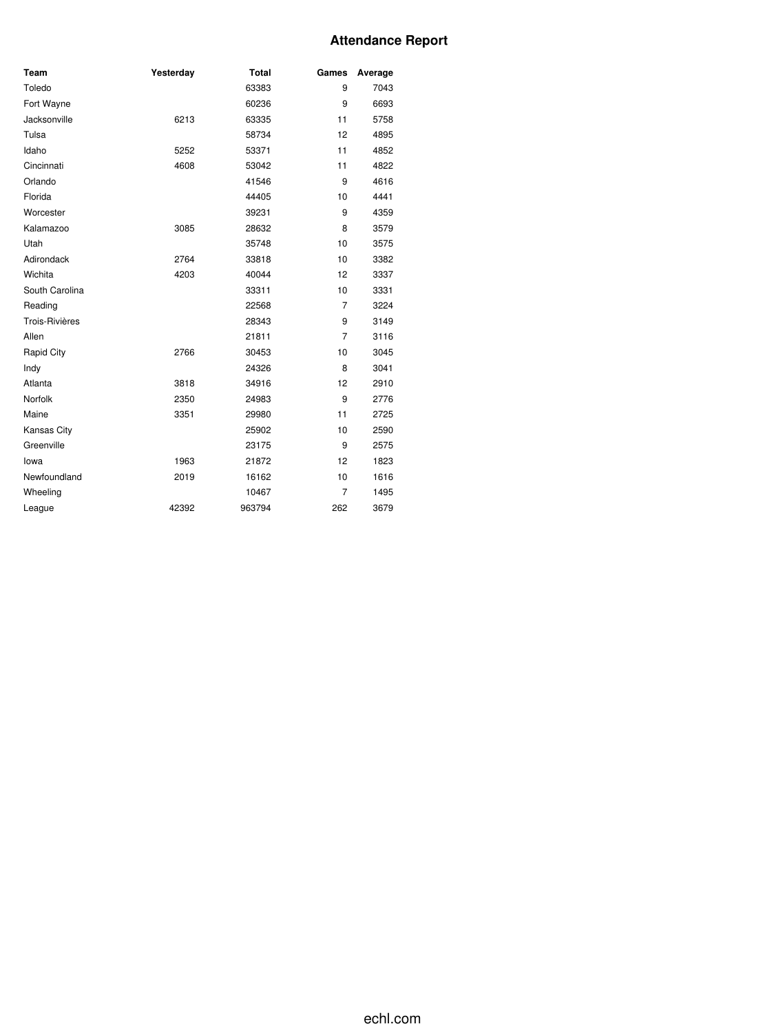# Attendance Report

| Team | Yesterday | Total | Games | Average |
|---|---|---|---|---|
| Toledo | | 63383 | 9 | 7043 |
| Fort Wayne | | 60236 | 9 | 6693 |
| Jacksonville | 6213 | 63335 | 11 | 5758 |
| Tulsa | | 58734 | 12 | 4895 |
| Idaho | 5252 | 53371 | 11 | 4852 |
| Cincinnati | 4608 | 53042 | 11 | 4822 |
| Orlando | | 41546 | 9 | 4616 |
| Florida | | 44405 | 10 | 4441 |
| Worcester | | 39231 | 9 | 4359 |
| Kalamazoo | 3085 | 28632 | 8 | 3579 |
| Utah | | 35748 | 10 | 3575 |
| Adirondack | 2764 | 33818 | 10 | 3382 |
| Wichita | 4203 | 40044 | 12 | 3337 |
| South Carolina | | 33311 | 10 | 3331 |
| Reading | | 22568 | 7 | 3224 |
| Trois-Rivières | | 28343 | 9 | 3149 |
| Allen | | 21811 | 7 | 3116 |
| Rapid City | 2766 | 30453 | 10 | 3045 |
| Indy | | 24326 | 8 | 3041 |
| Atlanta | 3818 | 34916 | 12 | 2910 |
| Norfolk | 2350 | 24983 | 9 | 2776 |
| Maine | 3351 | 29980 | 11 | 2725 |
| Kansas City | | 25902 | 10 | 2590 |
| Greenville | | 23175 | 9 | 2575 |
| Iowa | 1963 | 21872 | 12 | 1823 |
| Newfoundland | 2019 | 16162 | 10 | 1616 |
| Wheeling | | 10467 | 7 | 1495 |
| League | 42392 | 963794 | 262 | 3679 |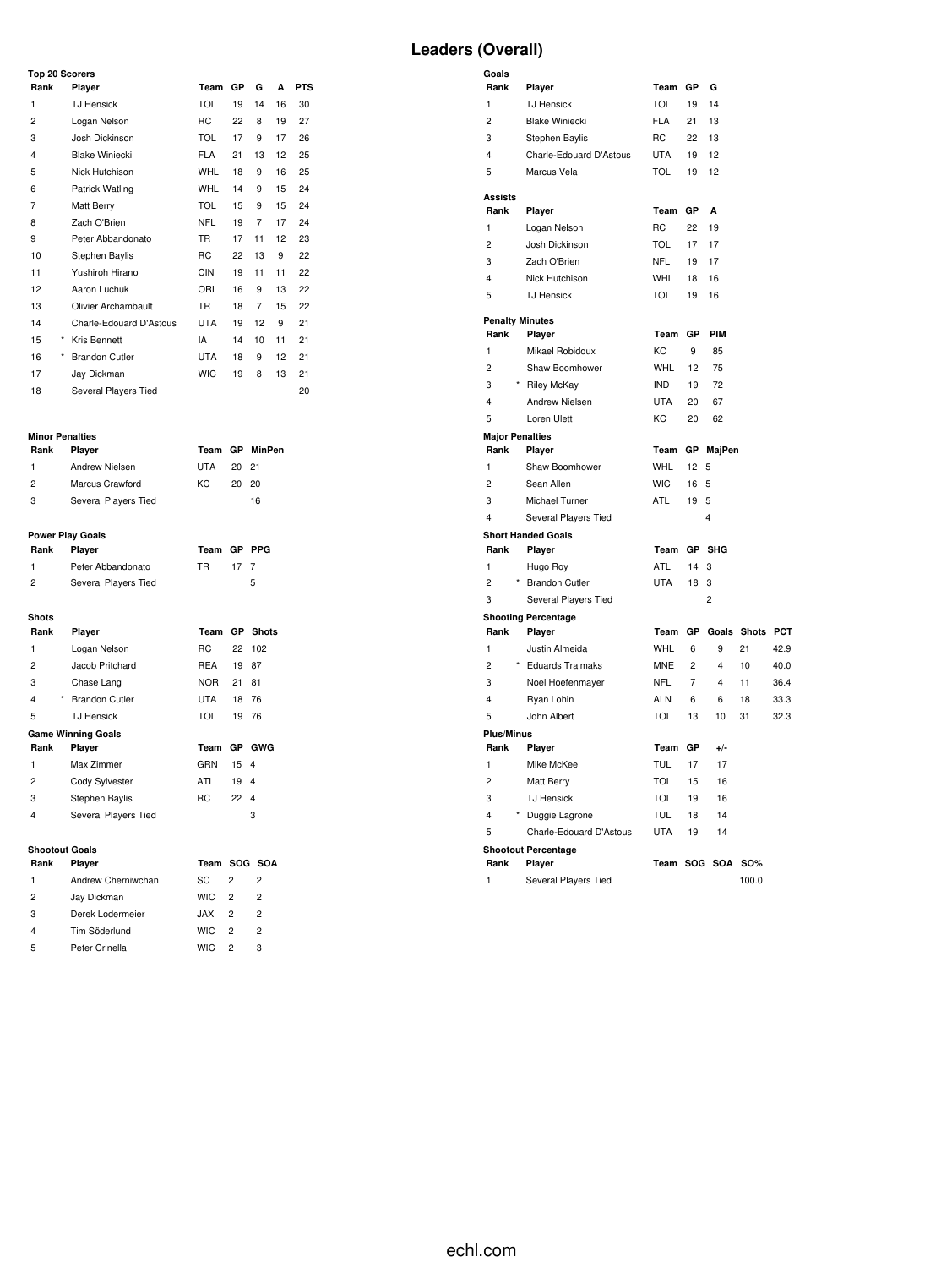# Leaders (Overall)

### Top 20 Scorers

| Rank | | Player | Team | GP | G | A | PTS |
|---|---|---|---|---|---|---|---|
| 1 | | TJ Hensick | TOL | 19 | 14 | 16 | 30 |
| 2 | | Logan Nelson | RC | 22 | 8 | 19 | 27 |
| 3 | | Josh Dickinson | TOL | 17 | 9 | 17 | 26 |
| 4 | | Blake Winiecki | FLA | 21 | 13 | 12 | 25 |
| 5 | | Nick Hutchison | WHL | 18 | 9 | 16 | 25 |
| 6 | | Patrick Watling | WHL | 14 | 9 | 15 | 24 |
| 7 | | Matt Berry | TOL | 15 | 9 | 15 | 24 |
| 8 | | Zach O'Brien | NFL | 19 | 7 | 17 | 24 |
| 9 | | Peter Abbandonato | TR | 17 | 11 | 12 | 23 |
| 10 | | Stephen Baylis | RC | 22 | 13 | 9 | 22 |
| 11 | | Yushiroh Hirano | CIN | 19 | 11 | 11 | 22 |
| 12 | | Aaron Luchuk | ORL | 16 | 9 | 13 | 22 |
| 13 | | Olivier Archambault | TR | 18 | 7 | 15 | 22 |
| 14 | | Charle-Edouard D'Astous | UTA | 19 | 12 | 9 | 21 |
| 15 | * | Kris Bennett | IA | 14 | 10 | 11 | 21 |
| 16 | * | Brandon Cutler | UTA | 18 | 9 | 12 | 21 |
| 17 | | Jay Dickman | WIC | 19 | 8 | 13 | 21 |
| 18 | | Several Players Tied | | | | | 20 |

### Goals

| Rank | Player | Team | GP | G |
|---|---|---|---|---|
| 1 | TJ Hensick | TOL | 19 | 14 |
| 2 | Blake Winiecki | FLA | 21 | 13 |
| 3 | Stephen Baylis | RC | 22 | 13 |
| 4 | Charle-Edouard D'Astous | UTA | 19 | 12 |
| 5 | Marcus Vela | TOL | 19 | 12 |

### Assists

| Rank | Player | Team | GP | A |
|---|---|---|---|---|
| 1 | Logan Nelson | RC | 22 | 19 |
| 2 | Josh Dickinson | TOL | 17 | 17 |
| 3 | Zach O'Brien | NFL | 19 | 17 |
| 4 | Nick Hutchison | WHL | 18 | 16 |
| 5 | TJ Hensick | TOL | 19 | 16 |

### Penalty Minutes

| Rank | | Player | Team | GP | PIM |
|---|---|---|---|---|---|
| 1 | | Mikael Robidoux | KC | 9 | 85 |
| 2 | | Shaw Boomhower | WHL | 12 | 75 |
| 3 | * | Riley McKay | IND | 19 | 72 |
| 4 | | Andrew Nielsen | UTA | 20 | 67 |
| 5 | | Loren Ulett | KC | 20 | 62 |

### Minor Penalties

| Rank | Player | Team | GP | MinPen |
|---|---|---|---|---|
| 1 | Andrew Nielsen | UTA | 20 | 21 |
| 2 | Marcus Crawford | KC | 20 | 20 |
| 3 | Several Players Tied | | | 16 |

### Major Penalties

| Rank | Player | Team | GP | MajPen |
|---|---|---|---|---|
| 1 | Shaw Boomhower | WHL | 12 | 5 |
| 2 | Sean Allen | WIC | 16 | 5 |
| 3 | Michael Turner | ATL | 19 | 5 |
| 4 | Several Players Tied | | | 4 |

### Power Play Goals

| Rank | Player | Team | GP | PPG |
|---|---|---|---|---|
| 1 | Peter Abbandonato | TR | 17 | 7 |
| 2 | Several Players Tied | | | 5 |

### Short Handed Goals

| Rank | | Player | Team | GP | SHG |
|---|---|---|---|---|---|
| 1 | | Hugo Roy | ATL | 14 | 3 |
| 2 | * | Brandon Cutler | UTA | 18 | 3 |
| 3 | | Several Players Tied | | | 2 |

### Shots

| Rank | | Player | Team | GP | Shots |
|---|---|---|---|---|---|
| 1 | | Logan Nelson | RC | 22 | 102 |
| 2 | | Jacob Pritchard | REA | 19 | 87 |
| 3 | | Chase Lang | NOR | 21 | 81 |
| 4 | * | Brandon Cutler | UTA | 18 | 76 |
| 5 | | TJ Hensick | TOL | 19 | 76 |

### Shooting Percentage

| Rank | | Player | Team | GP | Goals | Shots | PCT |
|---|---|---|---|---|---|---|---|
| 1 | | Justin Almeida | WHL | 6 | 9 | 21 | 42.9 |
| 2 | * | Eduards Tralmaks | MNE | 2 | 4 | 10 | 40.0 |
| 3 | | Noel Hoefenmayer | NFL | 7 | 4 | 11 | 36.4 |
| 4 | | Ryan Lohin | ALN | 6 | 6 | 18 | 33.3 |
| 5 | | John Albert | TOL | 13 | 10 | 31 | 32.3 |

### Game Winning Goals

| Rank | Player | Team | GP | GWG |
|---|---|---|---|---|
| 1 | Max Zimmer | GRN | 15 | 4 |
| 2 | Cody Sylvester | ATL | 19 | 4 |
| 3 | Stephen Baylis | RC | 22 | 4 |
| 4 | Several Players Tied | | | 3 |

### Plus/Minus

| Rank | | Player | Team | GP | +/- |
|---|---|---|---|---|---|
| 1 | | Mike McKee | TUL | 17 | 17 |
| 2 | | Matt Berry | TOL | 15 | 16 |
| 3 | | TJ Hensick | TOL | 19 | 16 |
| 4 | * | Duggie Lagrone | TUL | 18 | 14 |
| 5 | | Charle-Edouard D'Astous | UTA | 19 | 14 |

### Shootout Goals

| Rank | Player | Team | SOG | SOA |
|---|---|---|---|---|
| 1 | Andrew Cherniwchan | SC | 2 | 2 |
| 2 | Jay Dickman | WIC | 2 | 2 |
| 3 | Derek Lodermeier | JAX | 2 | 2 |
| 4 | Tim Söderlund | WIC | 2 | 2 |
| 5 | Peter Crinella | WIC | 2 | 3 |

### Shootout Percentage

| Rank | Player | Team | SOG | SOA | SO% |
|---|---|---|---|---|---|
| 1 | Several Players Tied | | | | 100.0 |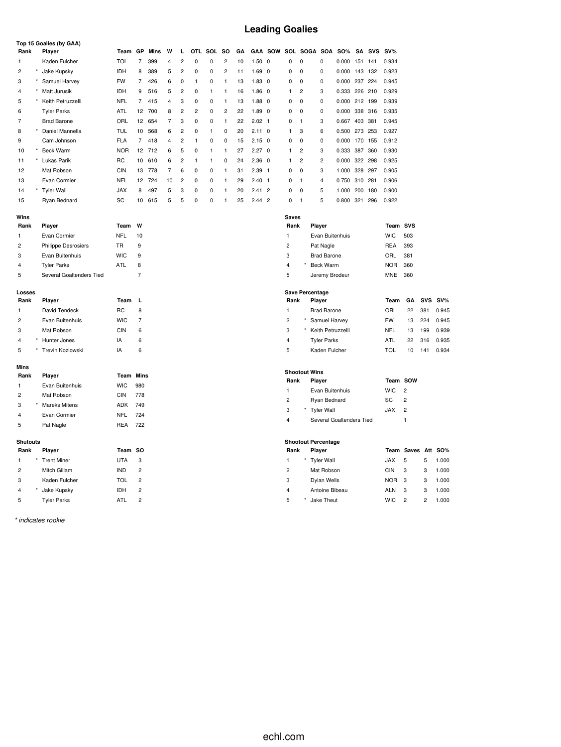# Leading Goalies

### Top 15 Goalies (by GAA)

| Rank | | Player | Team | GP | Mins | W | L | OTL | SOL | SO | GA | GAA | SOW | SOL | SOGA | SOA | SO% | SA | SVS | SV% |
|---|---|---|---|---|---|---|---|---|---|---|---|---|---|---|---|---|---|---|---|---|
| 1 | | Kaden Fulcher | TOL | 7 | 399 | 4 | 2 | 0 | 0 | 2 | 10 | 1.50 | 0 | 0 | 0 | 0 | 0.000 | 151 | 141 | 0.934 |
| 2 | * | Jake Kupsky | IDH | 8 | 389 | 5 | 2 | 0 | 0 | 2 | 11 | 1.69 | 0 | 0 | 0 | 0 | 0.000 | 143 | 132 | 0.923 |
| 3 | * | Samuel Harvey | FW | 7 | 426 | 6 | 0 | 1 | 0 | 1 | 13 | 1.83 | 0 | 0 | 0 | 0 | 0.000 | 237 | 224 | 0.945 |
| 4 | * | Matt Jurusik | IDH | 9 | 516 | 5 | 2 | 0 | 1 | 1 | 16 | 1.86 | 0 | 1 | 2 | 3 | 0.333 | 226 | 210 | 0.929 |
| 5 | * | Keith Petruzzelli | NFL | 7 | 415 | 4 | 3 | 0 | 0 | 1 | 13 | 1.88 | 0 | 0 | 0 | 0 | 0.000 | 212 | 199 | 0.939 |
| 6 | | Tyler Parks | ATL | 12 | 700 | 8 | 2 | 2 | 0 | 2 | 22 | 1.89 | 0 | 0 | 0 | 0 | 0.000 | 338 | 316 | 0.935 |
| 7 | | Brad Barone | ORL | 12 | 654 | 7 | 3 | 0 | 0 | 1 | 22 | 2.02 | 1 | 0 | 1 | 3 | 0.667 | 403 | 381 | 0.945 |
| 8 | * | Daniel Mannella | TUL | 10 | 568 | 6 | 2 | 0 | 1 | 0 | 20 | 2.11 | 0 | 1 | 3 | 6 | 0.500 | 273 | 253 | 0.927 |
| 9 | | Cam Johnson | FLA | 7 | 418 | 4 | 2 | 1 | 0 | 0 | 15 | 2.15 | 0 | 0 | 0 | 0 | 0.000 | 170 | 155 | 0.912 |
| 10 | * | Beck Warm | NOR | 12 | 712 | 6 | 5 | 0 | 1 | 1 | 27 | 2.27 | 0 | 1 | 2 | 3 | 0.333 | 387 | 360 | 0.930 |
| 11 | * | Lukas Parik | RC | 10 | 610 | 6 | 2 | 1 | 1 | 0 | 24 | 2.36 | 0 | 1 | 2 | 2 | 0.000 | 322 | 298 | 0.925 |
| 12 | | Mat Robson | CIN | 13 | 778 | 7 | 6 | 0 | 0 | 1 | 31 | 2.39 | 1 | 0 | 0 | 3 | 1.000 | 328 | 297 | 0.905 |
| 13 | | Evan Cormier | NFL | 12 | 724 | 10 | 2 | 0 | 0 | 1 | 29 | 2.40 | 1 | 0 | 1 | 4 | 0.750 | 310 | 281 | 0.906 |
| 14 | * | Tyler Wall | JAX | 8 | 497 | 5 | 3 | 0 | 0 | 1 | 20 | 2.41 | 2 | 0 | 0 | 5 | 1.000 | 200 | 180 | 0.900 |
| 15 | | Ryan Bednard | SC | 10 | 615 | 5 | 5 | 0 | 0 | 1 | 25 | 2.44 | 2 | 0 | 1 | 5 | 0.800 | 321 | 296 | 0.922 |

### Wins

| Rank | | Player | Team | W |
|---|---|---|---|---|
| 1 | | Evan Cormier | NFL | 10 |
| 2 | | Philippe Desrosiers | TR | 9 |
| 3 | | Evan Buitenhuis | WIC | 9 |
| 4 | | Tyler Parks | ATL | 8 |
| 5 | | Several Goaltenders Tied | | 7 |

### Losses

| Rank | | Player | Team | L |
|---|---|---|---|---|
| 1 | | David Tendeck | RC | 8 |
| 2 | | Evan Buitenhuis | WIC | 7 |
| 3 | | Mat Robson | CIN | 6 |
| 4 | * | Hunter Jones | IA | 6 |
| 5 | * | Trevin Kozlowski | IA | 6 |

### Mins

| Rank | | Player | Team | Mins |
|---|---|---|---|---|
| 1 | | Evan Buitenhuis | WIC | 980 |
| 2 | | Mat Robson | CIN | 778 |
| 3 | * | Mareks Mitens | ADK | 749 |
| 4 | | Evan Cormier | NFL | 724 |
| 5 | | Pat Nagle | REA | 722 |

### Shutouts

| Rank | | Player | Team | SO |
|---|---|---|---|---|
| 1 | * | Trent Miner | UTA | 3 |
| 2 | | Mitch Gillam | IND | 2 |
| 3 | | Kaden Fulcher | TOL | 2 |
| 4 | * | Jake Kupsky | IDH | 2 |
| 5 | | Tyler Parks | ATL | 2 |

### Saves

| Rank | | Player | Team | SVS |
|---|---|---|---|---|
| 1 | | Evan Buitenhuis | WIC | 503 |
| 2 | | Pat Nagle | REA | 393 |
| 3 | | Brad Barone | ORL | 381 |
| 4 | * | Beck Warm | NOR | 360 |
| 5 | | Jeremy Brodeur | MNE | 360 |

### Save Percentage

| Rank | | Player | Team | GA | SVS | SV% |
|---|---|---|---|---|---|---|
| 1 | | Brad Barone | ORL | 22 | 381 | 0.945 |
| 2 | * | Samuel Harvey | FW | 13 | 224 | 0.945 |
| 3 | * | Keith Petruzzelli | NFL | 13 | 199 | 0.939 |
| 4 | | Tyler Parks | ATL | 22 | 316 | 0.935 |
| 5 | | Kaden Fulcher | TOL | 10 | 141 | 0.934 |

### Shootout Wins

| Rank | | Player | Team | SOW |
|---|---|---|---|---|
| 1 | | Evan Buitenhuis | WIC | 2 |
| 2 | | Ryan Bednard | SC | 2 |
| 3 | * | Tyler Wall | JAX | 2 |
| 4 | | Several Goaltenders Tied | | 1 |

### Shootout Percentage

| Rank | | Player | Team | Saves | Att | SO% |
|---|---|---|---|---|---|---|
| 1 | * | Tyler Wall | JAX | 5 | 5 | 1.000 |
| 2 | | Mat Robson | CIN | 3 | 3 | 1.000 |
| 3 | | Dylan Wells | NOR | 3 | 3 | 1.000 |
| 4 | | Antoine Bibeau | ALN | 3 | 3 | 1.000 |
| 5 | * | Jake Theut | WIC | 2 | 2 | 1.000 |

*\* indicates rookie*

echl.com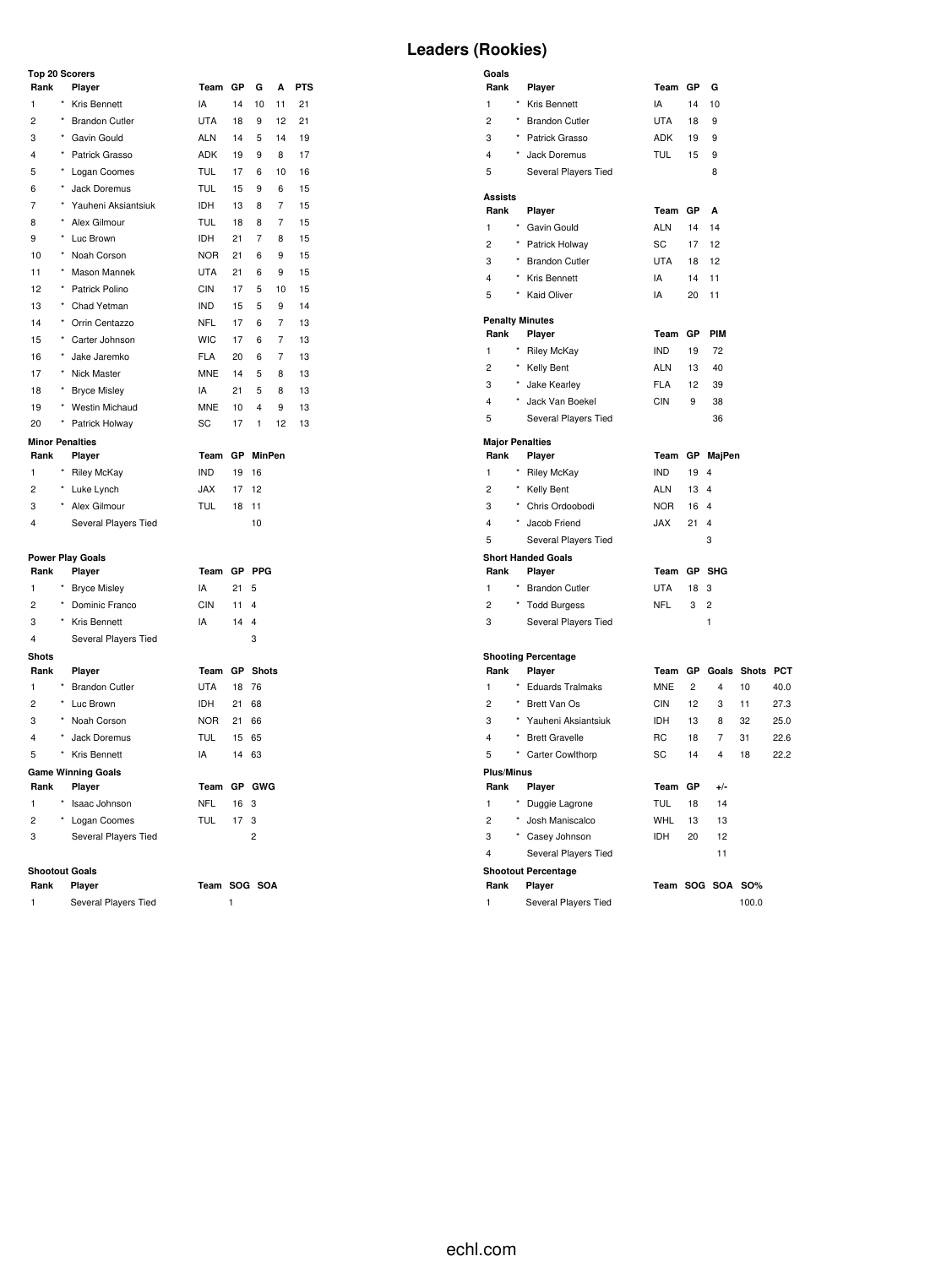# Leaders (Rookies)

### Top 20 Scorers

| Rank | | Player | Team | GP | G | A | PTS |
|---|---|---|---|---|---|---|---|
| 1 | * | Kris Bennett | IA | 14 | 10 | 11 | 21 |
| 2 | * | Brandon Cutler | UTA | 18 | 9 | 12 | 21 |
| 3 | * | Gavin Gould | ALN | 14 | 5 | 14 | 19 |
| 4 | * | Patrick Grasso | ADK | 19 | 9 | 8 | 17 |
| 5 | * | Logan Coomes | TUL | 17 | 6 | 10 | 16 |
| 6 | * | Jack Doremus | TUL | 15 | 9 | 6 | 15 |
| 7 | * | Yauheni Aksiantsiuk | IDH | 13 | 8 | 7 | 15 |
| 8 | * | Alex Gilmour | TUL | 18 | 8 | 7 | 15 |
| 9 | * | Luc Brown | IDH | 21 | 7 | 8 | 15 |
| 10 | * | Noah Corson | NOR | 21 | 6 | 9 | 15 |
| 11 | * | Mason Mannek | UTA | 21 | 6 | 9 | 15 |
| 12 | * | Patrick Polino | CIN | 17 | 5 | 10 | 15 |
| 13 | * | Chad Yetman | IND | 15 | 5 | 9 | 14 |
| 14 | * | Orrin Centazzo | NFL | 17 | 6 | 7 | 13 |
| 15 | * | Carter Johnson | WIC | 17 | 6 | 7 | 13 |
| 16 | * | Jake Jaremko | FLA | 20 | 6 | 7 | 13 |
| 17 | * | Nick Master | MNE | 14 | 5 | 8 | 13 |
| 18 | * | Bryce Misley | IA | 21 | 5 | 8 | 13 |
| 19 | * | Westin Michaud | MNE | 10 | 4 | 9 | 13 |
| 20 | * | Patrick Holway | SC | 17 | 1 | 12 | 13 |

### Goals

| Rank | | Player | Team | GP | G |
|---|---|---|---|---|---|
| 1 | * | Kris Bennett | IA | 14 | 10 |
| 2 | * | Brandon Cutler | UTA | 18 | 9 |
| 3 | * | Patrick Grasso | ADK | 19 | 9 |
| 4 | * | Jack Doremus | TUL | 15 | 9 |
| 5 | | Several Players Tied | | | 8 |

### Assists

| Rank | | Player | Team | GP | A |
|---|---|---|---|---|---|
| 1 | * | Gavin Gould | ALN | 14 | 14 |
| 2 | * | Patrick Holway | SC | 17 | 12 |
| 3 | * | Brandon Cutler | UTA | 18 | 12 |
| 4 | * | Kris Bennett | IA | 14 | 11 |
| 5 | * | Kaid Oliver | IA | 20 | 11 |

### Penalty Minutes

| Rank | | Player | Team | GP | PIM |
|---|---|---|---|---|---|
| 1 | * | Riley McKay | IND | 19 | 72 |
| 2 | * | Kelly Bent | ALN | 13 | 40 |
| 3 | * | Jake Kearley | FLA | 12 | 39 |
| 4 | * | Jack Van Boekel | CIN | 9 | 38 |
| 5 | | Several Players Tied | | | 36 |

### Minor Penalties

| Rank | | Player | Team | GP | MinPen |
|---|---|---|---|---|---|
| 1 | * | Riley McKay | IND | 19 | 16 |
| 2 | * | Luke Lynch | JAX | 17 | 12 |
| 3 | * | Alex Gilmour | TUL | 18 | 11 |
| 4 | | Several Players Tied | | | 10 |

### Major Penalties

| Rank | | Player | Team | GP | MajPen |
|---|---|---|---|---|---|
| 1 | * | Riley McKay | IND | 19 | 4 |
| 2 | * | Kelly Bent | ALN | 13 | 4 |
| 3 | * | Chris Ordoobodi | NOR | 16 | 4 |
| 4 | * | Jacob Friend | JAX | 21 | 4 |
| 5 | | Several Players Tied | | | 3 |

### Power Play Goals

| Rank | | Player | Team | GP | PPG |
|---|---|---|---|---|---|
| 1 | * | Bryce Misley | IA | 21 | 5 |
| 2 | * | Dominic Franco | CIN | 11 | 4 |
| 3 | * | Kris Bennett | IA | 14 | 4 |
| 4 | | Several Players Tied | | | 3 |

### Short Handed Goals

| Rank | | Player | Team | GP | SHG |
|---|---|---|---|---|---|
| 1 | * | Brandon Cutler | UTA | 18 | 3 |
| 2 | * | Todd Burgess | NFL | 3 | 2 |
| 3 | | Several Players Tied | | | 1 |

### Shots

| Rank | | Player | Team | GP | Shots |
|---|---|---|---|---|---|
| 1 | * | Brandon Cutler | UTA | 18 | 76 |
| 2 | * | Luc Brown | IDH | 21 | 68 |
| 3 | * | Noah Corson | NOR | 21 | 66 |
| 4 | * | Jack Doremus | TUL | 15 | 65 |
| 5 | * | Kris Bennett | IA | 14 | 63 |

### Shooting Percentage

| Rank | | Player | Team | GP | Goals | Shots | PCT |
|---|---|---|---|---|---|---|---|
| 1 | * | Eduards Tralmaks | MNE | 2 | 4 | 10 | 40.0 |
| 2 | * | Brett Van Os | CIN | 12 | 3 | 11 | 27.3 |
| 3 | * | Yauheni Aksiantsiuk | IDH | 13 | 8 | 32 | 25.0 |
| 4 | * | Brett Gravelle | RC | 18 | 7 | 31 | 22.6 |
| 5 | * | Carter Cowlthorp | SC | 14 | 4 | 18 | 22.2 |

### Game Winning Goals

| Rank | | Player | Team | GP | GWG |
|---|---|---|---|---|---|
| 1 | * | Isaac Johnson | NFL | 16 | 3 |
| 2 | * | Logan Coomes | TUL | 17 | 3 |
| 3 | | Several Players Tied | | | 2 |

### Plus/Minus

| Rank | | Player | Team | GP | +/- |
|---|---|---|---|---|---|
| 1 | * | Duggie Lagrone | TUL | 18 | 14 |
| 2 | * | Josh Maniscalco | WHL | 13 | 13 |
| 3 | * | Casey Johnson | IDH | 20 | 12 |
| 4 | | Several Players Tied | | | 11 |

### Shootout Goals

| Rank | Player | Team | SOG | SOA |
|---|---|---|---|---|
| 1 | Several Players Tied | | 1 | |

### Shootout Percentage

| Rank | Player | Team | SOG | SOA | SO% |
|---|---|---|---|---|---|
| 1 | Several Players Tied | | | | 100.0 |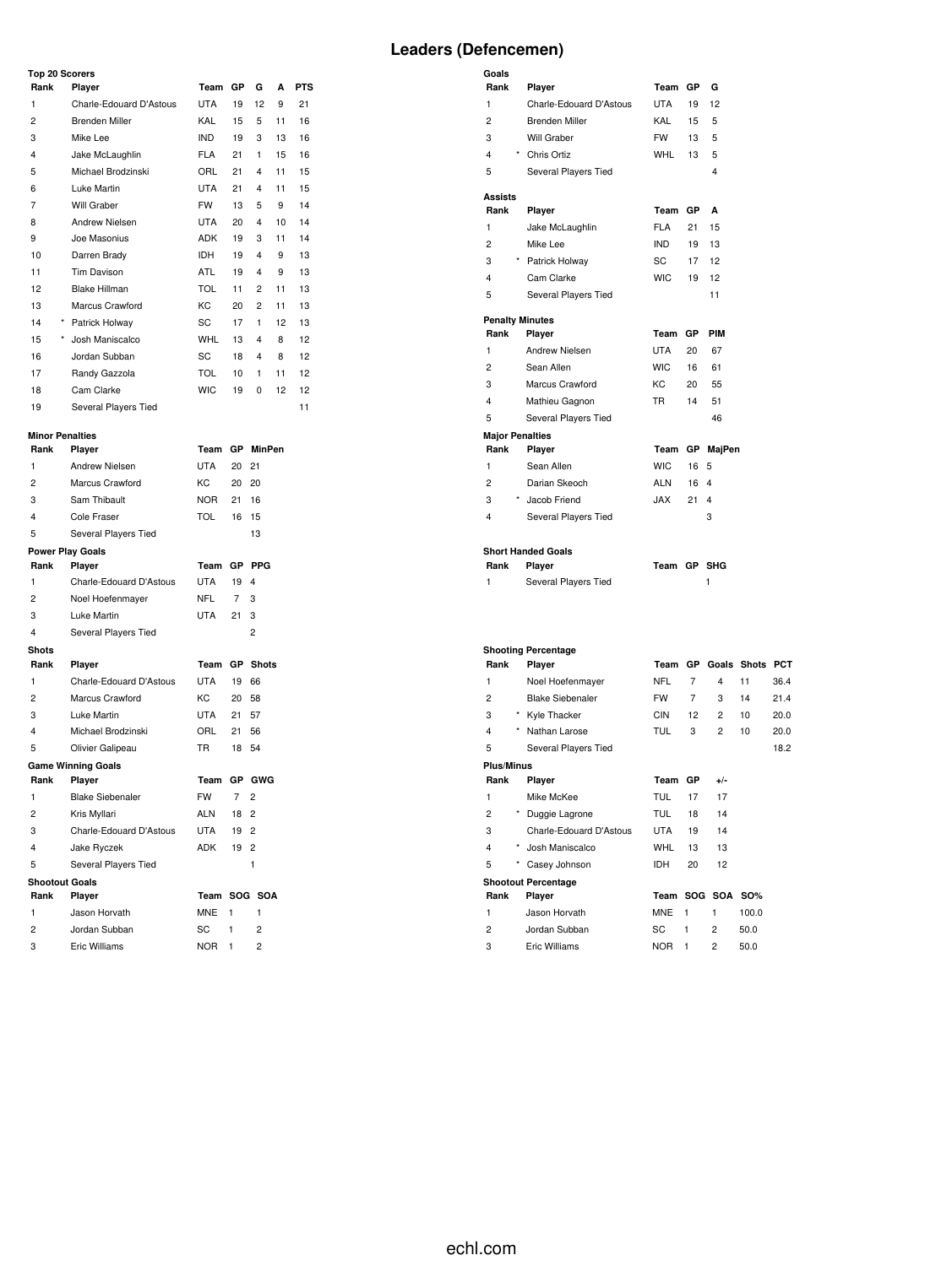# Leaders (Defencemen)

### Top 20 Scorers

| Rank | Player | Team | GP | G | A | PTS |
|---|---|---|---|---|---|---|
| 1 | Charle-Edouard D'Astous | UTA | 19 | 12 | 9 | 21 |
| 2 | Brenden Miller | KAL | 15 | 5 | 11 | 16 |
| 3 | Mike Lee | IND | 19 | 3 | 13 | 16 |
| 4 | Jake McLaughlin | FLA | 21 | 1 | 15 | 16 |
| 5 | Michael Brodzinski | ORL | 21 | 4 | 11 | 15 |
| 6 | Luke Martin | UTA | 21 | 4 | 11 | 15 |
| 7 | Will Graber | FW | 13 | 5 | 9 | 14 |
| 8 | Andrew Nielsen | UTA | 20 | 4 | 10 | 14 |
| 9 | Joe Masonius | ADK | 19 | 3 | 11 | 14 |
| 10 | Darren Brady | IDH | 19 | 4 | 9 | 13 |
| 11 | Tim Davison | ATL | 19 | 4 | 9 | 13 |
| 12 | Blake Hillman | TOL | 11 | 2 | 11 | 13 |
| 13 | Marcus Crawford | KC | 20 | 2 | 11 | 13 |
| 14 | * Patrick Holway | SC | 17 | 1 | 12 | 13 |
| 15 | * Josh Maniscalco | WHL | 13 | 4 | 8 | 12 |
| 16 | Jordan Subban | SC | 18 | 4 | 8 | 12 |
| 17 | Randy Gazzola | TOL | 10 | 1 | 11 | 12 |
| 18 | Cam Clarke | WIC | 19 | 0 | 12 | 12 |
| 19 | Several Players Tied | | | | | 11 |

### Goals

| Rank | Player | Team | GP | G |
|---|---|---|---|---|
| 1 | Charle-Edouard D'Astous | UTA | 19 | 12 |
| 2 | Brenden Miller | KAL | 15 | 5 |
| 3 | Will Graber | FW | 13 | 5 |
| 4 | * Chris Ortiz | WHL | 13 | 5 |
| 5 | Several Players Tied | | | 4 |

### Assists

| Rank | Player | Team | GP | A |
|---|---|---|---|---|
| 1 | Jake McLaughlin | FLA | 21 | 15 |
| 2 | Mike Lee | IND | 19 | 13 |
| 3 | * Patrick Holway | SC | 17 | 12 |
| 4 | Cam Clarke | WIC | 19 | 12 |
| 5 | Several Players Tied | | | 11 |

### Penalty Minutes

| Rank | Player | Team | GP | PIM |
|---|---|---|---|---|
| 1 | Andrew Nielsen | UTA | 20 | 67 |
| 2 | Sean Allen | WIC | 16 | 61 |
| 3 | Marcus Crawford | KC | 20 | 55 |
| 4 | Mathieu Gagnon | TR | 14 | 51 |
| 5 | Several Players Tied | | | 46 |

### Minor Penalties

| Rank | Player | Team | GP | MinPen |
|---|---|---|---|---|
| 1 | Andrew Nielsen | UTA | 20 | 21 |
| 2 | Marcus Crawford | KC | 20 | 20 |
| 3 | Sam Thibault | NOR | 21 | 16 |
| 4 | Cole Fraser | TOL | 16 | 15 |
| 5 | Several Players Tied | | | 13 |

### Major Penalties

| Rank | Player | Team | GP | MajPen |
|---|---|---|---|---|
| 1 | Sean Allen | WIC | 16 | 5 |
| 2 | Darian Skeoch | ALN | 16 | 4 |
| 3 | * Jacob Friend | JAX | 21 | 4 |
| 4 | Several Players Tied | | | 3 |

### Power Play Goals

| Rank | Player | Team | GP | PPG |
|---|---|---|---|---|
| 1 | Charle-Edouard D'Astous | UTA | 19 | 4 |
| 2 | Noel Hoefenmayer | NFL | 7 | 3 |
| 3 | Luke Martin | UTA | 21 | 3 |
| 4 | Several Players Tied | | | 2 |

### Short Handed Goals

| Rank | Player | Team | GP | SHG |
|---|---|---|---|---|
| 1 | Several Players Tied | | | 1 |

### Shots

| Rank | Player | Team | GP | Shots |
|---|---|---|---|---|
| 1 | Charle-Edouard D'Astous | UTA | 19 | 66 |
| 2 | Marcus Crawford | KC | 20 | 58 |
| 3 | Luke Martin | UTA | 21 | 57 |
| 4 | Michael Brodzinski | ORL | 21 | 56 |
| 5 | Olivier Galipeau | TR | 18 | 54 |

### Shooting Percentage

| Rank | Player | Team | GP | Goals | Shots | PCT |
|---|---|---|---|---|---|---|
| 1 | Noel Hoefenmayer | NFL | 7 | 4 | 11 | 36.4 |
| 2 | Blake Siebenaler | FW | 7 | 3 | 14 | 21.4 |
| 3 | * Kyle Thacker | CIN | 12 | 2 | 10 | 20.0 |
| 4 | * Nathan Larose | TUL | 3 | 2 | 10 | 20.0 |
| 5 | Several Players Tied | | | | | 18.2 |

### Game Winning Goals

| Rank | Player | Team | GP | GWG |
|---|---|---|---|---|
| 1 | Blake Siebenaler | FW | 7 | 2 |
| 2 | Kris Myllari | ALN | 18 | 2 |
| 3 | Charle-Edouard D'Astous | UTA | 19 | 2 |
| 4 | Jake Ryczek | ADK | 19 | 2 |
| 5 | Several Players Tied | | | 1 |

### Plus/Minus

| Rank | Player | Team | GP | +/- |
|---|---|---|---|---|
| 1 | Mike McKee | TUL | 17 | 17 |
| 2 | * Duggie Lagrone | TUL | 18 | 14 |
| 3 | Charle-Edouard D'Astous | UTA | 19 | 14 |
| 4 | * Josh Maniscalco | WHL | 13 | 13 |
| 5 | * Casey Johnson | IDH | 20 | 12 |

### Shootout Goals

| Rank | Player | Team | SOG | SOA |
|---|---|---|---|---|
| 1 | Jason Horvath | MNE | 1 | 1 |
| 2 | Jordan Subban | SC | 1 | 2 |
| 3 | Eric Williams | NOR | 1 | 2 |

### Shootout Percentage

| Rank | Player | Team | SOG | SOA | SO% |
|---|---|---|---|---|---|
| 1 | Jason Horvath | MNE | 1 | 1 | 100.0 |
| 2 | Jordan Subban | SC | 1 | 2 | 50.0 |
| 3 | Eric Williams | NOR | 1 | 2 | 50.0 |

echl.com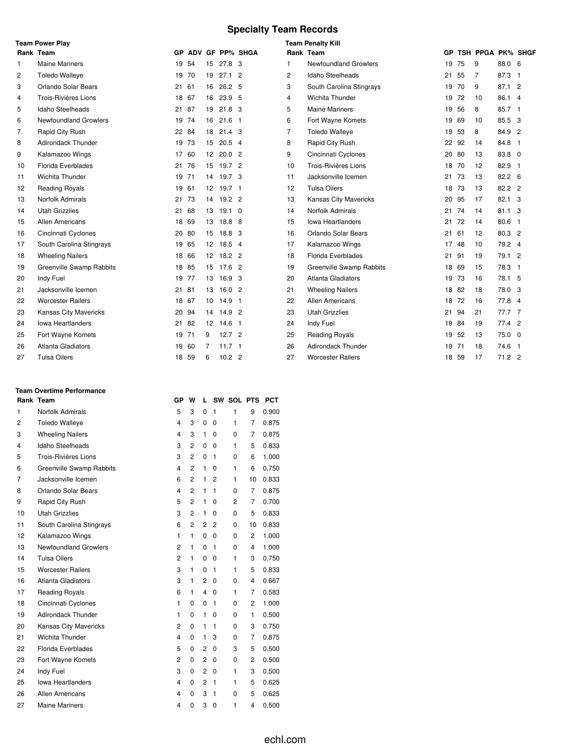# Specialty Team Records

### Team Power Play

| Rank | Team | GP | ADV | GF | PP% | SHGA |
|---|---|---|---|---|---|---|
| 1 | Maine Mariners | 19 | 54 | 15 | 27.8 | 3 |
| 2 | Toledo Walleye | 19 | 70 | 19 | 27.1 | 2 |
| 3 | Orlando Solar Bears | 21 | 61 | 16 | 26.2 | 5 |
| 4 | Trois-Rivières Lions | 18 | 67 | 16 | 23.9 | 5 |
| 5 | Idaho Steelheads | 21 | 87 | 19 | 21.8 | 3 |
| 6 | Newfoundland Growlers | 19 | 74 | 16 | 21.6 | 1 |
| 7 | Rapid City Rush | 22 | 84 | 18 | 21.4 | 3 |
| 8 | Adirondack Thunder | 19 | 73 | 15 | 20.5 | 4 |
| 9 | Kalamazoo Wings | 17 | 60 | 12 | 20.0 | 2 |
| 10 | Florida Everblades | 21 | 76 | 15 | 19.7 | 2 |
| 11 | Wichita Thunder | 19 | 71 | 14 | 19.7 | 3 |
| 12 | Reading Royals | 19 | 61 | 12 | 19.7 | 1 |
| 13 | Norfolk Admirals | 21 | 73 | 14 | 19.2 | 2 |
| 14 | Utah Grizzlies | 21 | 68 | 13 | 19.1 | 0 |
| 15 | Allen Americans | 18 | 69 | 13 | 18.8 | 8 |
| 16 | Cincinnati Cyclones | 20 | 80 | 15 | 18.8 | 3 |
| 17 | South Carolina Stingrays | 19 | 65 | 12 | 18.5 | 4 |
| 18 | Wheeling Nailers | 18 | 66 | 12 | 18.2 | 2 |
| 19 | Greenville Swamp Rabbits | 18 | 85 | 15 | 17.6 | 2 |
| 20 | Indy Fuel | 19 | 77 | 13 | 16.9 | 3 |
| 21 | Jacksonville Icemen | 21 | 81 | 13 | 16.0 | 2 |
| 22 | Worcester Railers | 18 | 67 | 10 | 14.9 | 1 |
| 23 | Kansas City Mavericks | 20 | 94 | 14 | 14.9 | 2 |
| 24 | Iowa Heartlanders | 21 | 82 | 12 | 14.6 | 1 |
| 25 | Fort Wayne Komets | 19 | 71 | 9 | 12.7 | 2 |
| 26 | Atlanta Gladiators | 19 | 60 | 7 | 11.7 | 1 |
| 27 | Tulsa Oilers | 18 | 59 | 6 | 10.2 | 2 |

### Team Penalty Kill

| Rank | Team | GP | TSH | PPGA | PK% | SHGF |
|---|---|---|---|---|---|---|
| 1 | Newfoundland Growlers | 19 | 75 | 9 | 88.0 | 6 |
| 2 | Idaho Steelheads | 21 | 55 | 7 | 87.3 | 1 |
| 3 | South Carolina Stingrays | 19 | 70 | 9 | 87.1 | 2 |
| 4 | Wichita Thunder | 19 | 72 | 10 | 86.1 | 4 |
| 5 | Maine Mariners | 19 | 56 | 8 | 85.7 | 1 |
| 6 | Fort Wayne Komets | 19 | 69 | 10 | 85.5 | 3 |
| 7 | Toledo Walleye | 19 | 53 | 8 | 84.9 | 2 |
| 8 | Rapid City Rush | 22 | 92 | 14 | 84.8 | 1 |
| 9 | Cincinnati Cyclones | 20 | 80 | 13 | 83.8 | 0 |
| 10 | Trois-Rivières Lions | 18 | 70 | 12 | 82.9 | 1 |
| 11 | Jacksonville Icemen | 21 | 73 | 13 | 82.2 | 6 |
| 12 | Tulsa Oilers | 18 | 73 | 13 | 82.2 | 2 |
| 13 | Kansas City Mavericks | 20 | 95 | 17 | 82.1 | 3 |
| 14 | Norfolk Admirals | 21 | 74 | 14 | 81.1 | 3 |
| 15 | Iowa Heartlanders | 21 | 72 | 14 | 80.6 | 1 |
| 16 | Orlando Solar Bears | 21 | 61 | 12 | 80.3 | 2 |
| 17 | Kalamazoo Wings | 17 | 48 | 10 | 79.2 | 4 |
| 18 | Florida Everblades | 21 | 91 | 19 | 79.1 | 2 |
| 19 | Greenville Swamp Rabbits | 18 | 69 | 15 | 78.3 | 1 |
| 20 | Atlanta Gladiators | 19 | 73 | 16 | 78.1 | 5 |
| 21 | Wheeling Nailers | 18 | 82 | 18 | 78.0 | 3 |
| 22 | Allen Americans | 18 | 72 | 16 | 77.8 | 4 |
| 23 | Utah Grizzlies | 21 | 94 | 21 | 77.7 | 7 |
| 24 | Indy Fuel | 19 | 84 | 19 | 77.4 | 2 |
| 25 | Reading Royals | 19 | 52 | 13 | 75.0 | 0 |
| 26 | Adirondack Thunder | 19 | 71 | 18 | 74.6 | 1 |
| 27 | Worcester Railers | 18 | 59 | 17 | 71.2 | 2 |

### Team Overtime Performance

| Rank | Team | GP | W | L | SW | SOL | PTS | PCT |
|---|---|---|---|---|---|---|---|---|
| 1 | Norfolk Admirals | 5 | 3 | 0 | 1 | 1 | 9 | 0.900 |
| 2 | Toledo Walleye | 4 | 3 | 0 | 0 | 1 | 7 | 0.875 |
| 3 | Wheeling Nailers | 4 | 3 | 1 | 0 | 0 | 7 | 0.875 |
| 4 | Idaho Steelheads | 3 | 2 | 0 | 0 | 1 | 5 | 0.833 |
| 5 | Trois-Rivières Lions | 3 | 2 | 0 | 1 | 0 | 6 | 1.000 |
| 6 | Greenville Swamp Rabbits | 4 | 2 | 1 | 0 | 1 | 6 | 0.750 |
| 7 | Jacksonville Icemen | 6 | 2 | 1 | 2 | 1 | 10 | 0.833 |
| 8 | Orlando Solar Bears | 4 | 2 | 1 | 1 | 0 | 7 | 0.875 |
| 9 | Rapid City Rush | 5 | 2 | 1 | 0 | 2 | 7 | 0.700 |
| 10 | Utah Grizzlies | 3 | 2 | 1 | 0 | 0 | 5 | 0.833 |
| 11 | South Carolina Stingrays | 6 | 2 | 2 | 2 | 0 | 10 | 0.833 |
| 12 | Kalamazoo Wings | 1 | 1 | 0 | 0 | 0 | 2 | 1.000 |
| 13 | Newfoundland Growlers | 2 | 1 | 0 | 1 | 0 | 4 | 1.000 |
| 14 | Tulsa Oilers | 2 | 1 | 0 | 0 | 1 | 3 | 0.750 |
| 15 | Worcester Railers | 3 | 1 | 0 | 1 | 1 | 5 | 0.833 |
| 16 | Atlanta Gladiators | 3 | 1 | 2 | 0 | 0 | 4 | 0.667 |
| 17 | Reading Royals | 6 | 1 | 4 | 0 | 1 | 7 | 0.583 |
| 18 | Cincinnati Cyclones | 1 | 0 | 0 | 1 | 0 | 2 | 1.000 |
| 19 | Adirondack Thunder | 1 | 0 | 1 | 0 | 0 | 1 | 0.500 |
| 20 | Kansas City Mavericks | 2 | 0 | 1 | 1 | 0 | 3 | 0.750 |
| 21 | Wichita Thunder | 4 | 0 | 1 | 3 | 0 | 7 | 0.875 |
| 22 | Florida Everblades | 5 | 0 | 2 | 0 | 3 | 5 | 0.500 |
| 23 | Fort Wayne Komets | 2 | 0 | 2 | 0 | 0 | 2 | 0.500 |
| 24 | Indy Fuel | 3 | 0 | 2 | 0 | 1 | 3 | 0.500 |
| 25 | Iowa Heartlanders | 4 | 0 | 2 | 1 | 1 | 5 | 0.625 |
| 26 | Allen Americans | 4 | 0 | 3 | 1 | 0 | 5 | 0.625 |
| 27 | Maine Mariners | 4 | 0 | 3 | 0 | 1 | 4 | 0.500 |

echl.com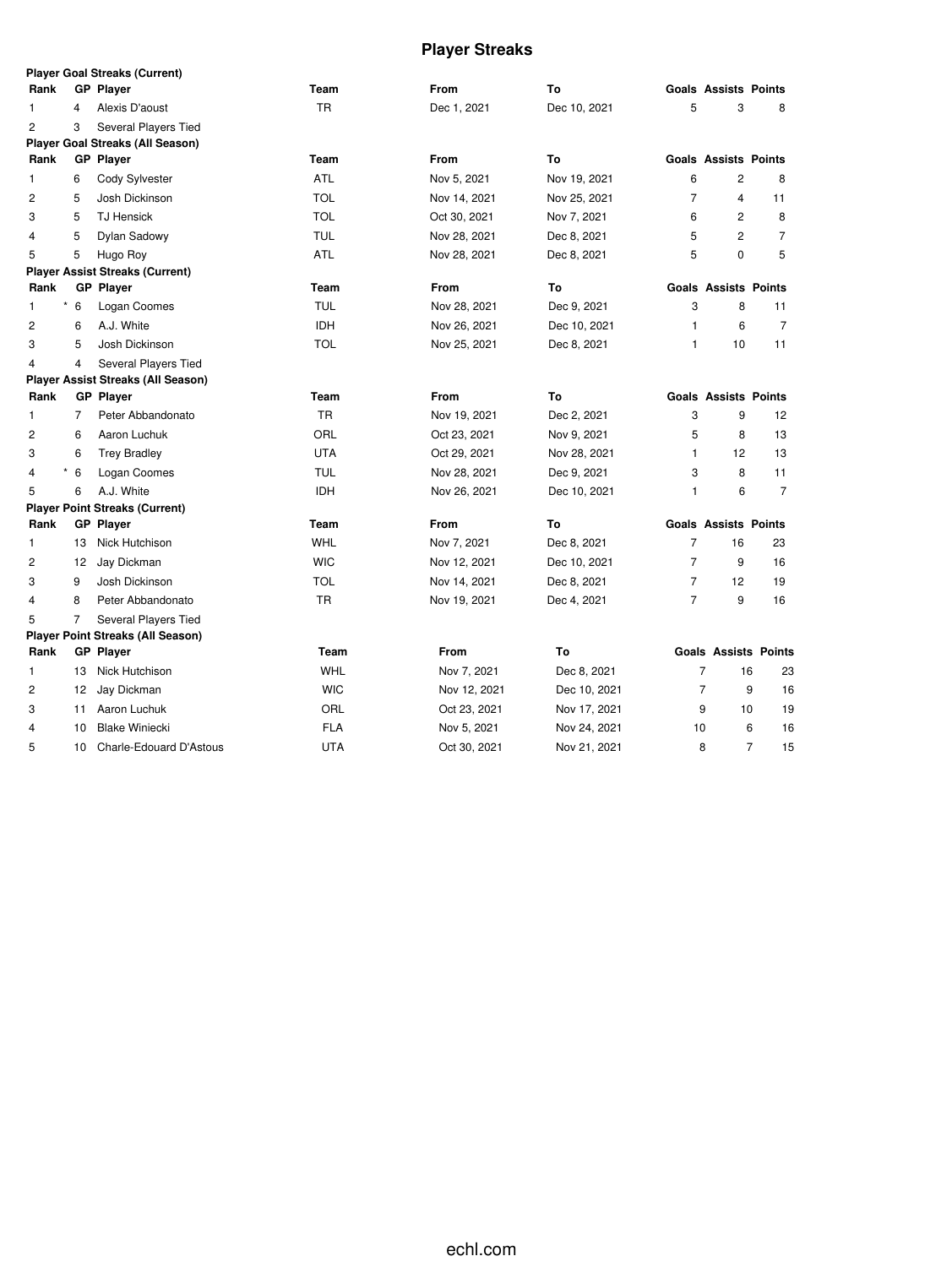# Player Streaks

**Player Goal Streaks (Current)**

| Rank | GP | Player | Team | From | To | Goals | Assists | Points |
|---|---|---|---|---|---|---|---|---|
| 1 | 4 | Alexis D'aoust | TR | Dec 1, 2021 | Dec 10, 2021 | 5 | 3 | 8 |
| 2 | 3 | Several Players Tied | | | | | | |

**Player Goal Streaks (All Season)**

| Rank | GP | Player | Team | From | To | Goals | Assists | Points |
|---|---|---|---|---|---|---|---|---|
| 1 | 6 | Cody Sylvester | ATL | Nov 5, 2021 | Nov 19, 2021 | 6 | 2 | 8 |
| 2 | 5 | Josh Dickinson | TOL | Nov 14, 2021 | Nov 25, 2021 | 7 | 4 | 11 |
| 3 | 5 | TJ Hensick | TOL | Oct 30, 2021 | Nov 7, 2021 | 6 | 2 | 8 |
| 4 | 5 | Dylan Sadowy | TUL | Nov 28, 2021 | Dec 8, 2021 | 5 | 2 | 7 |
| 5 | 5 | Hugo Roy | ATL | Nov 28, 2021 | Dec 8, 2021 | 5 | 0 | 5 |

**Player Assist Streaks (Current)**

| Rank | GP | Player | Team | From | To | Goals | Assists | Points |
|---|---|---|---|---|---|---|---|---|
| 1 | * 6 | Logan Coomes | TUL | Nov 28, 2021 | Dec 9, 2021 | 3 | 8 | 11 |
| 2 | 6 | A.J. White | IDH | Nov 26, 2021 | Dec 10, 2021 | 1 | 6 | 7 |
| 3 | 5 | Josh Dickinson | TOL | Nov 25, 2021 | Dec 8, 2021 | 1 | 10 | 11 |
| 4 | 4 | Several Players Tied | | | | | | |

**Player Assist Streaks (All Season)**

| Rank | GP | Player | Team | From | To | Goals | Assists | Points |
|---|---|---|---|---|---|---|---|---|
| 1 | 7 | Peter Abbandonato | TR | Nov 19, 2021 | Dec 2, 2021 | 3 | 9 | 12 |
| 2 | 6 | Aaron Luchuk | ORL | Oct 23, 2021 | Nov 9, 2021 | 5 | 8 | 13 |
| 3 | 6 | Trey Bradley | UTA | Oct 29, 2021 | Nov 28, 2021 | 1 | 12 | 13 |
| 4 | * 6 | Logan Coomes | TUL | Nov 28, 2021 | Dec 9, 2021 | 3 | 8 | 11 |
| 5 | 6 | A.J. White | IDH | Nov 26, 2021 | Dec 10, 2021 | 1 | 6 | 7 |

**Player Point Streaks (Current)**

| Rank | GP | Player | Team | From | To | Goals | Assists | Points |
|---|---|---|---|---|---|---|---|---|
| 1 | 13 | Nick Hutchison | WHL | Nov 7, 2021 | Dec 8, 2021 | 7 | 16 | 23 |
| 2 | 12 | Jay Dickman | WIC | Nov 12, 2021 | Dec 10, 2021 | 7 | 9 | 16 |
| 3 | 9 | Josh Dickinson | TOL | Nov 14, 2021 | Dec 8, 2021 | 7 | 12 | 19 |
| 4 | 8 | Peter Abbandonato | TR | Nov 19, 2021 | Dec 4, 2021 | 7 | 9 | 16 |
| 5 | 7 | Several Players Tied | | | | | | |

**Player Point Streaks (All Season)**

| Rank | GP | Player | Team | From | To | Goals | Assists | Points |
|---|---|---|---|---|---|---|---|---|
| 1 | 13 | Nick Hutchison | WHL | Nov 7, 2021 | Dec 8, 2021 | 7 | 16 | 23 |
| 2 | 12 | Jay Dickman | WIC | Nov 12, 2021 | Dec 10, 2021 | 7 | 9 | 16 |
| 3 | 11 | Aaron Luchuk | ORL | Oct 23, 2021 | Nov 17, 2021 | 9 | 10 | 19 |
| 4 | 10 | Blake Winiecki | FLA | Nov 5, 2021 | Nov 24, 2021 | 10 | 6 | 16 |
| 5 | 10 | Charle-Edouard D'Astous | UTA | Oct 30, 2021 | Nov 21, 2021 | 8 | 7 | 15 |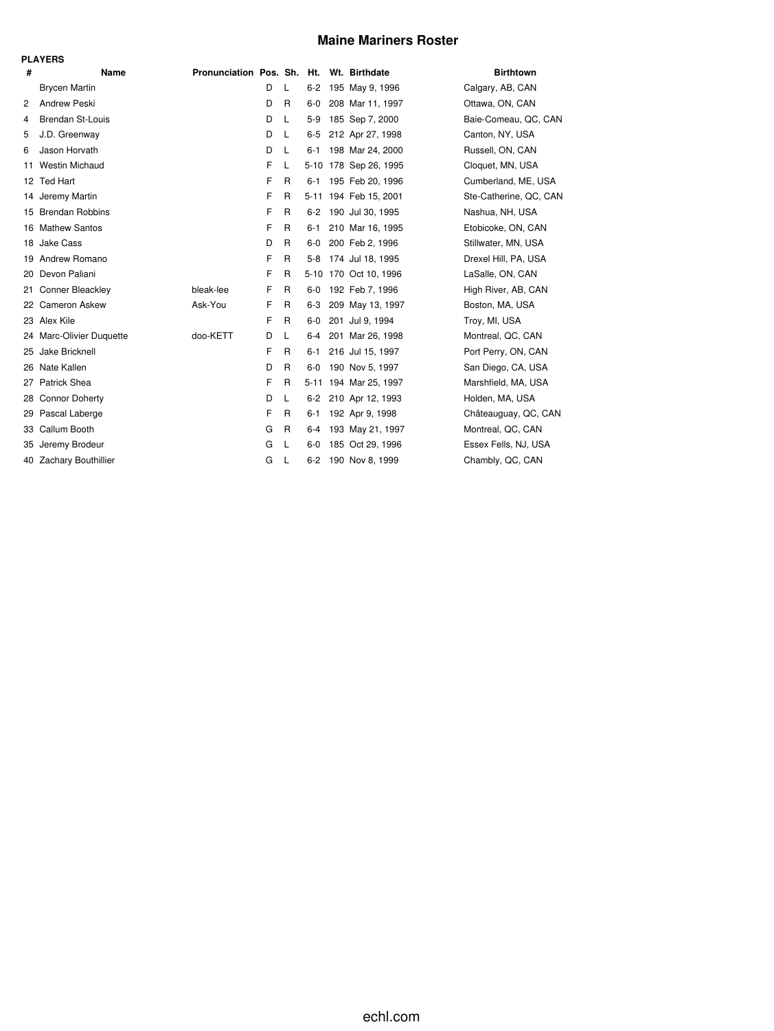# Maine Mariners Roster

**PLAYERS**

| # | Name | Pronunciation | Pos. | Sh. | Ht. | Wt. | Birthdate | Birthtown |
|---|---|---|---|---|---|---|---|---|
| | Brycen Martin | | D | L | 6-2 | 195 | May 9, 1996 | Calgary, AB, CAN |
| 2 | Andrew Peski | | D | R | 6-0 | 208 | Mar 11, 1997 | Ottawa, ON, CAN |
| 4 | Brendan St-Louis | | D | L | 5-9 | 185 | Sep 7, 2000 | Baie-Comeau, QC, CAN |
| 5 | J.D. Greenway | | D | L | 6-5 | 212 | Apr 27, 1998 | Canton, NY, USA |
| 6 | Jason Horvath | | D | L | 6-1 | 198 | Mar 24, 2000 | Russell, ON, CAN |
| 11 | Westin Michaud | | F | L | 5-10 | 178 | Sep 26, 1995 | Cloquet, MN, USA |
| 12 | Ted Hart | | F | R | 6-1 | 195 | Feb 20, 1996 | Cumberland, ME, USA |
| 14 | Jeremy Martin | | F | R | 5-11 | 194 | Feb 15, 2001 | Ste-Catherine, QC, CAN |
| 15 | Brendan Robbins | | F | R | 6-2 | 190 | Jul 30, 1995 | Nashua, NH, USA |
| 16 | Mathew Santos | | F | R | 6-1 | 210 | Mar 16, 1995 | Etobicoke, ON, CAN |
| 18 | Jake Cass | | D | R | 6-0 | 200 | Feb 2, 1996 | Stillwater, MN, USA |
| 19 | Andrew Romano | | F | R | 5-8 | 174 | Jul 18, 1995 | Drexel Hill, PA, USA |
| 20 | Devon Paliani | | F | R | 5-10 | 170 | Oct 10, 1996 | LaSalle, ON, CAN |
| 21 | Conner Bleackley | bleak-lee | F | R | 6-0 | 192 | Feb 7, 1996 | High River, AB, CAN |
| 22 | Cameron Askew | Ask-You | F | R | 6-3 | 209 | May 13, 1997 | Boston, MA, USA |
| 23 | Alex Kile | | F | R | 6-0 | 201 | Jul 9, 1994 | Troy, MI, USA |
| 24 | Marc-Olivier Duquette | doo-KETT | D | L | 6-4 | 201 | Mar 26, 1998 | Montreal, QC, CAN |
| 25 | Jake Bricknell | | F | R | 6-1 | 216 | Jul 15, 1997 | Port Perry, ON, CAN |
| 26 | Nate Kallen | | D | R | 6-0 | 190 | Nov 5, 1997 | San Diego, CA, USA |
| 27 | Patrick Shea | | F | R | 5-11 | 194 | Mar 25, 1997 | Marshfield, MA, USA |
| 28 | Connor Doherty | | D | L | 6-2 | 210 | Apr 12, 1993 | Holden, MA, USA |
| 29 | Pascal Laberge | | F | R | 6-1 | 192 | Apr 9, 1998 | Châteauguay, QC, CAN |
| 33 | Callum Booth | | G | R | 6-4 | 193 | May 21, 1997 | Montreal, QC, CAN |
| 35 | Jeremy Brodeur | | G | L | 6-0 | 185 | Oct 29, 1996 | Essex Fells, NJ, USA |
| 40 | Zachary Bouthillier | | G | L | 6-2 | 190 | Nov 8, 1999 | Chambly, QC, CAN |

echl.com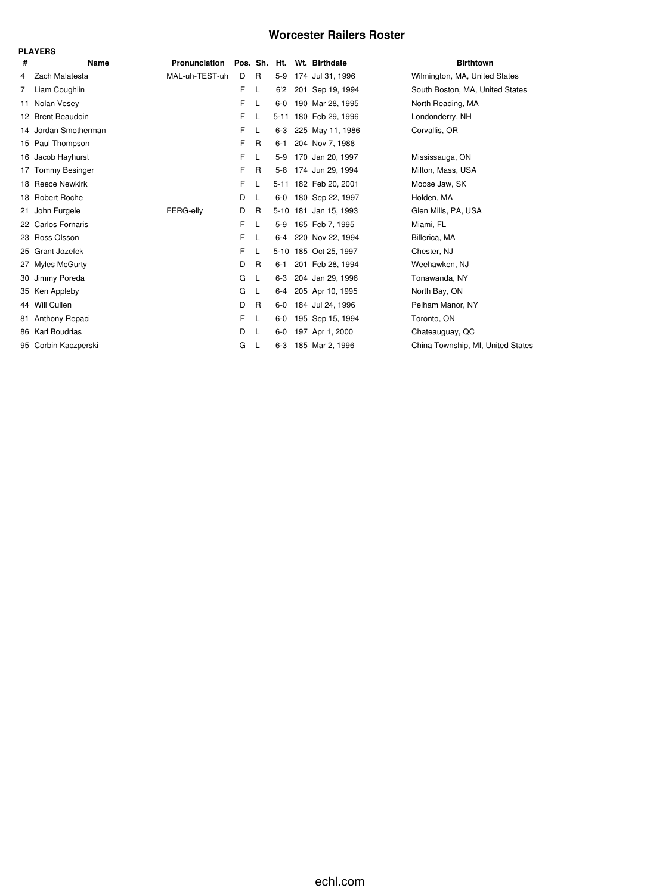# Worcester Railers Roster

**PLAYERS**

| # | Name | Pronunciation | Pos. | Sh. | Ht. | Wt. | Birthdate | Birthtown |
|---|---|---|---|---|---|---|---|---|
| 4 | Zach Malatesta | MAL-uh-TEST-uh | D | R | 5-9 | 174 | Jul 31, 1996 | Wilmington, MA, United States |
| 7 | Liam Coughlin | | F | L | 6'2 | 201 | Sep 19, 1994 | South Boston, MA, United States |
| 11 | Nolan Vesey | | F | L | 6-0 | 190 | Mar 28, 1995 | North Reading, MA |
| 12 | Brent Beaudoin | | F | L | 5-11 | 180 | Feb 29, 1996 | Londonderry, NH |
| 14 | Jordan Smotherman | | F | L | 6-3 | 225 | May 11, 1986 | Corvallis, OR |
| 15 | Paul Thompson | | F | R | 6-1 | 204 | Nov 7, 1988 | |
| 16 | Jacob Hayhurst | | F | L | 5-9 | 170 | Jan 20, 1997 | Mississauga, ON |
| 17 | Tommy Besinger | | F | R | 5-8 | 174 | Jun 29, 1994 | Milton, Mass, USA |
| 18 | Reece Newkirk | | F | L | 5-11 | 182 | Feb 20, 2001 | Moose Jaw, SK |
| 18 | Robert Roche | | D | L | 6-0 | 180 | Sep 22, 1997 | Holden, MA |
| 21 | John Furgele | FERG-elly | D | R | 5-10 | 181 | Jan 15, 1993 | Glen Mills, PA, USA |
| 22 | Carlos Fornaris | | F | L | 5-9 | 165 | Feb 7, 1995 | Miami, FL |
| 23 | Ross Olsson | | F | L | 6-4 | 220 | Nov 22, 1994 | Billerica, MA |
| 25 | Grant Jozefek | | F | L | 5-10 | 185 | Oct 25, 1997 | Chester, NJ |
| 27 | Myles McGurty | | D | R | 6-1 | 201 | Feb 28, 1994 | Weehawken, NJ |
| 30 | Jimmy Poreda | | G | L | 6-3 | 204 | Jan 29, 1996 | Tonawanda, NY |
| 35 | Ken Appleby | | G | L | 6-4 | 205 | Apr 10, 1995 | North Bay, ON |
| 44 | Will Cullen | | D | R | 6-0 | 184 | Jul 24, 1996 | Pelham Manor, NY |
| 81 | Anthony Repaci | | F | L | 6-0 | 195 | Sep 15, 1994 | Toronto, ON |
| 86 | Karl Boudrias | | D | L | 6-0 | 197 | Apr 1, 2000 | Chateauguay, QC |
| 95 | Corbin Kaczperski | | G | L | 6-3 | 185 | Mar 2, 1996 | China Township, MI, United States |

echl.com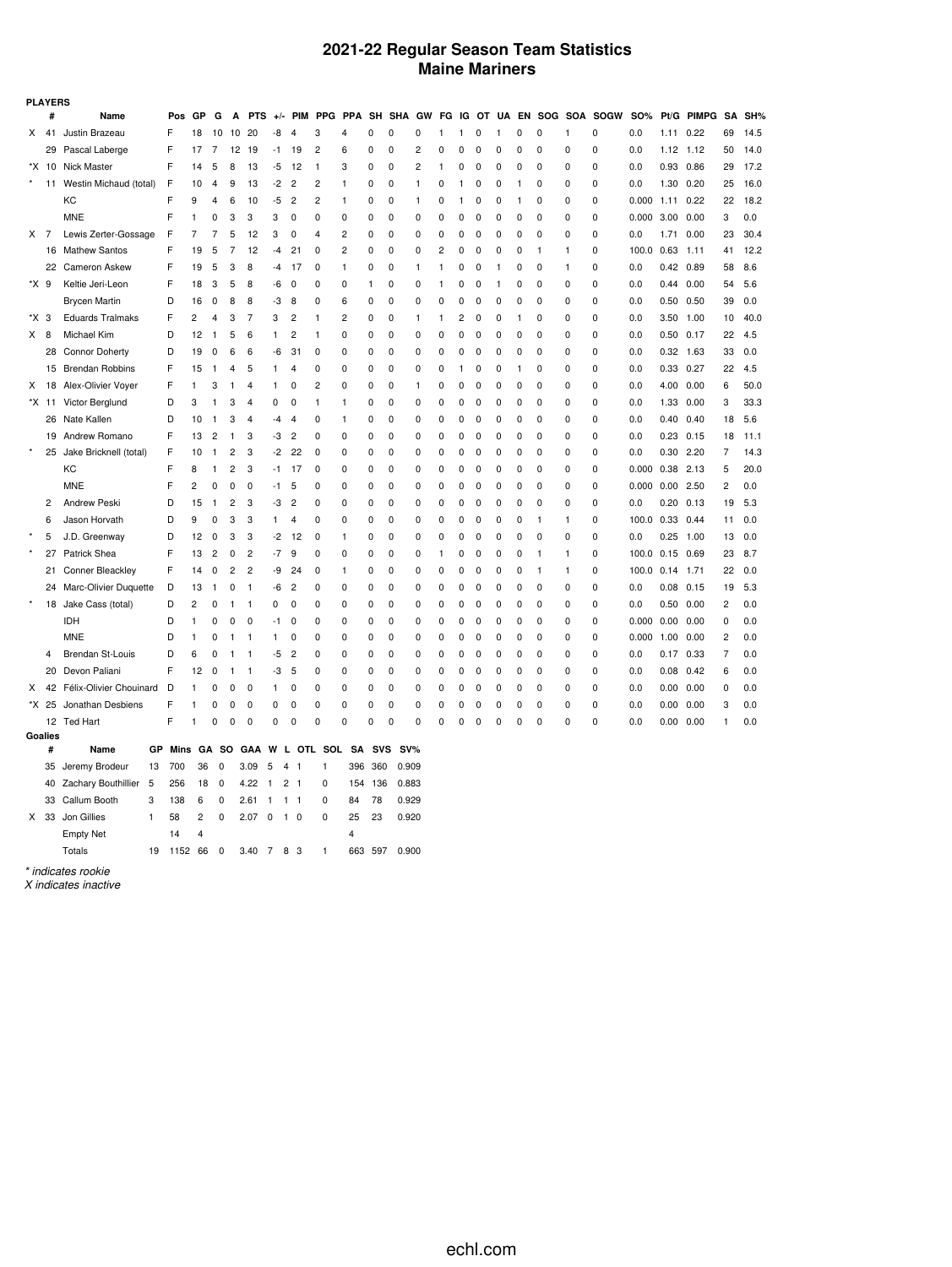# 2021-22 Regular Season Team Statistics
## Maine Mariners

**PLAYERS**

| | # | Name | Pos | GP | G | A | PTS | +/- | PIM | PPG | PPA | SH | SHA | GW | FG | IG | OT | UA | EN | SOG | SOA | SOGW | SO% | Pt/G | PIMPG | SA | SH% |
|---|---|---|---|---|---|---|---|---|---|---|---|---|---|---|---|---|---|---|---|---|---|---|---|---|---|---|---|
| X | 41 | Justin Brazeau | F | 18 | 10 | 10 | 20 | -8 | 4 | 3 | 4 | 0 | 0 | 0 | 1 | 1 | 0 | 1 | 0 | 0 | 1 | 0 | 0.0 | 1.11 | 0.22 | 69 | 14.5 |
| | 29 | Pascal Laberge | F | 17 | 7 | 12 | 19 | -1 | 19 | 2 | 6 | 0 | 0 | 2 | 0 | 0 | 0 | 0 | 0 | 0 | 0 | 0 | 0.0 | 1.12 | 1.12 | 50 | 14.0 |
| *X | 10 | Nick Master | F | 14 | 5 | 8 | 13 | -5 | 12 | 1 | 3 | 0 | 0 | 2 | 1 | 0 | 0 | 0 | 0 | 0 | 0 | 0 | 0.0 | 0.93 | 0.86 | 29 | 17.2 |
| * | 11 | Westin Michaud (total) | F | 10 | 4 | 9 | 13 | -2 | 2 | 2 | 1 | 0 | 0 | 1 | 0 | 1 | 0 | 0 | 1 | 0 | 0 | 0 | 0.0 | 1.30 | 0.20 | 25 | 16.0 |
| | | KC | F | 9 | 4 | 6 | 10 | -5 | 2 | 2 | 1 | 0 | 0 | 1 | 0 | 1 | 0 | 0 | 1 | 0 | 0 | 0 | 0.000 | 1.11 | 0.22 | 22 | 18.2 |
| | | MNE | F | 1 | 0 | 3 | 3 | 3 | 0 | 0 | 0 | 0 | 0 | 0 | 0 | 0 | 0 | 0 | 0 | 0 | 0 | 0 | 0.000 | 3.00 | 0.00 | 3 | 0.0 |
| X | 7 | Lewis Zerter-Gossage | F | 7 | 7 | 5 | 12 | 3 | 0 | 4 | 2 | 0 | 0 | 0 | 0 | 0 | 0 | 0 | 0 | 0 | 0 | 0 | 0.0 | 1.71 | 0.00 | 23 | 30.4 |
| | 16 | Mathew Santos | F | 19 | 5 | 7 | 12 | -4 | 21 | 0 | 2 | 0 | 0 | 0 | 2 | 0 | 0 | 0 | 0 | 1 | 1 | 0 | 100.0 | 0.63 | 1.11 | 41 | 12.2 |
| | 22 | Cameron Askew | F | 19 | 5 | 3 | 8 | -4 | 17 | 0 | 1 | 0 | 0 | 1 | 1 | 0 | 0 | 1 | 0 | 0 | 1 | 0 | 0.0 | 0.42 | 0.89 | 58 | 8.6 |
| *X | 9 | Keltie Jeri-Leon | F | 18 | 3 | 5 | 8 | -6 | 0 | 0 | 0 | 1 | 0 | 0 | 1 | 0 | 0 | 1 | 0 | 0 | 0 | 0 | 0.0 | 0.44 | 0.00 | 54 | 5.6 |
| | | Brycen Martin | D | 16 | 0 | 8 | 8 | -3 | 8 | 0 | 6 | 0 | 0 | 0 | 0 | 0 | 0 | 0 | 0 | 0 | 0 | 0 | 0.0 | 0.50 | 0.50 | 39 | 0.0 |
| *X | 3 | Eduards Tralmaks | F | 2 | 4 | 3 | 7 | 3 | 2 | 1 | 2 | 0 | 0 | 1 | 1 | 2 | 0 | 0 | 1 | 0 | 0 | 0 | 0.0 | 3.50 | 1.00 | 10 | 40.0 |
| X | 8 | Michael Kim | D | 12 | 1 | 5 | 6 | 1 | 2 | 1 | 0 | 0 | 0 | 0 | 0 | 0 | 0 | 0 | 0 | 0 | 0 | 0 | 0.0 | 0.50 | 0.17 | 22 | 4.5 |
| | 28 | Connor Doherty | D | 19 | 0 | 6 | 6 | -6 | 31 | 0 | 0 | 0 | 0 | 0 | 0 | 0 | 0 | 0 | 0 | 0 | 0 | 0 | 0.0 | 0.32 | 1.63 | 33 | 0.0 |
| | 15 | Brendan Robbins | F | 15 | 1 | 4 | 5 | 1 | 4 | 0 | 0 | 0 | 0 | 0 | 0 | 1 | 0 | 0 | 1 | 0 | 0 | 0 | 0.0 | 0.33 | 0.27 | 22 | 4.5 |
| X | 18 | Alex-Olivier Voyer | F | 1 | 3 | 1 | 4 | 1 | 0 | 2 | 0 | 0 | 0 | 1 | 0 | 0 | 0 | 0 | 0 | 0 | 0 | 0 | 0.0 | 4.00 | 0.00 | 6 | 50.0 |
| *X | 11 | Victor Berglund | D | 3 | 1 | 3 | 4 | 0 | 0 | 1 | 1 | 0 | 0 | 0 | 0 | 0 | 0 | 0 | 0 | 0 | 0 | 0 | 0.0 | 1.33 | 0.00 | 3 | 33.3 |
| | 26 | Nate Kallen | D | 10 | 1 | 3 | 4 | -4 | 4 | 0 | 1 | 0 | 0 | 0 | 0 | 0 | 0 | 0 | 0 | 0 | 0 | 0 | 0.0 | 0.40 | 0.40 | 18 | 5.6 |
| | 19 | Andrew Romano | F | 13 | 2 | 1 | 3 | -3 | 2 | 0 | 0 | 0 | 0 | 0 | 0 | 0 | 0 | 0 | 0 | 0 | 0 | 0 | 0.0 | 0.23 | 0.15 | 18 | 11.1 |
| * | 25 | Jake Bricknell (total) | F | 10 | 1 | 2 | 3 | -2 | 22 | 0 | 0 | 0 | 0 | 0 | 0 | 0 | 0 | 0 | 0 | 0 | 0 | 0 | 0.0 | 0.30 | 2.20 | 7 | 14.3 |
| | | KC | F | 8 | 1 | 2 | 3 | -1 | 17 | 0 | 0 | 0 | 0 | 0 | 0 | 0 | 0 | 0 | 0 | 0 | 0 | 0 | 0.000 | 0.38 | 2.13 | 5 | 20.0 |
| | | MNE | F | 2 | 0 | 0 | 0 | -1 | 5 | 0 | 0 | 0 | 0 | 0 | 0 | 0 | 0 | 0 | 0 | 0 | 0 | 0 | 0.000 | 0.00 | 2.50 | 2 | 0.0 |
| | 2 | Andrew Peski | D | 15 | 1 | 2 | 3 | -3 | 2 | 0 | 0 | 0 | 0 | 0 | 0 | 0 | 0 | 0 | 0 | 0 | 0 | 0 | 0.0 | 0.20 | 0.13 | 19 | 5.3 |
| | 6 | Jason Horvath | D | 9 | 0 | 3 | 3 | 1 | 4 | 0 | 0 | 0 | 0 | 0 | 0 | 0 | 0 | 0 | 0 | 1 | 1 | 0 | 100.0 | 0.33 | 0.44 | 11 | 0.0 |
| * | 5 | J.D. Greenway | D | 12 | 0 | 3 | 3 | -2 | 12 | 0 | 1 | 0 | 0 | 0 | 0 | 0 | 0 | 0 | 0 | 0 | 0 | 0 | 0.0 | 0.25 | 1.00 | 13 | 0.0 |
| * | 27 | Patrick Shea | F | 13 | 2 | 0 | 2 | -7 | 9 | 0 | 0 | 0 | 0 | 0 | 1 | 0 | 0 | 0 | 0 | 1 | 1 | 0 | 100.0 | 0.15 | 0.69 | 23 | 8.7 |
| | 21 | Conner Bleackley | F | 14 | 0 | 2 | 2 | -9 | 24 | 0 | 1 | 0 | 0 | 0 | 0 | 0 | 0 | 0 | 0 | 1 | 1 | 0 | 100.0 | 0.14 | 1.71 | 22 | 0.0 |
| | 24 | Marc-Olivier Duquette | D | 13 | 1 | 0 | 1 | -6 | 2 | 0 | 0 | 0 | 0 | 0 | 0 | 0 | 0 | 0 | 0 | 0 | 0 | 0 | 0.0 | 0.08 | 0.15 | 19 | 5.3 |
| * | 18 | Jake Cass (total) | D | 2 | 0 | 1 | 1 | 0 | 0 | 0 | 0 | 0 | 0 | 0 | 0 | 0 | 0 | 0 | 0 | 0 | 0 | 0 | 0.0 | 0.50 | 0.00 | 2 | 0.0 |
| | | IDH | D | 1 | 0 | 0 | 0 | -1 | 0 | 0 | 0 | 0 | 0 | 0 | 0 | 0 | 0 | 0 | 0 | 0 | 0 | 0 | 0.000 | 0.00 | 0.00 | 0 | 0.0 |
| | | MNE | D | 1 | 0 | 1 | 1 | 1 | 0 | 0 | 0 | 0 | 0 | 0 | 0 | 0 | 0 | 0 | 0 | 0 | 0 | 0 | 0.000 | 1.00 | 0.00 | 2 | 0.0 |
| | 4 | Brendan St-Louis | D | 6 | 0 | 1 | 1 | -5 | 2 | 0 | 0 | 0 | 0 | 0 | 0 | 0 | 0 | 0 | 0 | 0 | 0 | 0 | 0.0 | 0.17 | 0.33 | 7 | 0.0 |
| | 20 | Devon Paliani | F | 12 | 0 | 1 | 1 | -3 | 5 | 0 | 0 | 0 | 0 | 0 | 0 | 0 | 0 | 0 | 0 | 0 | 0 | 0 | 0.0 | 0.08 | 0.42 | 6 | 0.0 |
| X | 42 | Félix-Olivier Chouinard | D | 1 | 0 | 0 | 0 | 1 | 0 | 0 | 0 | 0 | 0 | 0 | 0 | 0 | 0 | 0 | 0 | 0 | 0 | 0 | 0.0 | 0.00 | 0.00 | 0 | 0.0 |
| *X | 25 | Jonathan Desbiens | F | 1 | 0 | 0 | 0 | 0 | 0 | 0 | 0 | 0 | 0 | 0 | 0 | 0 | 0 | 0 | 0 | 0 | 0 | 0 | 0.0 | 0.00 | 0.00 | 3 | 0.0 |
| | 12 | Ted Hart | F | 1 | 0 | 0 | 0 | 0 | 0 | 0 | 0 | 0 | 0 | 0 | 0 | 0 | 0 | 0 | 0 | 0 | 0 | 0 | 0.0 | 0.00 | 0.00 | 1 | 0.0 |

**Goalies**

| | # | Name | GP | Mins | GA | SO | GAA | W | L | OTL | SOL | SA | SVS | SV% |
|---|---|---|---|---|---|---|---|---|---|---|---|---|---|---|
| | 35 | Jeremy Brodeur | 13 | 700 | 36 | 0 | 3.09 | 5 | 4 | 1 | 1 | 396 | 360 | 0.909 |
| | 40 | Zachary Bouthillier | 5 | 256 | 18 | 0 | 4.22 | 1 | 2 | 1 | 0 | 154 | 136 | 0.883 |
| | 33 | Callum Booth | 3 | 138 | 6 | 0 | 2.61 | 1 | 1 | 1 | 0 | 84 | 78 | 0.929 |
| X | 33 | Jon Gillies | 1 | 58 | 2 | 0 | 2.07 | 0 | 1 | 0 | 0 | 25 | 23 | 0.920 |
| | | Empty Net | | 14 | 4 | | | | | | | 4 | | |
| | | Totals | 19 | 1152 | 66 | 0 | 3.40 | 7 | 8 | 3 | 1 | 663 | 597 | 0.900 |

*\* indicates rookie*
*X indicates inactive*

echl.com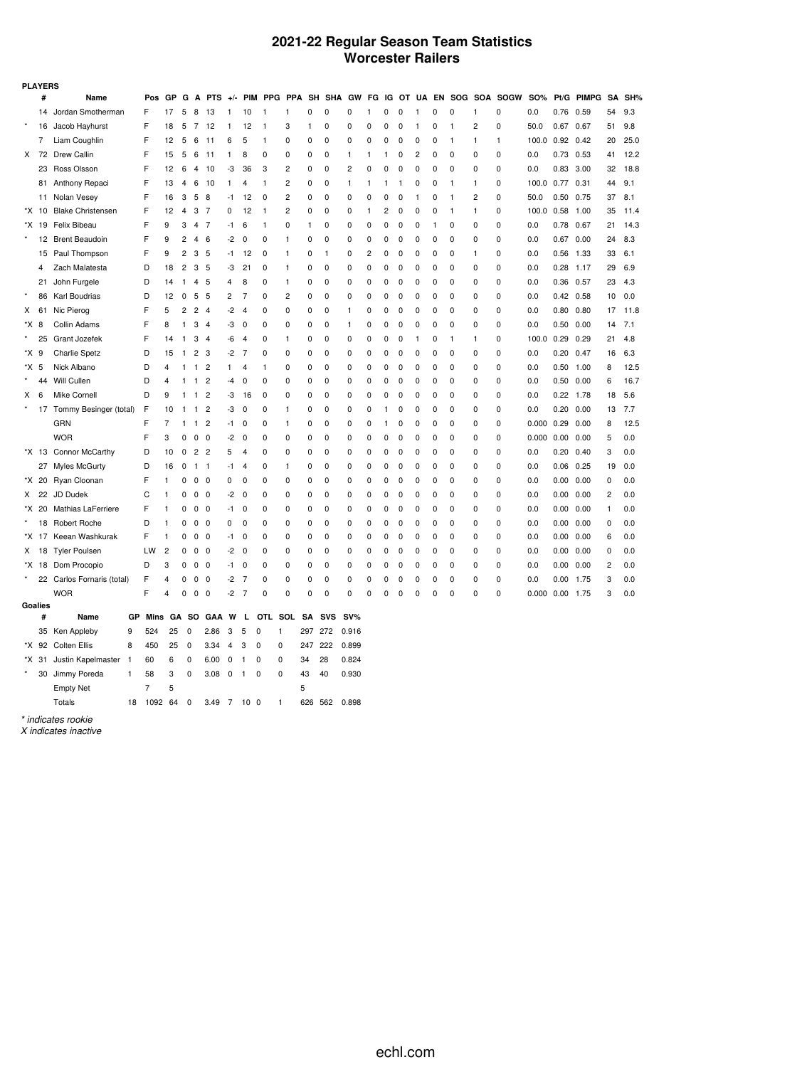# 2021-22 Regular Season Team Statistics
## Worcester Railers

**PLAYERS**

| | # | Name | Pos | GP | G | A | PTS | +/- | PIM | PPG | PPA | SH | SHA | GW | FG | IG | OT | UA | EN | SOG | SOA | SOGW | SO% | Pt/G | PIMPG | SA | SH% |
|---|---|---|---|---|---|---|---|---|---|---|---|---|---|---|---|---|---|---|---|---|---|---|---|---|---|---|---|
| | 14 | Jordan Smotherman | F | 17 | 5 | 8 | 13 | 1 | 10 | 1 | 1 | 0 | 0 | 0 | 1 | 0 | 0 | 1 | 0 | 0 | 1 | 0 | 0.0 | 0.76 | 0.59 | 54 | 9.3 |
| * | 16 | Jacob Hayhurst | F | 18 | 5 | 7 | 12 | 1 | 12 | 1 | 3 | 1 | 0 | 0 | 0 | 0 | 0 | 1 | 0 | 1 | 2 | 0 | 50.0 | 0.67 | 0.67 | 51 | 9.8 |
| | 7 | Liam Coughlin | F | 12 | 5 | 6 | 11 | 6 | 5 | 1 | 0 | 0 | 0 | 0 | 0 | 0 | 0 | 0 | 0 | 1 | 1 | 1 | 100.0 | 0.92 | 0.42 | 20 | 25.0 |
| X | 72 | Drew Callin | F | 15 | 5 | 6 | 11 | 1 | 8 | 0 | 0 | 0 | 0 | 1 | 1 | 1 | 0 | 2 | 0 | 0 | 0 | 0 | 0.0 | 0.73 | 0.53 | 41 | 12.2 |
| | 23 | Ross Olsson | F | 12 | 6 | 4 | 10 | -3 | 36 | 3 | 2 | 0 | 0 | 2 | 0 | 0 | 0 | 0 | 0 | 0 | 0 | 0 | 0.0 | 0.83 | 3.00 | 32 | 18.8 |
| | 81 | Anthony Repaci | F | 13 | 4 | 6 | 10 | 1 | 4 | 1 | 2 | 0 | 0 | 1 | 1 | 1 | 1 | 0 | 0 | 1 | 1 | 0 | 100.0 | 0.77 | 0.31 | 44 | 9.1 |
| | 11 | Nolan Vesey | F | 16 | 3 | 5 | 8 | -1 | 12 | 0 | 2 | 0 | 0 | 0 | 0 | 0 | 0 | 1 | 0 | 1 | 2 | 0 | 50.0 | 0.50 | 0.75 | 37 | 8.1 |
| *X | 10 | Blake Christensen | F | 12 | 4 | 3 | 7 | 0 | 12 | 1 | 2 | 0 | 0 | 0 | 1 | 2 | 0 | 0 | 0 | 1 | 1 | 0 | 100.0 | 0.58 | 1.00 | 35 | 11.4 |
| *X | 19 | Felix Bibeau | F | 9 | 3 | 4 | 7 | -1 | 6 | 1 | 0 | 1 | 0 | 0 | 0 | 0 | 0 | 0 | 1 | 0 | 0 | 0 | 0.0 | 0.78 | 0.67 | 21 | 14.3 |
| * | 12 | Brent Beaudoin | F | 9 | 2 | 4 | 6 | -2 | 0 | 0 | 1 | 0 | 0 | 0 | 0 | 0 | 0 | 0 | 0 | 0 | 0 | 0 | 0.0 | 0.67 | 0.00 | 24 | 8.3 |
| | 15 | Paul Thompson | F | 9 | 2 | 3 | 5 | -1 | 12 | 0 | 1 | 0 | 1 | 0 | 2 | 0 | 0 | 0 | 0 | 0 | 1 | 0 | 0.0 | 0.56 | 1.33 | 33 | 6.1 |
| | 4 | Zach Malatesta | D | 18 | 2 | 3 | 5 | -3 | 21 | 0 | 1 | 0 | 0 | 0 | 0 | 0 | 0 | 0 | 0 | 0 | 0 | 0 | 0.0 | 0.28 | 1.17 | 29 | 6.9 |
| | 21 | John Furgele | D | 14 | 1 | 4 | 5 | 4 | 8 | 0 | 1 | 0 | 0 | 0 | 0 | 0 | 0 | 0 | 0 | 0 | 0 | 0 | 0.0 | 0.36 | 0.57 | 23 | 4.3 |
| * | 86 | Karl Boudrias | D | 12 | 0 | 5 | 5 | 2 | 7 | 0 | 2 | 0 | 0 | 0 | 0 | 0 | 0 | 0 | 0 | 0 | 0 | 0 | 0.0 | 0.42 | 0.58 | 10 | 0.0 |
| X | 61 | Nic Pierog | F | 5 | 2 | 2 | 4 | -2 | 4 | 0 | 0 | 0 | 0 | 1 | 0 | 0 | 0 | 0 | 0 | 0 | 0 | 0 | 0.0 | 0.80 | 0.80 | 17 | 11.8 |
| *X | 8 | Collin Adams | F | 8 | 1 | 3 | 4 | -3 | 0 | 0 | 0 | 0 | 0 | 1 | 0 | 0 | 0 | 0 | 0 | 0 | 0 | 0 | 0.0 | 0.50 | 0.00 | 14 | 7.1 |
| * | 25 | Grant Jozefek | F | 14 | 1 | 3 | 4 | -6 | 4 | 0 | 1 | 0 | 0 | 0 | 0 | 0 | 0 | 1 | 0 | 1 | 1 | 0 | 100.0 | 0.29 | 0.29 | 21 | 4.8 |
| *X | 9 | Charlie Spetz | D | 15 | 1 | 2 | 3 | -2 | 7 | 0 | 0 | 0 | 0 | 0 | 0 | 0 | 0 | 0 | 0 | 0 | 0 | 0 | 0.0 | 0.20 | 0.47 | 16 | 6.3 |
| *X | 5 | Nick Albano | D | 4 | 1 | 1 | 2 | 1 | 4 | 1 | 0 | 0 | 0 | 0 | 0 | 0 | 0 | 0 | 0 | 0 | 0 | 0 | 0.0 | 0.50 | 1.00 | 8 | 12.5 |
| * | 44 | Will Cullen | D | 4 | 1 | 1 | 2 | -4 | 0 | 0 | 0 | 0 | 0 | 0 | 0 | 0 | 0 | 0 | 0 | 0 | 0 | 0 | 0.0 | 0.50 | 0.00 | 6 | 16.7 |
| X | 6 | Mike Cornell | D | 9 | 1 | 1 | 2 | -3 | 16 | 0 | 0 | 0 | 0 | 0 | 0 | 0 | 0 | 0 | 0 | 0 | 0 | 0 | 0.0 | 0.22 | 1.78 | 18 | 5.6 |
| * | 17 | Tommy Besinger (total) | F | 10 | 1 | 1 | 2 | -3 | 0 | 0 | 1 | 0 | 0 | 0 | 0 | 1 | 0 | 0 | 0 | 0 | 0 | 0 | 0.0 | 0.20 | 0.00 | 13 | 7.7 |
| | | GRN | F | 7 | 1 | 1 | 2 | -1 | 0 | 0 | 1 | 0 | 0 | 0 | 0 | 1 | 0 | 0 | 0 | 0 | 0 | 0 | 0.000 | 0.29 | 0.00 | 8 | 12.5 |
| | | WOR | F | 3 | 0 | 0 | 0 | -2 | 0 | 0 | 0 | 0 | 0 | 0 | 0 | 0 | 0 | 0 | 0 | 0 | 0 | 0 | 0.000 | 0.00 | 0.00 | 5 | 0.0 |
| *X | 13 | Connor McCarthy | D | 10 | 0 | 2 | 2 | 5 | 4 | 0 | 0 | 0 | 0 | 0 | 0 | 0 | 0 | 0 | 0 | 0 | 0 | 0 | 0.0 | 0.20 | 0.40 | 3 | 0.0 |
| | 27 | Myles McGurty | D | 16 | 0 | 1 | 1 | -1 | 4 | 0 | 1 | 0 | 0 | 0 | 0 | 0 | 0 | 0 | 0 | 0 | 0 | 0 | 0.0 | 0.06 | 0.25 | 19 | 0.0 |
| *X | 20 | Ryan Cloonan | F | 1 | 0 | 0 | 0 | 0 | 0 | 0 | 0 | 0 | 0 | 0 | 0 | 0 | 0 | 0 | 0 | 0 | 0 | 0 | 0.0 | 0.00 | 0.00 | 0 | 0.0 |
| X | 22 | JD Dudek | C | 1 | 0 | 0 | 0 | -2 | 0 | 0 | 0 | 0 | 0 | 0 | 0 | 0 | 0 | 0 | 0 | 0 | 0 | 0 | 0.0 | 0.00 | 0.00 | 2 | 0.0 |
| *X | 20 | Mathias LaFerriere | F | 1 | 0 | 0 | 0 | -1 | 0 | 0 | 0 | 0 | 0 | 0 | 0 | 0 | 0 | 0 | 0 | 0 | 0 | 0 | 0.0 | 0.00 | 0.00 | 1 | 0.0 |
| * | 18 | Robert Roche | D | 1 | 0 | 0 | 0 | 0 | 0 | 0 | 0 | 0 | 0 | 0 | 0 | 0 | 0 | 0 | 0 | 0 | 0 | 0 | 0.0 | 0.00 | 0.00 | 0 | 0.0 |
| *X | 17 | Keean Washkurak | F | 1 | 0 | 0 | 0 | -1 | 0 | 0 | 0 | 0 | 0 | 0 | 0 | 0 | 0 | 0 | 0 | 0 | 0 | 0 | 0.0 | 0.00 | 0.00 | 6 | 0.0 |
| X | 18 | Tyler Poulsen | LW | 2 | 0 | 0 | 0 | -2 | 0 | 0 | 0 | 0 | 0 | 0 | 0 | 0 | 0 | 0 | 0 | 0 | 0 | 0 | 0.0 | 0.00 | 0.00 | 0 | 0.0 |
| *X | 18 | Dom Procopio | D | 3 | 0 | 0 | 0 | -1 | 0 | 0 | 0 | 0 | 0 | 0 | 0 | 0 | 0 | 0 | 0 | 0 | 0 | 0 | 0.0 | 0.00 | 0.00 | 2 | 0.0 |
| * | 22 | Carlos Fornaris (total) | F | 4 | 0 | 0 | 0 | -2 | 7 | 0 | 0 | 0 | 0 | 0 | 0 | 0 | 0 | 0 | 0 | 0 | 0 | 0 | 0.0 | 0.00 | 1.75 | 3 | 0.0 |
| | | WOR | F | 4 | 0 | 0 | 0 | -2 | 7 | 0 | 0 | 0 | 0 | 0 | 0 | 0 | 0 | 0 | 0 | 0 | 0 | 0 | 0.000 | 0.00 | 1.75 | 3 | 0.0 |

**Goalies**

| | # | Name | GP | Mins | GA | SO | GAA | W | L | OTL | SOL | SA | SVS | SV% |
|---|---|---|---|---|---|---|---|---|---|---|---|---|---|---|
| | 35 | Ken Appleby | 9 | 524 | 25 | 0 | 2.86 | 3 | 5 | 0 | 1 | 297 | 272 | 0.916 |
| *X | 92 | Colten Ellis | 8 | 450 | 25 | 0 | 3.34 | 4 | 3 | 0 | 0 | 247 | 222 | 0.899 |
| *X | 31 | Justin Kapelmaster | 1 | 60 | 6 | 0 | 6.00 | 0 | 1 | 0 | 0 | 34 | 28 | 0.824 |
| * | 30 | Jimmy Poreda | 1 | 58 | 3 | 0 | 3.08 | 0 | 1 | 0 | 0 | 43 | 40 | 0.930 |
| | | Empty Net | | 7 | 5 | | | | | | | 5 | | |
| | | Totals | 18 | 1092 | 64 | 0 | 3.49 | 7 | 10 | 0 | 1 | 626 | 562 | 0.898 |

*\* indicates rookie*

*X indicates inactive*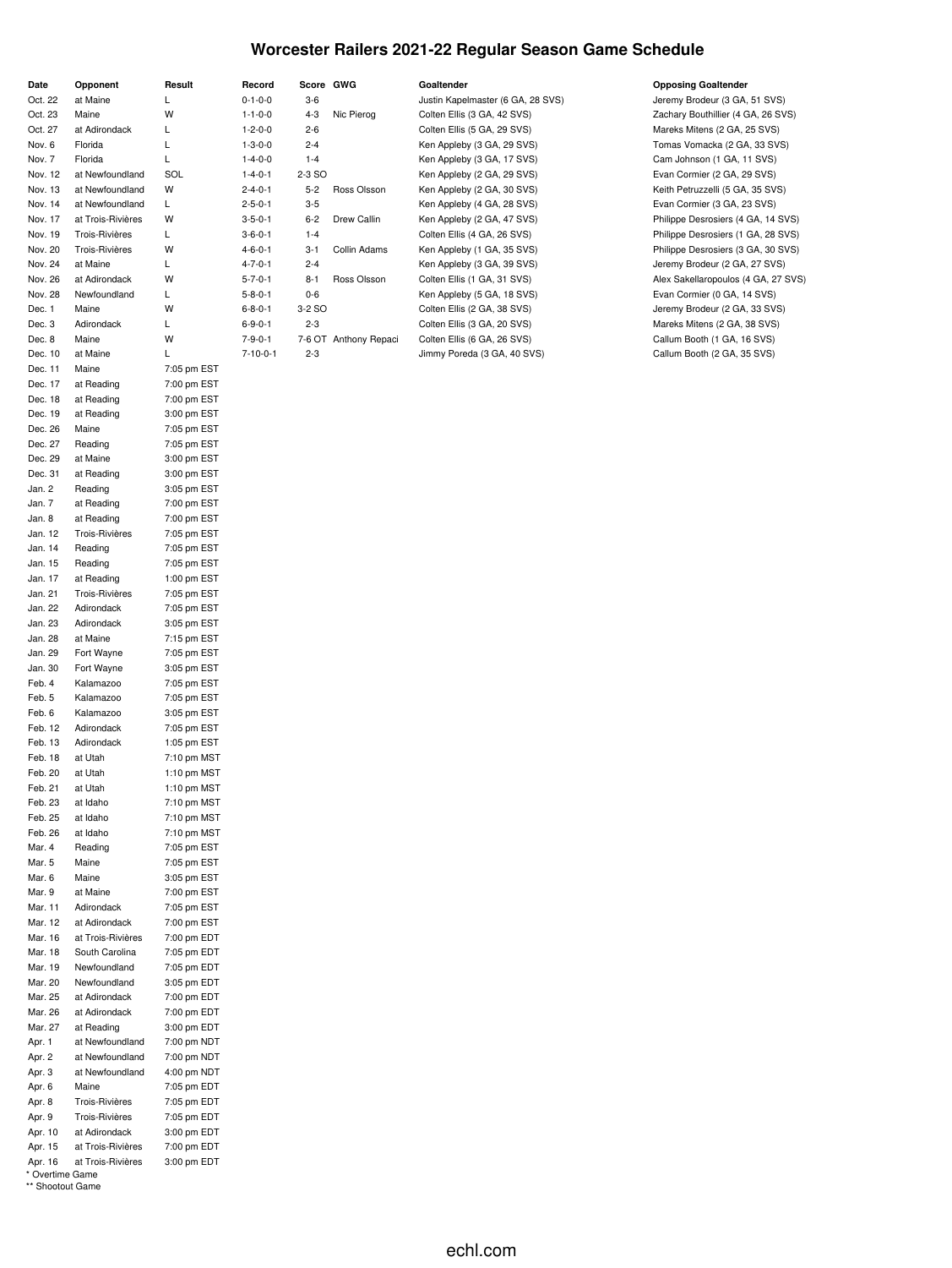# Worcester Railers 2021-22 Regular Season Game Schedule

| Date | Opponent | Result | Record | Score | GWG | Goaltender | Opposing Goaltender |
|---|---|---|---|---|---|---|---|
| Oct. 22 | at Maine | L | 0-1-0-0 | 3-6 | | Justin Kapelmaster (6 GA, 28 SVS) | Jeremy Brodeur (3 GA, 51 SVS) |
| Oct. 23 | Maine | W | 1-1-0-0 | 4-3 | Nic Pierog | Colten Ellis (3 GA, 42 SVS) | Zachary Bouthillier (4 GA, 26 SVS) |
| Oct. 27 | at Adirondack | L | 1-2-0-0 | 2-6 | | Colten Ellis (5 GA, 29 SVS) | Mareks Mitens (2 GA, 25 SVS) |
| Nov. 6 | Florida | L | 1-3-0-0 | 2-4 | | Ken Appleby (3 GA, 29 SVS) | Tomas Vomacka (2 GA, 33 SVS) |
| Nov. 7 | Florida | L | 1-4-0-0 | 1-4 | | Ken Appleby (3 GA, 17 SVS) | Cam Johnson (1 GA, 11 SVS) |
| Nov. 12 | at Newfoundland | SOL | 1-4-0-1 | 2-3 SO | | Ken Appleby (2 GA, 29 SVS) | Evan Cormier (2 GA, 29 SVS) |
| Nov. 13 | at Newfoundland | W | 2-4-0-1 | 5-2 | Ross Olsson | Ken Appleby (2 GA, 30 SVS) | Keith Petruzzelli (5 GA, 35 SVS) |
| Nov. 14 | at Newfoundland | L | 2-5-0-1 | 3-5 | | Ken Appleby (4 GA, 28 SVS) | Evan Cormier (3 GA, 23 SVS) |
| Nov. 17 | at Trois-Rivières | W | 3-5-0-1 | 6-2 | Drew Callin | Ken Appleby (2 GA, 47 SVS) | Philippe Desrosiers (4 GA, 14 SVS) |
| Nov. 19 | Trois-Rivières | L | 3-6-0-1 | 1-4 | | Colten Ellis (4 GA, 26 SVS) | Philippe Desrosiers (1 GA, 28 SVS) |
| Nov. 20 | Trois-Rivières | W | 4-6-0-1 | 3-1 | Collin Adams | Ken Appleby (1 GA, 35 SVS) | Philippe Desrosiers (3 GA, 30 SVS) |
| Nov. 24 | at Maine | L | 4-7-0-1 | 2-4 | | Ken Appleby (3 GA, 39 SVS) | Jeremy Brodeur (2 GA, 27 SVS) |
| Nov. 26 | at Adirondack | W | 5-7-0-1 | 8-1 | Ross Olsson | Colten Ellis (1 GA, 31 SVS) | Alex Sakellaropoulos (4 GA, 27 SVS) |
| Nov. 28 | Newfoundland | L | 5-8-0-1 | 0-6 | | Ken Appleby (5 GA, 18 SVS) | Evan Cormier (0 GA, 14 SVS) |
| Dec. 1 | Maine | W | 6-8-0-1 | 3-2 SO | | Colten Ellis (2 GA, 38 SVS) | Jeremy Brodeur (2 GA, 33 SVS) |
| Dec. 3 | Adirondack | L | 6-9-0-1 | 2-3 | | Colten Ellis (3 GA, 20 SVS) | Mareks Mitens (2 GA, 38 SVS) |
| Dec. 8 | Maine | W | 7-9-0-1 | 7-6 OT | Anthony Repaci | Colten Ellis (6 GA, 26 SVS) | Callum Booth (1 GA, 16 SVS) |
| Dec. 10 | at Maine | L | 7-10-0-1 | 2-3 | | Jimmy Poreda (3 GA, 40 SVS) | Callum Booth (2 GA, 35 SVS) |
| Dec. 11 | Maine | 7:05 pm EST | | | | | |
| Dec. 17 | at Reading | 7:00 pm EST | | | | | |
| Dec. 18 | at Reading | 7:00 pm EST | | | | | |
| Dec. 19 | at Reading | 3:00 pm EST | | | | | |
| Dec. 26 | Maine | 7:05 pm EST | | | | | |
| Dec. 27 | Reading | 7:05 pm EST | | | | | |
| Dec. 29 | at Maine | 3:00 pm EST | | | | | |
| Dec. 31 | at Reading | 3:00 pm EST | | | | | |
| Jan. 2 | Reading | 3:05 pm EST | | | | | |
| Jan. 7 | at Reading | 7:00 pm EST | | | | | |
| Jan. 8 | at Reading | 7:00 pm EST | | | | | |
| Jan. 12 | Trois-Rivières | 7:05 pm EST | | | | | |
| Jan. 14 | Reading | 7:05 pm EST | | | | | |
| Jan. 15 | Reading | 7:05 pm EST | | | | | |
| Jan. 17 | at Reading | 1:00 pm EST | | | | | |
| Jan. 21 | Trois-Rivières | 7:05 pm EST | | | | | |
| Jan. 22 | Adirondack | 7:05 pm EST | | | | | |
| Jan. 23 | Adirondack | 3:05 pm EST | | | | | |
| Jan. 28 | at Maine | 7:15 pm EST | | | | | |
| Jan. 29 | Fort Wayne | 7:05 pm EST | | | | | |
| Jan. 30 | Fort Wayne | 3:05 pm EST | | | | | |
| Feb. 4 | Kalamazoo | 7:05 pm EST | | | | | |
| Feb. 5 | Kalamazoo | 7:05 pm EST | | | | | |
| Feb. 6 | Kalamazoo | 3:05 pm EST | | | | | |
| Feb. 12 | Adirondack | 7:05 pm EST | | | | | |
| Feb. 13 | Adirondack | 1:05 pm EST | | | | | |
| Feb. 18 | at Utah | 7:10 pm MST | | | | | |
| Feb. 20 | at Utah | 1:10 pm MST | | | | | |
| Feb. 21 | at Utah | 1:10 pm MST | | | | | |
| Feb. 23 | at Idaho | 7:10 pm MST | | | | | |
| Feb. 25 | at Idaho | 7:10 pm MST | | | | | |
| Feb. 26 | at Idaho | 7:10 pm MST | | | | | |
| Mar. 4 | Reading | 7:05 pm EST | | | | | |
| Mar. 5 | Maine | 7:05 pm EST | | | | | |
| Mar. 6 | Maine | 3:05 pm EST | | | | | |
| Mar. 9 | at Maine | 7:00 pm EST | | | | | |
| Mar. 11 | Adirondack | 7:05 pm EST | | | | | |
| Mar. 12 | at Adirondack | 7:00 pm EST | | | | | |
| Mar. 16 | at Trois-Rivières | 7:00 pm EDT | | | | | |
| Mar. 18 | South Carolina | 7:05 pm EDT | | | | | |
| Mar. 19 | Newfoundland | 7:05 pm EDT | | | | | |
| Mar. 20 | Newfoundland | 3:05 pm EDT | | | | | |
| Mar. 25 | at Adirondack | 7:00 pm EDT | | | | | |
| Mar. 26 | at Adirondack | 7:00 pm EDT | | | | | |
| Mar. 27 | at Reading | 3:00 pm EDT | | | | | |
| Apr. 1 | at Newfoundland | 7:00 pm NDT | | | | | |
| Apr. 2 | at Newfoundland | 7:00 pm NDT | | | | | |
| Apr. 3 | at Newfoundland | 4:00 pm NDT | | | | | |
| Apr. 6 | Maine | 7:05 pm EDT | | | | | |
| Apr. 8 | Trois-Rivières | 7:05 pm EDT | | | | | |
| Apr. 9 | Trois-Rivières | 7:05 pm EDT | | | | | |
| Apr. 10 | at Adirondack | 3:00 pm EDT | | | | | |
| Apr. 15 | at Trois-Rivières | 7:00 pm EDT | | | | | |
| Apr. 16 | at Trois-Rivières | 3:00 pm EDT | | | | | |

\* Overtime Game
\*\* Shootout Game

echl.com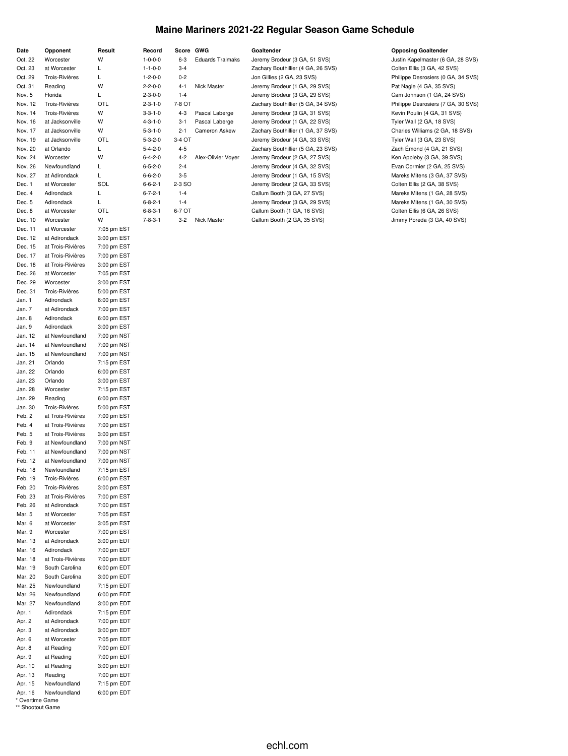# Maine Mariners 2021-22 Regular Season Game Schedule

| Date | Opponent | Result | Record | Score | GWG | Goaltender | Opposing Goaltender |
|---|---|---|---|---|---|---|---|
| Oct. 22 | Worcester | W | 1-0-0-0 | 6-3 | Eduards Tralmaks | Jeremy Brodeur (3 GA, 51 SVS) | Justin Kapelmaster (6 GA, 28 SVS) |
| Oct. 23 | at Worcester | L | 1-1-0-0 | 3-4 | | Zachary Bouthillier (4 GA, 26 SVS) | Colten Ellis (3 GA, 42 SVS) |
| Oct. 29 | Trois-Rivières | L | 1-2-0-0 | 0-2 | | Jon Gillies (2 GA, 23 SVS) | Philippe Desrosiers (0 GA, 34 SVS) |
| Oct. 31 | Reading | W | 2-2-0-0 | 4-1 | Nick Master | Jeremy Brodeur (1 GA, 29 SVS) | Pat Nagle (4 GA, 35 SVS) |
| Nov. 5 | Florida | L | 2-3-0-0 | 1-4 | | Jeremy Brodeur (3 GA, 29 SVS) | Cam Johnson (1 GA, 24 SVS) |
| Nov. 12 | Trois-Rivières | OTL | 2-3-1-0 | 7-8 OT | | Zachary Bouthillier (5 GA, 34 SVS) | Philippe Desrosiers (7 GA, 30 SVS) |
| Nov. 14 | Trois-Rivières | W | 3-3-1-0 | 4-3 | Pascal Laberge | Jeremy Brodeur (3 GA, 31 SVS) | Kevin Poulin (4 GA, 31 SVS) |
| Nov. 16 | at Jacksonville | W | 4-3-1-0 | 3-1 | Pascal Laberge | Jeremy Brodeur (1 GA, 22 SVS) | Tyler Wall (2 GA, 18 SVS) |
| Nov. 17 | at Jacksonville | W | 5-3-1-0 | 2-1 | Cameron Askew | Zachary Bouthillier (1 GA, 37 SVS) | Charles Williams (2 GA, 18 SVS) |
| Nov. 19 | at Jacksonville | OTL | 5-3-2-0 | 3-4 OT | | Jeremy Brodeur (4 GA, 33 SVS) | Tyler Wall (3 GA, 23 SVS) |
| Nov. 20 | at Orlando | L | 5-4-2-0 | 4-5 | | Zachary Bouthillier (5 GA, 23 SVS) | Zach Émond (4 GA, 21 SVS) |
| Nov. 24 | Worcester | W | 6-4-2-0 | 4-2 | Alex-Olivier Voyer | Jeremy Brodeur (2 GA, 27 SVS) | Ken Appleby (3 GA, 39 SVS) |
| Nov. 26 | Newfoundland | L | 6-5-2-0 | 2-4 | | Jeremy Brodeur (4 GA, 32 SVS) | Evan Cormier (2 GA, 25 SVS) |
| Nov. 27 | at Adirondack | L | 6-6-2-0 | 3-5 | | Jeremy Brodeur (1 GA, 15 SVS) | Mareks Mitens (3 GA, 37 SVS) |
| Dec. 1 | at Worcester | SOL | 6-6-2-1 | 2-3 SO | | Jeremy Brodeur (2 GA, 33 SVS) | Colten Ellis (2 GA, 38 SVS) |
| Dec. 4 | Adirondack | L | 6-7-2-1 | 1-4 | | Callum Booth (3 GA, 27 SVS) | Mareks Mitens (1 GA, 28 SVS) |
| Dec. 5 | Adirondack | L | 6-8-2-1 | 1-4 | | Jeremy Brodeur (3 GA, 29 SVS) | Mareks Mitens (1 GA, 30 SVS) |
| Dec. 8 | at Worcester | OTL | 6-8-3-1 | 6-7 OT | | Callum Booth (1 GA, 16 SVS) | Colten Ellis (6 GA, 26 SVS) |
| Dec. 10 | Worcester | W | 7-8-3-1 | 3-2 | Nick Master | Callum Booth (2 GA, 35 SVS) | Jimmy Poreda (3 GA, 40 SVS) |
| Dec. 11 | at Worcester | 7:05 pm EST | | | | | |
| Dec. 12 | at Adirondack | 3:00 pm EST | | | | | |
| Dec. 15 | at Trois-Rivières | 7:00 pm EST | | | | | |
| Dec. 17 | at Trois-Rivières | 7:00 pm EST | | | | | |
| Dec. 18 | at Trois-Rivières | 3:00 pm EST | | | | | |
| Dec. 26 | at Worcester | 7:05 pm EST | | | | | |
| Dec. 29 | Worcester | 3:00 pm EST | | | | | |
| Dec. 31 | Trois-Rivières | 5:00 pm EST | | | | | |
| Jan. 1 | Adirondack | 6:00 pm EST | | | | | |
| Jan. 7 | at Adirondack | 7:00 pm EST | | | | | |
| Jan. 8 | Adirondack | 6:00 pm EST | | | | | |
| Jan. 9 | Adirondack | 3:00 pm EST | | | | | |
| Jan. 12 | at Newfoundland | 7:00 pm NST | | | | | |
| Jan. 14 | at Newfoundland | 7:00 pm NST | | | | | |
| Jan. 15 | at Newfoundland | 7:00 pm NST | | | | | |
| Jan. 21 | Orlando | 7:15 pm EST | | | | | |
| Jan. 22 | Orlando | 6:00 pm EST | | | | | |
| Jan. 23 | Orlando | 3:00 pm EST | | | | | |
| Jan. 28 | Worcester | 7:15 pm EST | | | | | |
| Jan. 29 | Reading | 6:00 pm EST | | | | | |
| Jan. 30 | Trois-Rivières | 5:00 pm EST | | | | | |
| Feb. 2 | at Trois-Rivières | 7:00 pm EST | | | | | |
| Feb. 4 | at Trois-Rivières | 7:00 pm EST | | | | | |
| Feb. 5 | at Trois-Rivières | 3:00 pm EST | | | | | |
| Feb. 9 | at Newfoundland | 7:00 pm NST | | | | | |
| Feb. 11 | at Newfoundland | 7:00 pm NST | | | | | |
| Feb. 12 | at Newfoundland | 7:00 pm NST | | | | | |
| Feb. 18 | Newfoundland | 7:15 pm EST | | | | | |
| Feb. 19 | Trois-Rivières | 6:00 pm EST | | | | | |
| Feb. 20 | Trois-Rivières | 3:00 pm EST | | | | | |
| Feb. 23 | at Trois-Rivières | 7:00 pm EST | | | | | |
| Feb. 26 | at Adirondack | 7:00 pm EST | | | | | |
| Mar. 5 | at Worcester | 7:05 pm EST | | | | | |
| Mar. 6 | at Worcester | 3:05 pm EST | | | | | |
| Mar. 9 | Worcester | 7:00 pm EST | | | | | |
| Mar. 13 | at Adirondack | 3:00 pm EDT | | | | | |
| Mar. 16 | Adirondack | 7:00 pm EDT | | | | | |
| Mar. 18 | at Trois-Rivières | 7:00 pm EDT | | | | | |
| Mar. 19 | South Carolina | 6:00 pm EDT | | | | | |
| Mar. 20 | South Carolina | 3:00 pm EDT | | | | | |
| Mar. 25 | Newfoundland | 7:15 pm EDT | | | | | |
| Mar. 26 | Newfoundland | 6:00 pm EDT | | | | | |
| Mar. 27 | Newfoundland | 3:00 pm EDT | | | | | |
| Apr. 1 | Adirondack | 7:15 pm EDT | | | | | |
| Apr. 2 | at Adirondack | 7:00 pm EDT | | | | | |
| Apr. 3 | at Adirondack | 3:00 pm EDT | | | | | |
| Apr. 6 | at Worcester | 7:05 pm EDT | | | | | |
| Apr. 8 | at Reading | 7:00 pm EDT | | | | | |
| Apr. 9 | at Reading | 7:00 pm EDT | | | | | |
| Apr. 10 | at Reading | 3:00 pm EDT | | | | | |
| Apr. 13 | Reading | 7:00 pm EDT | | | | | |
| Apr. 15 | Newfoundland | 7:15 pm EDT | | | | | |
| Apr. 16 | Newfoundland | 6:00 pm EDT | | | | | |

\* Overtime Game
\*\* Shootout Game

echl.com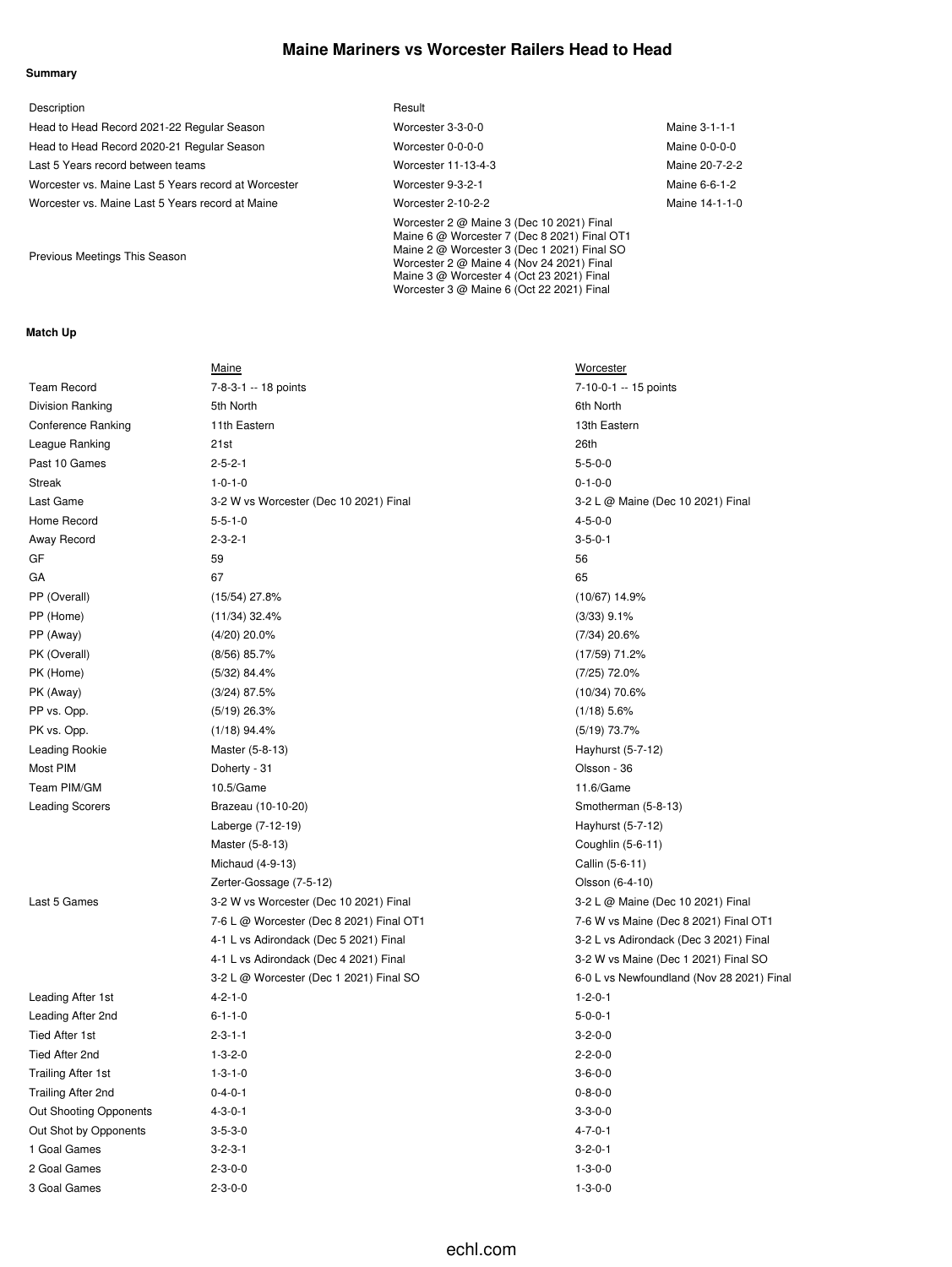# Maine Mariners vs Worcester Railers Head to Head

**Summary**

| Description | Result | |
|---|---|---|
| Head to Head Record 2021-22 Regular Season | Worcester 3-3-0-0 | Maine 3-1-1-1 |
| Head to Head Record 2020-21 Regular Season | Worcester 0-0-0-0 | Maine 0-0-0-0 |
| Last 5 Years record between teams | Worcester 11-13-4-3 | Maine 20-7-2-2 |
| Worcester vs. Maine Last 5 Years record at Worcester | Worcester 9-3-2-1 | Maine 6-6-1-2 |
| Worcester vs. Maine Last 5 Years record at Maine | Worcester 2-10-2-2 | Maine 14-1-1-0 |
| Previous Meetings This Season | Worcester 2 @ Maine 3 (Dec 10 2021) Final<br>Maine 6 @ Worcester 7 (Dec 8 2021) Final OT1<br>Maine 2 @ Worcester 3 (Dec 1 2021) Final SO<br>Worcester 2 @ Maine 4 (Nov 24 2021) Final<br>Maine 3 @ Worcester 4 (Oct 23 2021) Final<br>Worcester 3 @ Maine 6 (Oct 22 2021) Final | |

**Match Up**

| | Maine | Worcester |
|---|---|---|
| Team Record | 7-8-3-1 -- 18 points | 7-10-0-1 -- 15 points |
| Division Ranking | 5th North | 6th North |
| Conference Ranking | 11th Eastern | 13th Eastern |
| League Ranking | 21st | 26th |
| Past 10 Games | 2-5-2-1 | 5-5-0-0 |
| Streak | 1-0-1-0 | 0-1-0-0 |
| Last Game | 3-2 W vs Worcester (Dec 10 2021) Final | 3-2 L @ Maine (Dec 10 2021) Final |
| Home Record | 5-5-1-0 | 4-5-0-0 |
| Away Record | 2-3-2-1 | 3-5-0-1 |
| GF | 59 | 56 |
| GA | 67 | 65 |
| PP (Overall) | (15/54) 27.8% | (10/67) 14.9% |
| PP (Home) | (11/34) 32.4% | (3/33) 9.1% |
| PP (Away) | (4/20) 20.0% | (7/34) 20.6% |
| PK (Overall) | (8/56) 85.7% | (17/59) 71.2% |
| PK (Home) | (5/32) 84.4% | (7/25) 72.0% |
| PK (Away) | (3/24) 87.5% | (10/34) 70.6% |
| PP vs. Opp. | (5/19) 26.3% | (1/18) 5.6% |
| PK vs. Opp. | (1/18) 94.4% | (5/19) 73.7% |
| Leading Rookie | Master (5-8-13) | Hayhurst (5-7-12) |
| Most PIM | Doherty - 31 | Olsson - 36 |
| Team PIM/GM | 10.5/Game | 11.6/Game |
| Leading Scorers | Brazeau (10-10-20) | Smotherman (5-8-13) |
| | Laberge (7-12-19) | Hayhurst (5-7-12) |
| | Master (5-8-13) | Coughlin (5-6-11) |
| | Michaud (4-9-13) | Callin (5-6-11) |
| | Zerter-Gossage (7-5-12) | Olsson (6-4-10) |
| Last 5 Games | 3-2 W vs Worcester (Dec 10 2021) Final | 3-2 L @ Maine (Dec 10 2021) Final |
| | 7-6 L @ Worcester (Dec 8 2021) Final OT1 | 7-6 W vs Maine (Dec 8 2021) Final OT1 |
| | 4-1 L vs Adirondack (Dec 5 2021) Final | 3-2 L vs Adirondack (Dec 3 2021) Final |
| | 4-1 L vs Adirondack (Dec 4 2021) Final | 3-2 W vs Maine (Dec 1 2021) Final SO |
| | 3-2 L @ Worcester (Dec 1 2021) Final SO | 6-0 L vs Newfoundland (Nov 28 2021) Final |
| Leading After 1st | 4-2-1-0 | 1-2-0-1 |
| Leading After 2nd | 6-1-1-0 | 5-0-0-1 |
| Tied After 1st | 2-3-1-1 | 3-2-0-0 |
| Tied After 2nd | 1-3-2-0 | 2-2-0-0 |
| Trailing After 1st | 1-3-1-0 | 3-6-0-0 |
| Trailing After 2nd | 0-4-0-1 | 0-8-0-0 |
| Out Shooting Opponents | 4-3-0-1 | 3-3-0-0 |
| Out Shot by Opponents | 3-5-3-0 | 4-7-0-1 |
| 1 Goal Games | 3-2-3-1 | 3-2-0-1 |
| 2 Goal Games | 2-3-0-0 | 1-3-0-0 |
| 3 Goal Games | 2-3-0-0 | 1-3-0-0 |

echl.com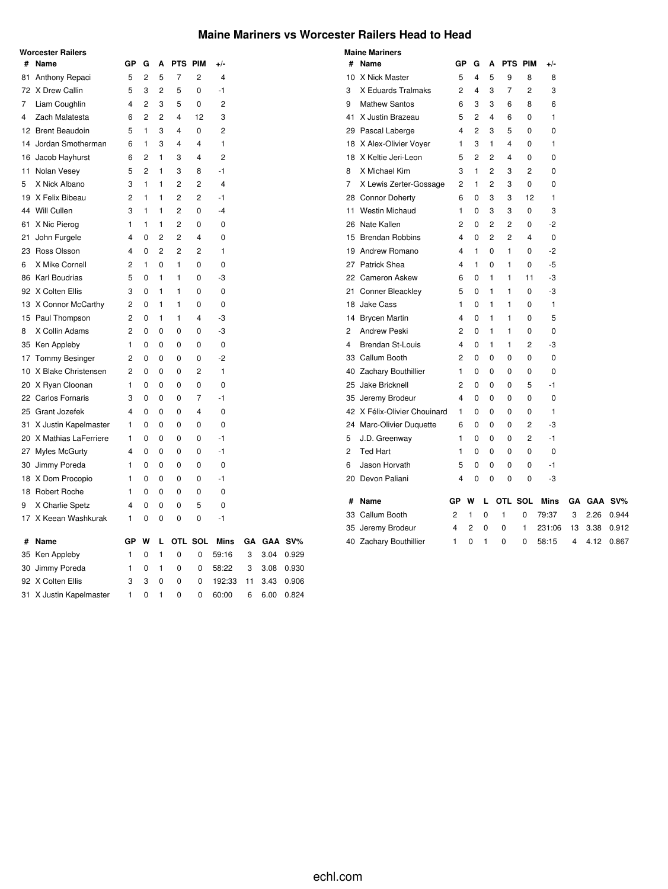# Maine Mariners vs Worcester Railers Head to Head

## Worcester Railers

| # | Name | GP | G | A | PTS | PIM | +/- |
|---|---|---|---|---|---|---|---|
| 81 | Anthony Repaci | 5 | 2 | 5 | 7 | 2 | 4 |
| 72 | X Drew Callin | 5 | 3 | 2 | 5 | 0 | -1 |
| 7 | Liam Coughlin | 4 | 2 | 3 | 5 | 0 | 2 |
| 4 | Zach Malatesta | 6 | 2 | 2 | 4 | 12 | 3 |
| 12 | Brent Beaudoin | 5 | 1 | 3 | 4 | 0 | 2 |
| 14 | Jordan Smotherman | 6 | 1 | 3 | 4 | 4 | 1 |
| 16 | Jacob Hayhurst | 6 | 2 | 1 | 3 | 4 | 2 |
| 11 | Nolan Vesey | 5 | 2 | 1 | 3 | 8 | -1 |
| 5 | X Nick Albano | 3 | 1 | 1 | 2 | 2 | 4 |
| 19 | X Felix Bibeau | 2 | 1 | 1 | 2 | 2 | -1 |
| 44 | Will Cullen | 3 | 1 | 1 | 2 | 0 | -4 |
| 61 | X Nic Pierog | 1 | 1 | 1 | 2 | 0 | 0 |
| 21 | John Furgele | 4 | 0 | 2 | 2 | 4 | 0 |
| 23 | Ross Olsson | 4 | 0 | 2 | 2 | 2 | 1 |
| 6 | X Mike Cornell | 2 | 1 | 0 | 1 | 0 | 0 |
| 86 | Karl Boudrias | 5 | 0 | 1 | 1 | 0 | -3 |
| 92 | X Colten Ellis | 3 | 0 | 1 | 1 | 0 | 0 |
| 13 | X Connor McCarthy | 2 | 0 | 1 | 1 | 0 | 0 |
| 15 | Paul Thompson | 2 | 0 | 1 | 1 | 4 | -3 |
| 8 | X Collin Adams | 2 | 0 | 0 | 0 | 0 | -3 |
| 35 | Ken Appleby | 1 | 0 | 0 | 0 | 0 | 0 |
| 17 | Tommy Besinger | 2 | 0 | 0 | 0 | 0 | -2 |
| 10 | X Blake Christensen | 2 | 0 | 0 | 0 | 2 | 1 |
| 20 | X Ryan Cloonan | 1 | 0 | 0 | 0 | 0 | 0 |
| 22 | Carlos Fornaris | 3 | 0 | 0 | 0 | 7 | -1 |
| 25 | Grant Jozefek | 4 | 0 | 0 | 0 | 4 | 0 |
| 31 | X Justin Kapelmaster | 1 | 0 | 0 | 0 | 0 | 0 |
| 20 | X Mathias LaFerriere | 1 | 0 | 0 | 0 | 0 | -1 |
| 27 | Myles McGurty | 4 | 0 | 0 | 0 | 0 | -1 |
| 30 | Jimmy Poreda | 1 | 0 | 0 | 0 | 0 | 0 |
| 18 | X Dom Procopio | 1 | 0 | 0 | 0 | 0 | -1 |
| 18 | Robert Roche | 1 | 0 | 0 | 0 | 0 | 0 |
| 9 | X Charlie Spetz | 4 | 0 | 0 | 0 | 5 | 0 |
| 17 | X Keean Washkurak | 1 | 0 | 0 | 0 | 0 | -1 |

| # | Name | GP | W | L | OTL | SOL | Mins | GA | GAA | SV% |
|---|---|---|---|---|---|---|---|---|---|---|
| 35 | Ken Appleby | 1 | 0 | 1 | 0 | 0 | 59:16 | 3 | 3.04 | 0.929 |
| 30 | Jimmy Poreda | 1 | 0 | 1 | 0 | 0 | 58:22 | 3 | 3.08 | 0.930 |
| 92 | X Colten Ellis | 3 | 3 | 0 | 0 | 0 | 192:33 | 11 | 3.43 | 0.906 |
| 31 | X Justin Kapelmaster | 1 | 0 | 1 | 0 | 0 | 60:00 | 6 | 6.00 | 0.824 |

## Maine Mariners

| # | Name | GP | G | A | PTS | PIM | +/- |
|---|---|---|---|---|---|---|---|
| 10 | X Nick Master | 5 | 4 | 5 | 9 | 8 | 8 |
| 3 | X Eduards Tralmaks | 2 | 4 | 3 | 7 | 2 | 3 |
| 9 | Mathew Santos | 6 | 3 | 3 | 6 | 8 | 6 |
| 41 | X Justin Brazeau | 5 | 2 | 4 | 6 | 0 | 1 |
| 29 | Pascal Laberge | 4 | 2 | 3 | 5 | 0 | 0 |
| 18 | X Alex-Olivier Voyer | 1 | 3 | 1 | 4 | 0 | 1 |
| 18 | X Keltie Jeri-Leon | 5 | 2 | 2 | 4 | 0 | 0 |
| 8 | X Michael Kim | 3 | 1 | 2 | 3 | 2 | 0 |
| 7 | X Lewis Zerter-Gossage | 2 | 1 | 2 | 3 | 0 | 0 |
| 28 | Connor Doherty | 6 | 0 | 3 | 3 | 12 | 1 |
| 11 | Westin Michaud | 1 | 0 | 3 | 3 | 0 | 3 |
| 26 | Nate Kallen | 2 | 0 | 2 | 2 | 0 | -2 |
| 15 | Brendan Robbins | 4 | 0 | 2 | 2 | 4 | 0 |
| 19 | Andrew Romano | 4 | 1 | 0 | 1 | 0 | -2 |
| 27 | Patrick Shea | 4 | 1 | 0 | 1 | 0 | -5 |
| 22 | Cameron Askew | 6 | 0 | 1 | 1 | 11 | -3 |
| 21 | Conner Bleackley | 5 | 0 | 1 | 1 | 0 | -3 |
| 18 | Jake Cass | 1 | 0 | 1 | 1 | 0 | 1 |
| 14 | Brycen Martin | 4 | 0 | 1 | 1 | 0 | 5 |
| 2 | Andrew Peski | 2 | 0 | 1 | 1 | 0 | 0 |
| 4 | Brendan St-Louis | 4 | 0 | 1 | 1 | 2 | -3 |
| 33 | Callum Booth | 2 | 0 | 0 | 0 | 0 | 0 |
| 40 | Zachary Bouthillier | 1 | 0 | 0 | 0 | 0 | 0 |
| 25 | Jake Bricknell | 2 | 0 | 0 | 0 | 5 | -1 |
| 35 | Jeremy Brodeur | 4 | 0 | 0 | 0 | 0 | 0 |
| 42 | X Félix-Olivier Chouinard | 1 | 0 | 0 | 0 | 0 | 1 |
| 24 | Marc-Olivier Duquette | 6 | 0 | 0 | 0 | 2 | -3 |
| 5 | J.D. Greenway | 1 | 0 | 0 | 0 | 2 | -1 |
| 2 | Ted Hart | 1 | 0 | 0 | 0 | 0 | 0 |
| 6 | Jason Horvath | 5 | 0 | 0 | 0 | 0 | -1 |
| 20 | Devon Paliani | 4 | 0 | 0 | 0 | 0 | -3 |

| # | Name | GP | W | L | OTL | SOL | Mins | GA | GAA | SV% |
|---|---|---|---|---|---|---|---|---|---|---|
| 33 | Callum Booth | 2 | 1 | 0 | 1 | 0 | 79:37 | 3 | 2.26 | 0.944 |
| 35 | Jeremy Brodeur | 4 | 2 | 0 | 0 | 1 | 231:06 | 13 | 3.38 | 0.912 |
| 40 | Zachary Bouthillier | 1 | 0 | 1 | 0 | 0 | 58:15 | 4 | 4.12 | 0.867 |

echl.com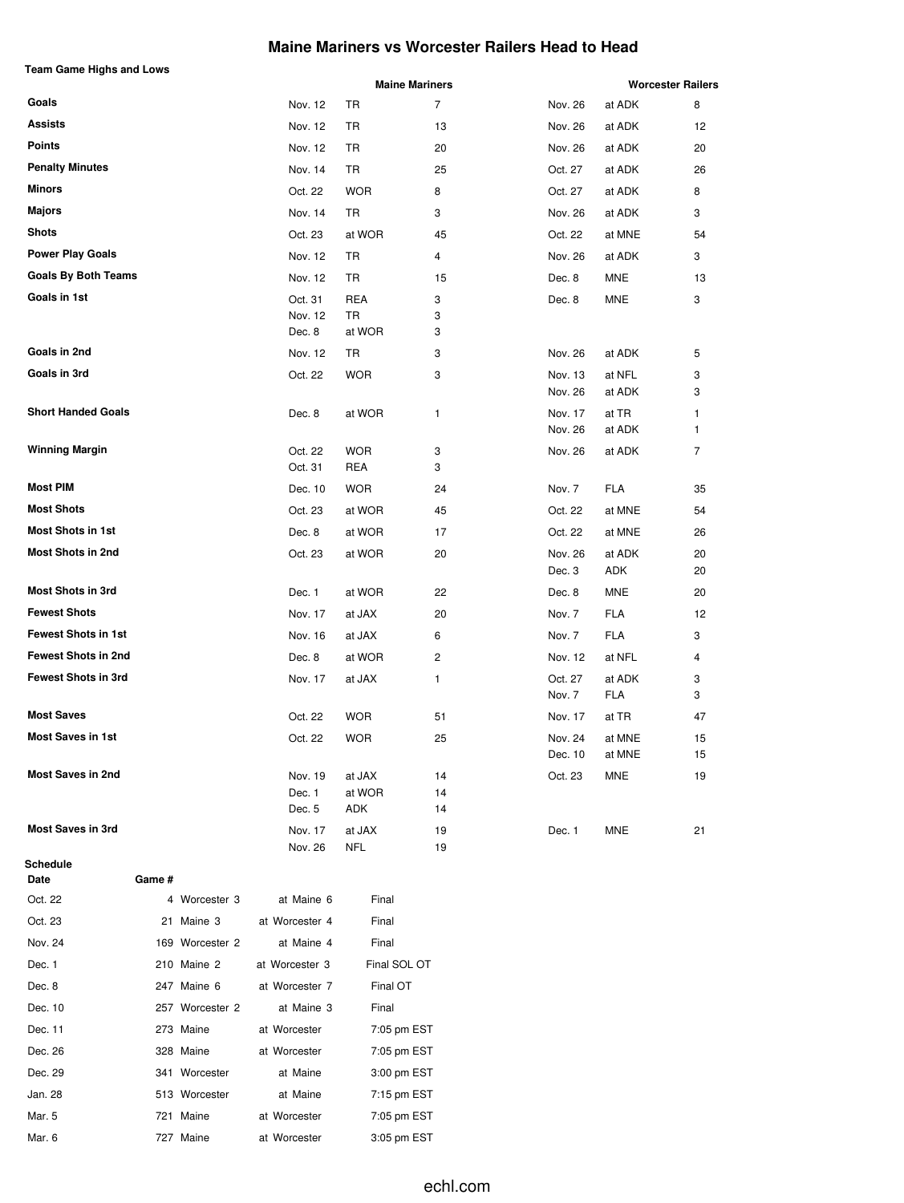# Maine Mariners vs Worcester Railers Head to Head

**Team Game Highs and Lows**

| | Maine Mariners | | | Worcester Railers | | |
|---|---|---|---|---|---|---|
| **Goals** | Nov. 12 | TR | 7 | Nov. 26 | at ADK | 8 |
| **Assists** | Nov. 12 | TR | 13 | Nov. 26 | at ADK | 12 |
| **Points** | Nov. 12 | TR | 20 | Nov. 26 | at ADK | 20 |
| **Penalty Minutes** | Nov. 14 | TR | 25 | Oct. 27 | at ADK | 26 |
| **Minors** | Oct. 22 | WOR | 8 | Oct. 27 | at ADK | 8 |
| **Majors** | Nov. 14 | TR | 3 | Nov. 26 | at ADK | 3 |
| **Shots** | Oct. 23 | at WOR | 45 | Oct. 22 | at MNE | 54 |
| **Power Play Goals** | Nov. 12 | TR | 4 | Nov. 26 | at ADK | 3 |
| **Goals By Both Teams** | Nov. 12 | TR | 15 | Dec. 8 | MNE | 13 |
| **Goals in 1st** | Oct. 31 | REA | 3 | Dec. 8 | MNE | 3 |
| | Nov. 12 | TR | 3 | | | |
| | Dec. 8 | at WOR | 3 | | | |
| **Goals in 2nd** | Nov. 12 | TR | 3 | Nov. 26 | at ADK | 5 |
| **Goals in 3rd** | Oct. 22 | WOR | 3 | Nov. 13 | at NFL | 3 |
| | | | | Nov. 26 | at ADK | 3 |
| **Short Handed Goals** | Dec. 8 | at WOR | 1 | Nov. 17 | at TR | 1 |
| | | | | Nov. 26 | at ADK | 1 |
| **Winning Margin** | Oct. 22 | WOR | 3 | Nov. 26 | at ADK | 7 |
| | Oct. 31 | REA | 3 | | | |
| **Most PIM** | Dec. 10 | WOR | 24 | Nov. 7 | FLA | 35 |
| **Most Shots** | Oct. 23 | at WOR | 45 | Oct. 22 | at MNE | 54 |
| **Most Shots in 1st** | Dec. 8 | at WOR | 17 | Oct. 22 | at MNE | 26 |
| **Most Shots in 2nd** | Oct. 23 | at WOR | 20 | Nov. 26 | at ADK | 20 |
| | | | | Dec. 3 | ADK | 20 |
| **Most Shots in 3rd** | Dec. 1 | at WOR | 22 | Dec. 8 | MNE | 20 |
| **Fewest Shots** | Nov. 17 | at JAX | 20 | Nov. 7 | FLA | 12 |
| **Fewest Shots in 1st** | Nov. 16 | at JAX | 6 | Nov. 7 | FLA | 3 |
| **Fewest Shots in 2nd** | Dec. 8 | at WOR | 2 | Nov. 12 | at NFL | 4 |
| **Fewest Shots in 3rd** | Nov. 17 | at JAX | 1 | Oct. 27 | at ADK | 3 |
| | | | | Nov. 7 | FLA | 3 |
| **Most Saves** | Oct. 22 | WOR | 51 | Nov. 17 | at TR | 47 |
| **Most Saves in 1st** | Oct. 22 | WOR | 25 | Nov. 24 | at MNE | 15 |
| | | | | Dec. 10 | at MNE | 15 |
| **Most Saves in 2nd** | Nov. 19 | at JAX | 14 | Oct. 23 | MNE | 19 |
| | Dec. 1 | at WOR | 14 | | | |
| | Dec. 5 | ADK | 14 | | | |
| **Most Saves in 3rd** | Nov. 17 | at JAX | 19 | Dec. 1 | MNE | 21 |
| | Nov. 26 | NFL | 19 | | | |

**Schedule**

| Date | Game # | | | |
|---|---|---|---|---|
| Oct. 22 | 4 | Worcester 3 | at Maine 6 | Final |
| Oct. 23 | 21 | Maine 3 | at Worcester 4 | Final |
| Nov. 24 | 169 | Worcester 2 | at Maine 4 | Final |
| Dec. 1 | 210 | Maine 2 | at Worcester 3 | Final SOL OT |
| Dec. 8 | 247 | Maine 6 | at Worcester 7 | Final OT |
| Dec. 10 | 257 | Worcester 2 | at Maine 3 | Final |
| Dec. 11 | 273 | Maine | at Worcester | 7:05 pm EST |
| Dec. 26 | 328 | Maine | at Worcester | 7:05 pm EST |
| Dec. 29 | 341 | Worcester | at Maine | 3:00 pm EST |
| Jan. 28 | 513 | Worcester | at Maine | 7:15 pm EST |
| Mar. 5 | 721 | Maine | at Worcester | 7:05 pm EST |
| Mar. 6 | 727 | Maine | at Worcester | 3:05 pm EST |

echl.com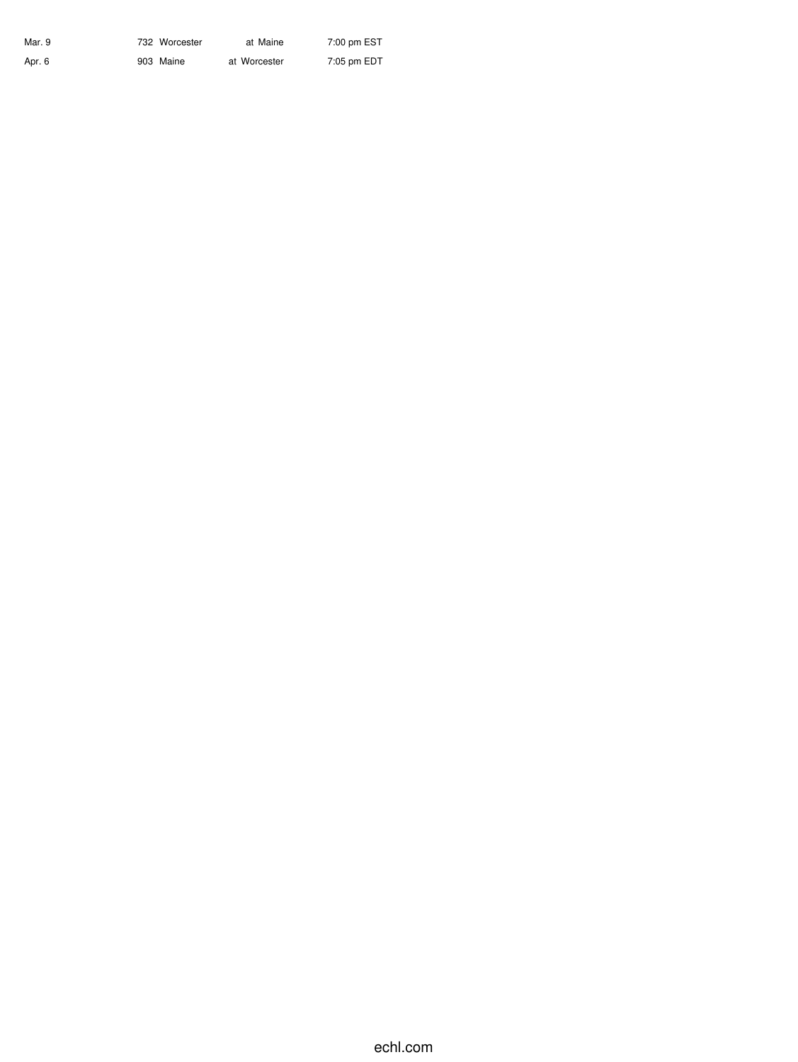| | | | | |
|---|---|---|---|---|
| Mar. 9 | 732 | Worcester | at Maine | 7:00 pm EST |
| Apr. 6 | 903 | Maine | at Worcester | 7:05 pm EDT |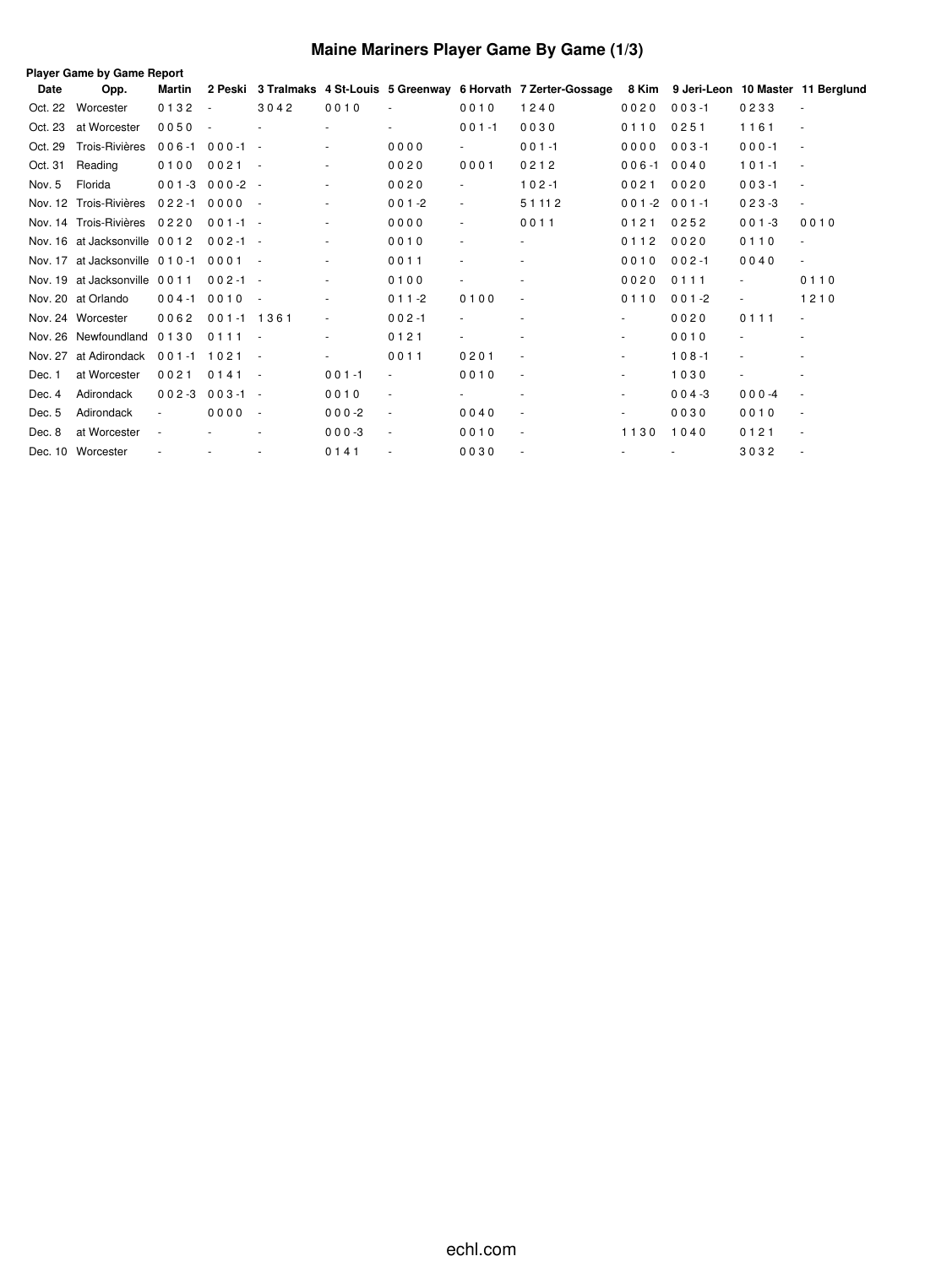# Maine Mariners Player Game By Game (1/3)

**Player Game by Game Report**

| Date | Opp. | Martin | 2 Peski | 3 Tralmaks | 4 St-Louis | 5 Greenway | 6 Horvath | 7 Zerter-Gossage | 8 Kim | 9 Jeri-Leon | 10 Master | 11 Berglund |
|---|---|---|---|---|---|---|---|---|---|---|---|---|
| Oct. 22 | Worcester | 0 1 3 2 | - | 3 0 4 2 | 0 0 1 0 | - | 0 0 1 0 | 1 2 4 0 | 0 0 2 0 | 0 0 3 -1 | 0 2 3 3 | - |
| Oct. 23 | at Worcester | 0 0 5 0 | - | - | - | - | 0 0 1 -1 | 0 0 3 0 | 0 1 1 0 | 0 2 5 1 | 1 1 6 1 | - |
| Oct. 29 | Trois-Rivières | 0 0 6 -1 | 0 0 0 -1 | - | - | 0 0 0 0 | - | 0 0 1 -1 | 0 0 0 0 | 0 0 3 -1 | 0 0 0 -1 | - |
| Oct. 31 | Reading | 0 1 0 0 | 0 0 2 1 | - | - | 0 0 2 0 | 0 0 0 1 | 0 2 1 2 | 0 0 6 -1 | 0 0 4 0 | 1 0 1 -1 | - |
| Nov. 5 | Florida | 0 0 1 -3 | 0 0 0 -2 | - | - | 0 0 2 0 | - | 1 0 2 -1 | 0 0 2 1 | 0 0 2 0 | 0 0 3 -1 | - |
| Nov. 12 | Trois-Rivières | 0 2 2 -1 | 0 0 0 0 | - | - | 0 0 1 -2 | - | 5 1 11 2 | 0 0 1 -2 | 0 0 1 -1 | 0 2 3 -3 | - |
| Nov. 14 | Trois-Rivières | 0 2 2 0 | 0 0 1 -1 | - | - | 0 0 0 0 | - | 0 0 1 1 | 0 1 2 1 | 0 2 5 2 | 0 0 1 -3 | 0 0 1 0 |
| Nov. 16 | at Jacksonville | 0 0 1 2 | 0 0 2 -1 | - | - | 0 0 1 0 | - | - | 0 1 1 2 | 0 0 2 0 | 0 1 1 0 | - |
| Nov. 17 | at Jacksonville | 0 1 0 -1 | 0 0 0 1 | - | - | 0 0 1 1 | - | - | 0 0 1 0 | 0 0 2 -1 | 0 0 4 0 | - |
| Nov. 19 | at Jacksonville | 0 0 1 1 | 0 0 2 -1 | - | - | 0 1 0 0 | - | - | 0 0 2 0 | 0 1 1 1 | - | 0 1 1 0 |
| Nov. 20 | at Orlando | 0 0 4 -1 | 0 0 1 0 | - | - | 0 1 1 -2 | 0 1 0 0 | - | 0 1 1 0 | 0 0 1 -2 | - | 1 2 1 0 |
| Nov. 24 | Worcester | 0 0 6 2 | 0 0 1 -1 | 1 3 6 1 | - | 0 0 2 -1 | - | - | - | 0 0 2 0 | 0 1 1 1 | - |
| Nov. 26 | Newfoundland | 0 1 3 0 | 0 1 1 1 | - | - | 0 1 2 1 | - | - | - | 0 0 1 0 | - | - |
| Nov. 27 | at Adirondack | 0 0 1 -1 | 1 0 2 1 | - | - | 0 0 1 1 | 0 2 0 1 | - | - | 1 0 8 -1 | - | - |
| Dec. 1 | at Worcester | 0 0 2 1 | 0 1 4 1 | - | 0 0 1 -1 | - | 0 0 1 0 | - | - | 1 0 3 0 | - | - |
| Dec. 4 | Adirondack | 0 0 2 -3 | 0 0 3 -1 | - | 0 0 1 0 | - | - | - | - | 0 0 4 -3 | 0 0 0 -4 | - |
| Dec. 5 | Adirondack | - | 0 0 0 0 | - | 0 0 0 -2 | - | 0 0 4 0 | - | - | 0 0 3 0 | 0 0 1 0 | - |
| Dec. 8 | at Worcester | - | - | - | 0 0 0 -3 | - | 0 0 1 0 | - | 1 1 3 0 | 1 0 4 0 | 0 1 2 1 | - |
| Dec. 10 | Worcester | - | - | - | 0 1 4 1 | - | 0 0 3 0 | - | - | - | 3 0 3 2 | - |

echl.com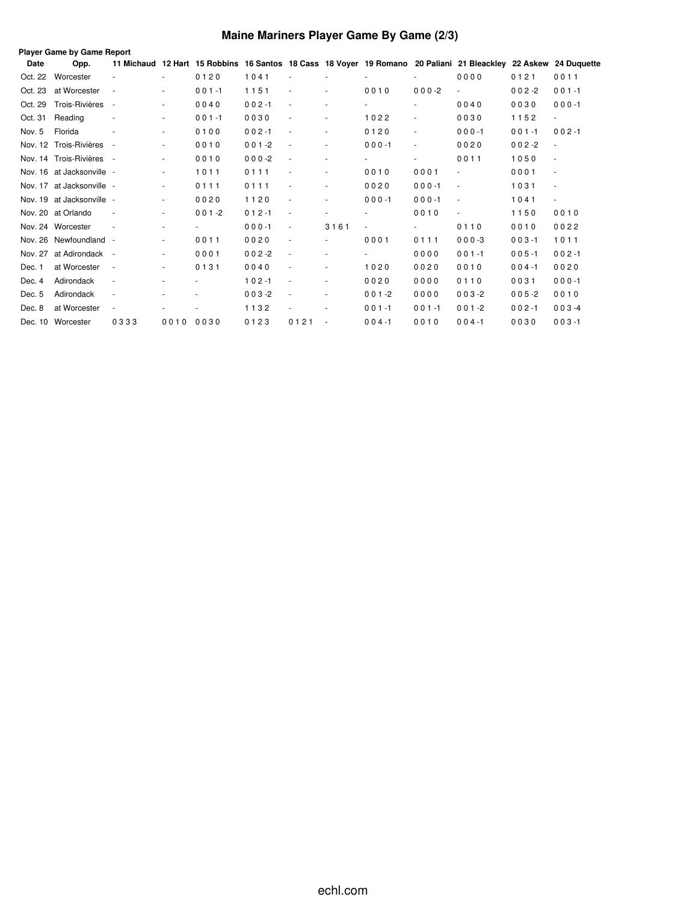# Maine Mariners Player Game By Game (2/3)

**Player Game by Game Report**

| Date | Opp. | 11 Michaud | 12 Hart | 15 Robbins | 16 Santos | 18 Cass | 18 Voyer | 19 Romano | 20 Paliani | 21 Bleackley | 22 Askew | 24 Duquette |
|---|---|---|---|---|---|---|---|---|---|---|---|---|
| Oct. 22 | Worcester | - | - | 0 1 2 0 | 1 0 4 1 | - | - | - | - | 0 0 0 0 | 0 1 2 1 | 0 0 1 1 |
| Oct. 23 | at Worcester | - | - | 0 0 1 -1 | 1 1 5 1 | - | - | 0 0 1 0 | 0 0 0 -2 | - | 0 0 2 -2 | 0 0 1 -1 |
| Oct. 29 | Trois-Rivières | - | - | 0 0 4 0 | 0 0 2 -1 | - | - | - | - | 0 0 4 0 | 0 0 3 0 | 0 0 0 -1 |
| Oct. 31 | Reading | - | - | 0 0 1 -1 | 0 0 3 0 | - | - | 1 0 2 2 | - | 0 0 3 0 | 1 1 5 2 | - |
| Nov. 5 | Florida | - | - | 0 1 0 0 | 0 0 2 -1 | - | - | 0 1 2 0 | - | 0 0 0 -1 | 0 0 1 -1 | 0 0 2 -1 |
| Nov. 12 | Trois-Rivières | - | - | 0 0 1 0 | 0 0 1 -2 | - | - | 0 0 0 -1 | - | 0 0 2 0 | 0 0 2 -2 | - |
| Nov. 14 | Trois-Rivières | - | - | 0 0 1 0 | 0 0 0 -2 | - | - | - | - | 0 0 1 1 | 1 0 5 0 | - |
| Nov. 16 | at Jacksonville | - | - | 1 0 1 1 | 0 1 1 1 | - | - | 0 0 1 0 | 0 0 0 1 | - | 0 0 0 1 | - |
| Nov. 17 | at Jacksonville | - | - | 0 1 1 1 | 0 1 1 1 | - | - | 0 0 2 0 | 0 0 0 -1 | - | 1 0 3 1 | - |
| Nov. 19 | at Jacksonville | - | - | 0 0 2 0 | 1 1 2 0 | - | - | 0 0 0 -1 | 0 0 0 -1 | - | 1 0 4 1 | - |
| Nov. 20 | at Orlando | - | - | 0 0 1 -2 | 0 1 2 -1 | - | - | - | 0 0 1 0 | - | 1 1 5 0 | 0 0 1 0 |
| Nov. 24 | Worcester | - | - | - | 0 0 0 -1 | - | 3 1 6 1 | - | - | 0 1 1 0 | 0 0 1 0 | 0 0 2 2 |
| Nov. 26 | Newfoundland | - | - | 0 0 1 1 | 0 0 2 0 | - | - | 0 0 0 1 | 0 1 1 1 | 0 0 0 -3 | 0 0 3 -1 | 1 0 1 1 |
| Nov. 27 | at Adirondack | - | - | 0 0 0 1 | 0 0 2 -2 | - | - | - | 0 0 0 0 | 0 0 1 -1 | 0 0 5 -1 | 0 0 2 -1 |
| Dec. 1 | at Worcester | - | - | 0 1 3 1 | 0 0 4 0 | - | - | 1 0 2 0 | 0 0 2 0 | 0 0 1 0 | 0 0 4 -1 | 0 0 2 0 |
| Dec. 4 | Adirondack | - | - | - | 1 0 2 -1 | - | - | 0 0 2 0 | 0 0 0 0 | 0 1 1 0 | 0 0 3 1 | 0 0 0 -1 |
| Dec. 5 | Adirondack | - | - | - | 0 0 3 -2 | - | - | 0 0 1 -2 | 0 0 0 0 | 0 0 3 -2 | 0 0 5 -2 | 0 0 1 0 |
| Dec. 8 | at Worcester | - | - | - | 1 1 3 2 | - | - | 0 0 1 -1 | 0 0 1 -1 | 0 0 1 -2 | 0 0 2 -1 | 0 0 3 -4 |
| Dec. 10 | Worcester | 0 3 3 3 | 0 0 1 0 | 0 0 3 0 | 0 1 2 3 | 0 1 2 1 | - | 0 0 4 -1 | 0 0 1 0 | 0 0 4 -1 | 0 0 3 0 | 0 0 3 -1 |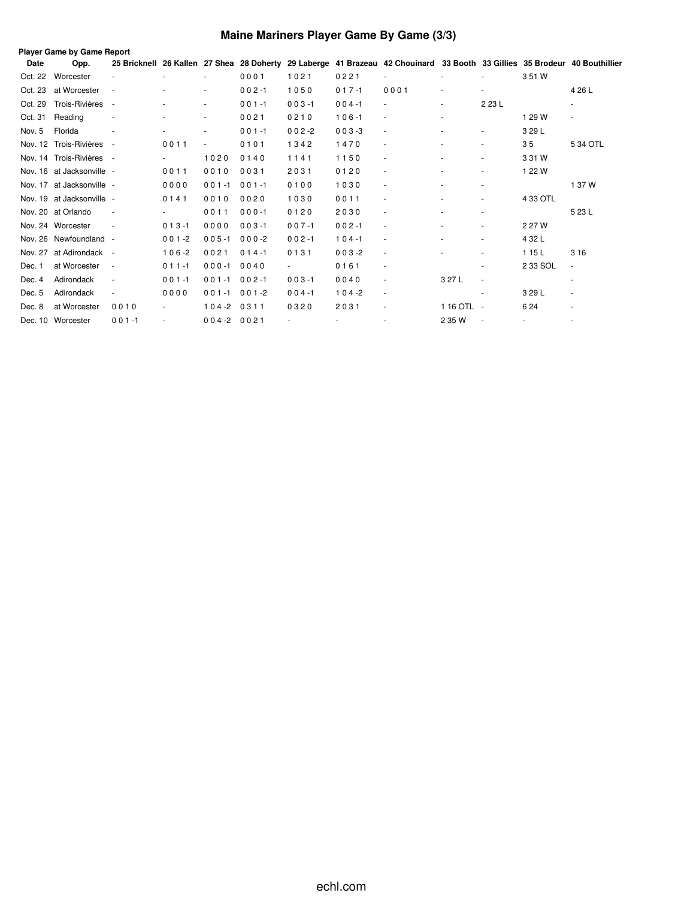# Maine Mariners Player Game By Game (3/3)

**Player Game by Game Report**

| Date | Opp. | 25 Bricknell | 26 Kallen | 27 Shea | 28 Doherty | 29 Laberge | 41 Brazeau | 42 Chouinard | 33 Booth | 33 Gillies | 35 Brodeur | 40 Bouthillier |
|---|---|---|---|---|---|---|---|---|---|---|---|---|
| Oct. 22 | Worcester | - | - | - | 0 0 0 1 | 1 0 2 1 | 0 2 2 1 | - | - | - | 3 51 W | |
| Oct. 23 | at Worcester | - | - | - | 0 0 2 -1 | 1 0 5 0 | 0 1 7 -1 | 0 0 0 1 | - | - | | 4 26 L |
| Oct. 29 | Trois-Rivières | - | - | - | 0 0 1 -1 | 0 0 3 -1 | 0 0 4 -1 | - | - | 2 23 L | | - |
| Oct. 31 | Reading | - | - | - | 0 0 2 1 | 0 2 1 0 | 1 0 6 -1 | - | - | | 1 29 W | - |
| Nov. 5 | Florida | - | - | - | 0 0 1 -1 | 0 0 2 -2 | 0 0 3 -3 | - | - | - | 3 29 L | |
| Nov. 12 | Trois-Rivières | - | 0 0 1 1 | - | 0 1 0 1 | 1 3 4 2 | 1 4 7 0 | - | - | - | 3 5 | 5 34 OTL |
| Nov. 14 | Trois-Rivières | - | - | 1 0 2 0 | 0 1 4 0 | 1 1 4 1 | 1 1 5 0 | - | - | - | 3 31 W | |
| Nov. 16 | at Jacksonville | - | 0 0 1 1 | 0 0 1 0 | 0 0 3 1 | 2 0 3 1 | 0 1 2 0 | - | - | - | 1 22 W | |
| Nov. 17 | at Jacksonville | - | 0 0 0 0 | 0 0 1 -1 | 0 0 1 -1 | 0 1 0 0 | 1 0 3 0 | - | - | - | | 1 37 W |
| Nov. 19 | at Jacksonville | - | 0 1 4 1 | 0 0 1 0 | 0 0 2 0 | 1 0 3 0 | 0 0 1 1 | - | - | - | 4 33 OTL | |
| Nov. 20 | at Orlando | - | - | 0 0 1 1 | 0 0 0 -1 | 0 1 2 0 | 2 0 3 0 | - | - | - | | 5 23 L |
| Nov. 24 | Worcester | - | 0 1 3 -1 | 0 0 0 0 | 0 0 3 -1 | 0 0 7 -1 | 0 0 2 -1 | - | - | - | 2 27 W | |
| Nov. 26 | Newfoundland | - | 0 0 1 -2 | 0 0 5 -1 | 0 0 0 -2 | 0 0 2 -1 | 1 0 4 -1 | - | - | - | 4 32 L | |
| Nov. 27 | at Adirondack | - | 1 0 6 -2 | 0 0 2 1 | 0 1 4 -1 | 0 1 3 1 | 0 0 3 -2 | - | - | - | 1 15 L | 3 16 |
| Dec. 1 | at Worcester | - | 0 1 1 -1 | 0 0 0 -1 | 0 0 4 0 | - | 0 1 6 1 | - | | - | 2 33 SOL | - |
| Dec. 4 | Adirondack | - | 0 0 1 -1 | 0 0 1 -1 | 0 0 2 -1 | 0 0 3 -1 | 0 0 4 0 | - | 3 27 L | - | | - |
| Dec. 5 | Adirondack | - | 0 0 0 0 | 0 0 1 -1 | 0 0 1 -2 | 0 0 4 -1 | 1 0 4 -2 | - | | - | 3 29 L | - |
| Dec. 8 | at Worcester | 0 0 1 0 | - | 1 0 4 -2 | 0 3 1 1 | 0 3 2 0 | 2 0 3 1 | - | 1 16 OTL | - | 6 24 | - |
| Dec. 10 | Worcester | 0 0 1 -1 | - | 0 0 4 -2 | 0 0 2 1 | - | - | - | 2 35 W | - | - | - |

echl.com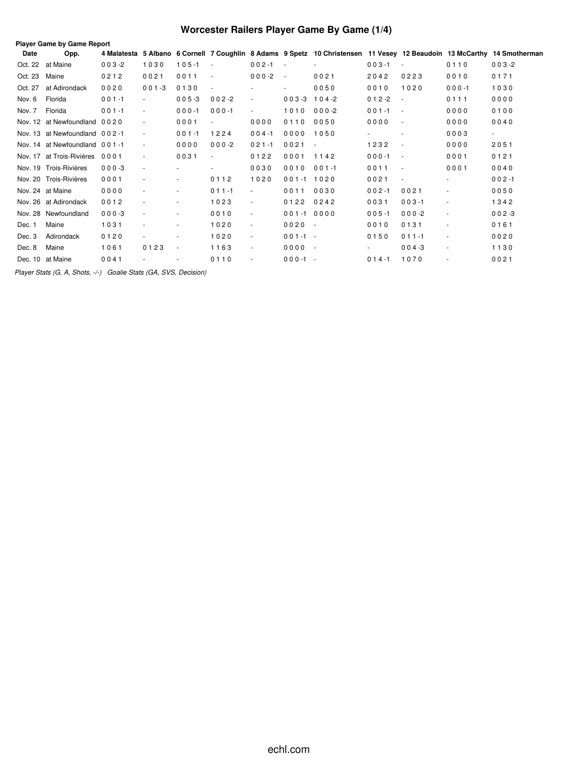# Worcester Railers Player Game By Game (1/4)

**Player Game by Game Report**

| Date | Opp. | 4 Malatesta | 5 Albano | 6 Cornell | 7 Coughlin | 8 Adams | 9 Spetz | 10 Christensen | 11 Vesey | 12 Beaudoin | 13 McCarthy | 14 Smotherman |
|---|---|---|---|---|---|---|---|---|---|---|---|---|
| Oct. 22 | at Maine | 0 0 3 -2 | 1 0 3 0 | 1 0 5 -1 | - | 0 0 2 -1 | - | - | 0 0 3 -1 | - | 0 1 1 0 | 0 0 3 -2 |
| Oct. 23 | Maine | 0 2 1 2 | 0 0 2 1 | 0 0 1 1 | - | 0 0 0 -2 | - | 0 0 2 1 | 2 0 4 2 | 0 2 2 3 | 0 0 1 0 | 0 1 7 1 |
| Oct. 27 | at Adirondack | 0 0 2 0 | 0 0 1 -3 | 0 1 3 0 | - | - | - | 0 0 5 0 | 0 0 1 0 | 1 0 2 0 | 0 0 0 -1 | 1 0 3 0 |
| Nov. 6 | Florida | 0 0 1 -1 | - | 0 0 5 -3 | 0 0 2 -2 | - | 0 0 3 -3 | 1 0 4 -2 | 0 1 2 -2 | - | 0 1 1 1 | 0 0 0 0 |
| Nov. 7 | Florida | 0 0 1 -1 | - | 0 0 0 -1 | 0 0 0 -1 | - | 1 0 1 0 | 0 0 0 -2 | 0 0 1 -1 | - | 0 0 0 0 | 0 1 0 0 |
| Nov. 12 | at Newfoundland | 0 0 2 0 | - | 0 0 0 1 | - | 0 0 0 0 | 0 1 1 0 | 0 0 5 0 | 0 0 0 0 | - | 0 0 0 0 | 0 0 4 0 |
| Nov. 13 | at Newfoundland | 0 0 2 -1 | - | 0 0 1 -1 | 1 2 2 4 | 0 0 4 -1 | 0 0 0 0 | 1 0 5 0 | - | - | 0 0 0 3 | - |
| Nov. 14 | at Newfoundland | 0 0 1 -1 | - | 0 0 0 0 | 0 0 0 -2 | 0 2 1 -1 | 0 0 2 1 | - | 1 2 3 2 | - | 0 0 0 0 | 2 0 5 1 |
| Nov. 17 | at Trois-Rivières | 0 0 0 1 | - | 0 0 3 1 | - | 0 1 2 2 | 0 0 0 1 | 1 1 4 2 | 0 0 0 -1 | - | 0 0 0 1 | 0 1 2 1 |
| Nov. 19 | Trois-Rivières | 0 0 0 -3 | - | - | - | 0 0 3 0 | 0 0 1 0 | 0 0 1 -1 | 0 0 1 1 | - | 0 0 0 1 | 0 0 4 0 |
| Nov. 20 | Trois-Rivières | 0 0 0 1 | - | - | 0 1 1 2 | 1 0 2 0 | 0 0 1 -1 | 1 0 2 0 | 0 0 2 1 | - | - | 0 0 2 -1 |
| Nov. 24 | at Maine | 0 0 0 0 | - | - | 0 1 1 -1 | - | 0 0 1 1 | 0 0 3 0 | 0 0 2 -1 | 0 0 2 1 | - | 0 0 5 0 |
| Nov. 26 | at Adirondack | 0 0 1 2 | - | - | 1 0 2 3 | - | 0 1 2 2 | 0 2 4 2 | 0 0 3 1 | 0 0 3 -1 | - | 1 3 4 2 |
| Nov. 28 | Newfoundland | 0 0 0 -3 | - | - | 0 0 1 0 | - | 0 0 1 -1 | 0 0 0 0 | 0 0 5 -1 | 0 0 0 -2 | - | 0 0 2 -3 |
| Dec. 1 | Maine | 1 0 3 1 | - | - | 1 0 2 0 | - | 0 0 2 0 | - | 0 0 1 0 | 0 1 3 1 | - | 0 1 6 1 |
| Dec. 3 | Adirondack | 0 1 2 0 | - | - | 1 0 2 0 | - | 0 0 1 -1 | - | 0 1 5 0 | 0 1 1 -1 | - | 0 0 2 0 |
| Dec. 8 | Maine | 1 0 6 1 | 0 1 2 3 | - | 1 1 6 3 | - | 0 0 0 0 | - | - | 0 0 4 -3 | - | 1 1 3 0 |
| Dec. 10 | at Maine | 0 0 4 1 | - | - | 0 1 1 0 | - | 0 0 0 -1 | - | 0 1 4 -1 | 1 0 7 0 | - | 0 0 2 1 |

*Player Stats (G, A, Shots, -/-)   Goalie Stats (GA, SVS, Decision)*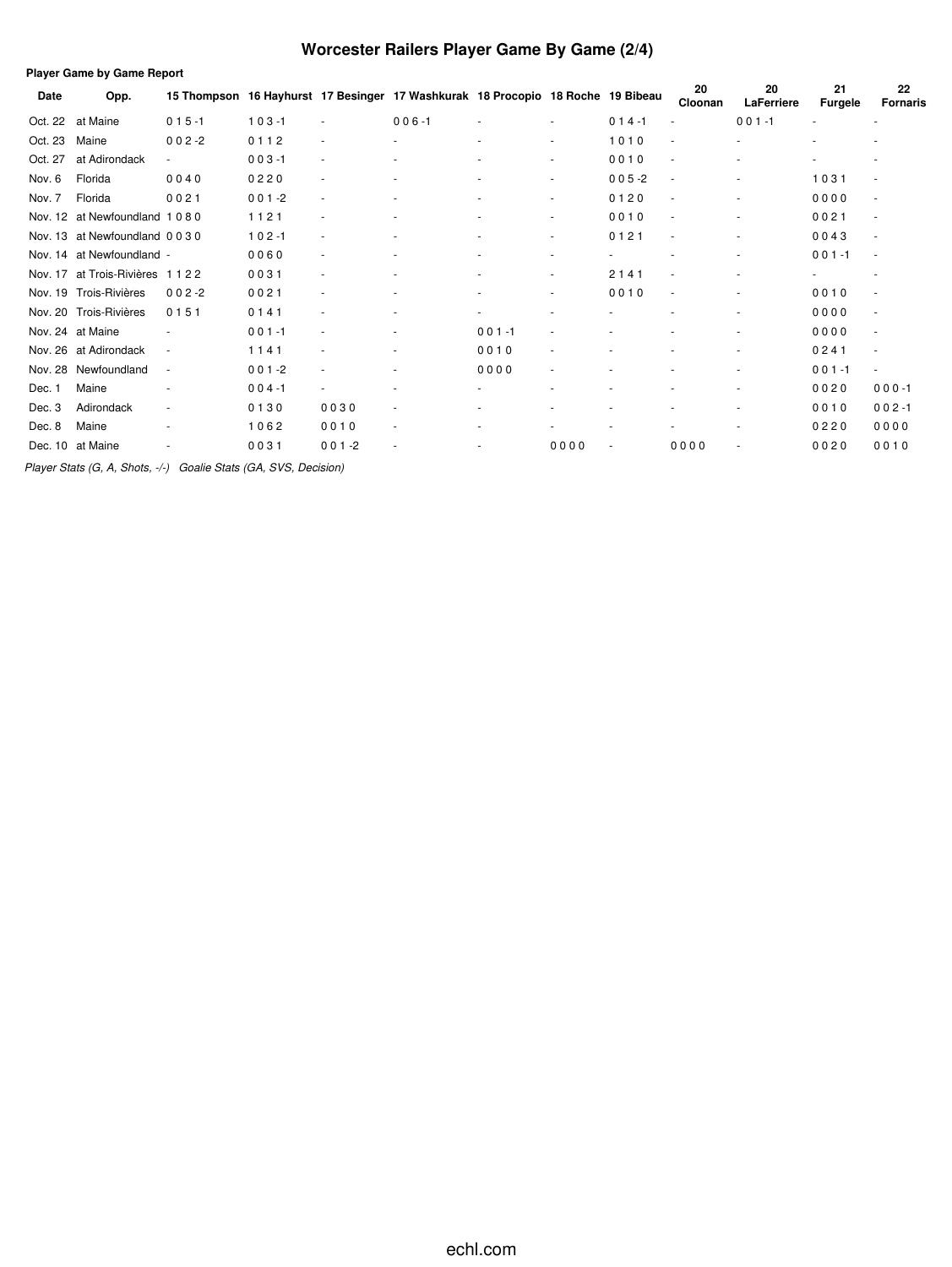# Worcester Railers Player Game By Game (2/4)

**Player Game by Game Report**

| Date | Opp. | 15 Thompson | 16 Hayhurst | 17 Besinger | 17 Washkurak | 18 Procopio | 18 Roche | 19 Bibeau | 20 Cloonan | 20 LaFerriere | 21 Furgele | 22 Fornaris |
|---|---|---|---|---|---|---|---|---|---|---|---|---|
| Oct. 22 | at Maine | 0 1 5 -1 | 1 0 3 -1 | - | 0 0 6 -1 | - | - | 0 1 4 -1 | - | 0 0 1 -1 | - | - |
| Oct. 23 | Maine | 0 0 2 -2 | 0 1 1 2 | - | - | - | - | 1 0 1 0 | - | - | - | - |
| Oct. 27 | at Adirondack | - | 0 0 3 -1 | - | - | - | - | 0 0 1 0 | - | - | - | - |
| Nov. 6 | Florida | 0 0 4 0 | 0 2 2 0 | - | - | - | - | 0 0 5 -2 | - | - | 1 0 3 1 | - |
| Nov. 7 | Florida | 0 0 2 1 | 0 0 1 -2 | - | - | - | - | 0 1 2 0 | - | - | 0 0 0 0 | - |
| Nov. 12 | at Newfoundland | 1 0 8 0 | 1 1 2 1 | - | - | - | - | 0 0 1 0 | - | - | 0 0 2 1 | - |
| Nov. 13 | at Newfoundland | 0 0 3 0 | 1 0 2 -1 | - | - | - | - | 0 1 2 1 | - | - | 0 0 4 3 | - |
| Nov. 14 | at Newfoundland | - | 0 0 6 0 | - | - | - | - | - | - | - | 0 0 1 -1 | - |
| Nov. 17 | at Trois-Rivières | 1 1 2 2 | 0 0 3 1 | - | - | - | - | 2 1 4 1 | - | - | - | - |
| Nov. 19 | Trois-Rivières | 0 0 2 -2 | 0 0 2 1 | - | - | - | - | 0 0 1 0 | - | - | 0 0 1 0 | - |
| Nov. 20 | Trois-Rivières | 0 1 5 1 | 0 1 4 1 | - | - | - | - | - | - | - | 0 0 0 0 | - |
| Nov. 24 | at Maine | - | 0 0 1 -1 | - | - | 0 0 1 -1 | - | - | - | - | 0 0 0 0 | - |
| Nov. 26 | at Adirondack | - | 1 1 4 1 | - | - | 0 0 1 0 | - | - | - | - | 0 2 4 1 | - |
| Nov. 28 | Newfoundland | - | 0 0 1 -2 | - | - | 0 0 0 0 | - | - | - | - | 0 0 1 -1 | - |
| Dec. 1 | Maine | - | 0 0 4 -1 | - | - | - | - | - | - | - | 0 0 2 0 | 0 0 0 -1 |
| Dec. 3 | Adirondack | - | 0 1 3 0 | 0 0 3 0 | - | - | - | - | - | - | 0 0 1 0 | 0 0 2 -1 |
| Dec. 8 | Maine | - | 1 0 6 2 | 0 0 1 0 | - | - | - | - | - | - | 0 2 2 0 | 0 0 0 0 |
| Dec. 10 | at Maine | - | 0 0 3 1 | 0 0 1 -2 | - | - | 0 0 0 0 | - | 0 0 0 0 | - | 0 0 2 0 | 0 0 1 0 |

*Player Stats (G, A, Shots, -/-)   Goalie Stats (GA, SVS, Decision)*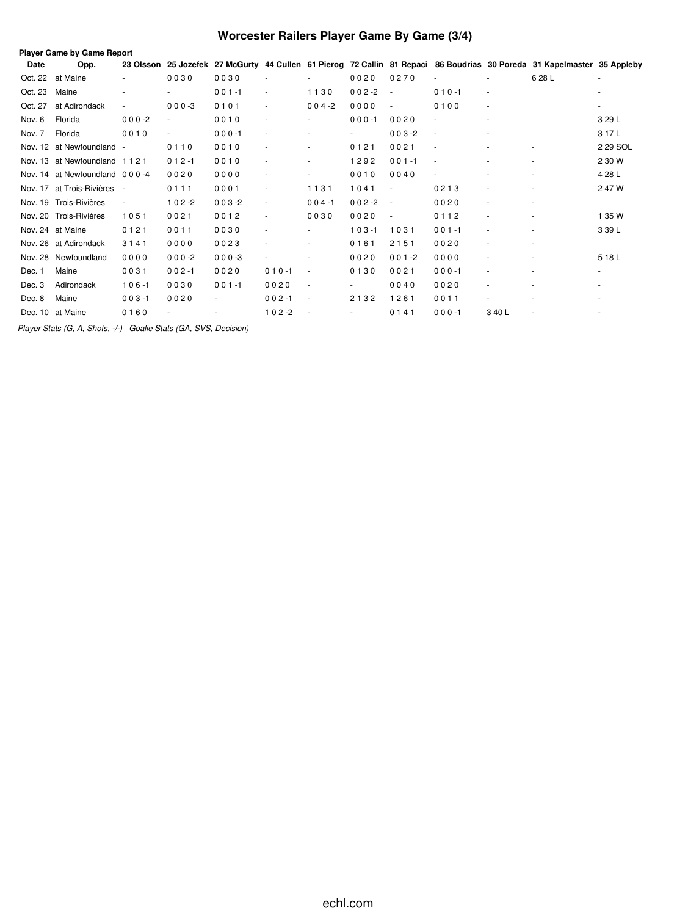# Worcester Railers Player Game By Game (3/4)

**Player Game by Game Report**

| Date | Opp. | 23 Olsson | 25 Jozefek | 27 McGurty | 44 Cullen | 61 Pierog | 72 Callin | 81 Repaci | 86 Boudrias | 30 Poreda | 31 Kapelmaster | 35 Appleby |
|---|---|---|---|---|---|---|---|---|---|---|---|---|
| Oct. 22 | at Maine | - | 0 0 3 0 | 0 0 3 0 | - | - | 0 0 2 0 | 0 2 7 0 | - | - | 6 28 L | - |
| Oct. 23 | Maine | - | - | 0 0 1 -1 | - | 1 1 3 0 | 0 0 2 -2 | - | 0 1 0 -1 | - | | - |
| Oct. 27 | at Adirondack | - | 0 0 0 -3 | 0 1 0 1 | - | 0 0 4 -2 | 0 0 0 0 | - | 0 1 0 0 | - | | - |
| Nov. 6 | Florida | 0 0 0 -2 | - | 0 0 1 0 | - | - | 0 0 0 -1 | 0 0 2 0 | - | - | | 3 29 L |
| Nov. 7 | Florida | 0 0 1 0 | - | 0 0 0 -1 | - | - | - | 0 0 3 -2 | - | - | | 3 17 L |
| Nov. 12 | at Newfoundland | - | 0 1 1 0 | 0 0 1 0 | - | - | 0 1 2 1 | 0 0 2 1 | - | - | - | 2 29 SOL |
| Nov. 13 | at Newfoundland | 1 1 2 1 | 0 1 2 -1 | 0 0 1 0 | - | - | 1 2 9 2 | 0 0 1 -1 | - | - | - | 2 30 W |
| Nov. 14 | at Newfoundland | 0 0 0 -4 | 0 0 2 0 | 0 0 0 0 | - | - | 0 0 1 0 | 0 0 4 0 | - | - | - | 4 28 L |
| Nov. 17 | at Trois-Rivières | - | 0 1 1 1 | 0 0 0 1 | - | 1 1 3 1 | 1 0 4 1 | - | 0 2 1 3 | - | - | 2 47 W |
| Nov. 19 | Trois-Rivières | - | 1 0 2 -2 | 0 0 3 -2 | - | 0 0 4 -1 | 0 0 2 -2 | - | 0 0 2 0 | - | - | |
| Nov. 20 | Trois-Rivières | 1 0 5 1 | 0 0 2 1 | 0 0 1 2 | - | 0 0 3 0 | 0 0 2 0 | - | 0 1 1 2 | - | - | 1 35 W |
| Nov. 24 | at Maine | 0 1 2 1 | 0 0 1 1 | 0 0 3 0 | - | - | 1 0 3 -1 | 1 0 3 1 | 0 0 1 -1 | - | - | 3 39 L |
| Nov. 26 | at Adirondack | 3 1 4 1 | 0 0 0 0 | 0 0 2 3 | - | - | 0 1 6 1 | 2 1 5 1 | 0 0 2 0 | - | - | |
| Nov. 28 | Newfoundland | 0 0 0 0 | 0 0 0 -2 | 0 0 0 -3 | - | - | 0 0 2 0 | 0 0 1 -2 | 0 0 0 0 | - | - | 5 18 L |
| Dec. 1 | Maine | 0 0 3 1 | 0 0 2 -1 | 0 0 2 0 | 0 1 0 -1 | - | 0 1 3 0 | 0 0 2 1 | 0 0 0 -1 | - | - | - |
| Dec. 3 | Adirondack | 1 0 6 -1 | 0 0 3 0 | 0 0 1 -1 | 0 0 2 0 | - | - | 0 0 4 0 | 0 0 2 0 | - | - | - |
| Dec. 8 | Maine | 0 0 3 -1 | 0 0 2 0 | - | 0 0 2 -1 | - | 2 1 3 2 | 1 2 6 1 | 0 0 1 1 | - | - | - |
| Dec. 10 | at Maine | 0 1 6 0 | - | - | 1 0 2 -2 | - | - | 0 1 4 1 | 0 0 0 -1 | 3 40 L | - | - |

*Player Stats (G, A, Shots, -/-)   Goalie Stats (GA, SVS, Decision)*

echl.com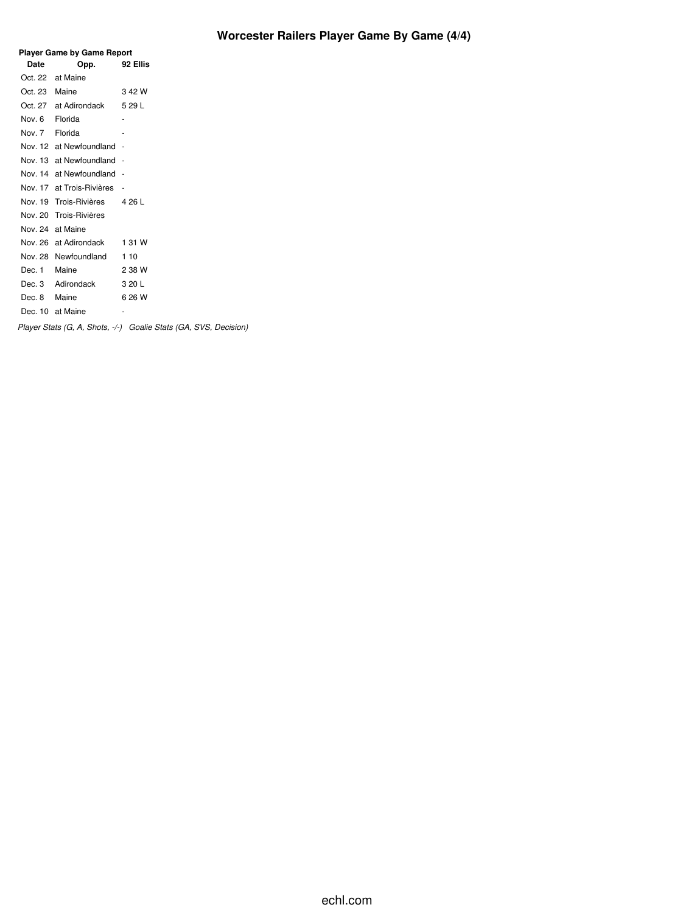# Worcester Railers Player Game By Game (4/4)

**Player Game by Game Report**

| Date | Opp. | 92 Ellis |
|---|---|---|
| Oct. 22 | at Maine | |
| Oct. 23 | Maine | 3 42 W |
| Oct. 27 | at Adirondack | 5 29 L |
| Nov. 6 | Florida | - |
| Nov. 7 | Florida | - |
| Nov. 12 | at Newfoundland | - |
| Nov. 13 | at Newfoundland | - |
| Nov. 14 | at Newfoundland | - |
| Nov. 17 | at Trois-Rivières | - |
| Nov. 19 | Trois-Rivières | 4 26 L |
| Nov. 20 | Trois-Rivières | |
| Nov. 24 | at Maine | |
| Nov. 26 | at Adirondack | 1 31 W |
| Nov. 28 | Newfoundland | 1 10 |
| Dec. 1 | Maine | 2 38 W |
| Dec. 3 | Adirondack | 3 20 L |
| Dec. 8 | Maine | 6 26 W |
| Dec. 10 | at Maine | - |

*Player Stats (G, A, Shots, -/-)   Goalie Stats (GA, SVS, Decision)*

echl.com